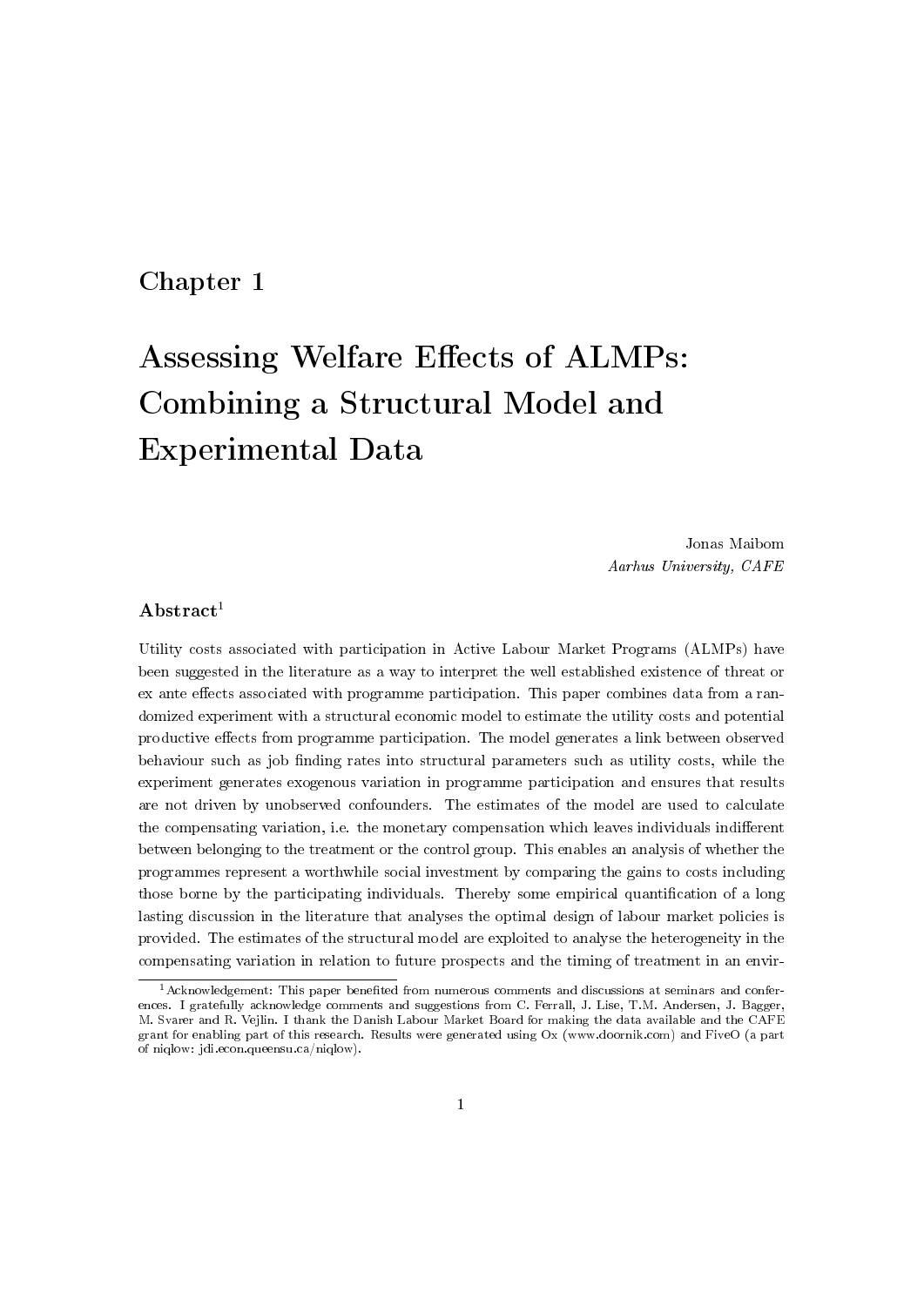# Chapter 1

# Assessing Welfare Effects of ALMPs: Combining a Structural Model and Experimental Data

Jonas Maibom
*Aarhus University, CAFE*

## Abstract[1]

Utility costs associated with participation in Active Labour Market Programs (ALMPs) have been suggested in the literature as a way to interpret the well established existence of threat or ex ante effects associated with programme participation. This paper combines data from a randomized experiment with a structural economic model to estimate the utility costs and potential productive effects from programme participation. The model generates a link between observed behaviour such as job finding rates into structural parameters such as utility costs, while the experiment generates exogenous variation in programme participation and ensures that results are not driven by unobserved confounders. The estimates of the model are used to calculate the compensating variation, i.e. the monetary compensation which leaves individuals indifferent between belonging to the treatment or the control group. This enables an analysis of whether the programmes represent a worthwhile social investment by comparing the gains to costs including those borne by the participating individuals. Thereby some empirical quantification of a long lasting discussion in the literature that analyses the optimal design of labour market policies is provided. The estimates of the structural model are exploited to analyse the heterogeneity in the compensating variation in relation to future prospects and the timing of treatment in an envir-

[1] Acknowledgement: This paper benefited from numerous comments and discussions at seminars and conferences. I gratefully acknowledge comments and suggestions from C. Ferrall, J. Lise, T.M. Andersen, J. Bagger, M. Svarer and R. Vejlin. I thank the Danish Labour Market Board for making the data available and the CAFE grant for enabling part of this research. Results were generated using Ox (www.doornik.com) and FiveO (a part of niqlow: jdi.econ.queensu.ca/niqlow).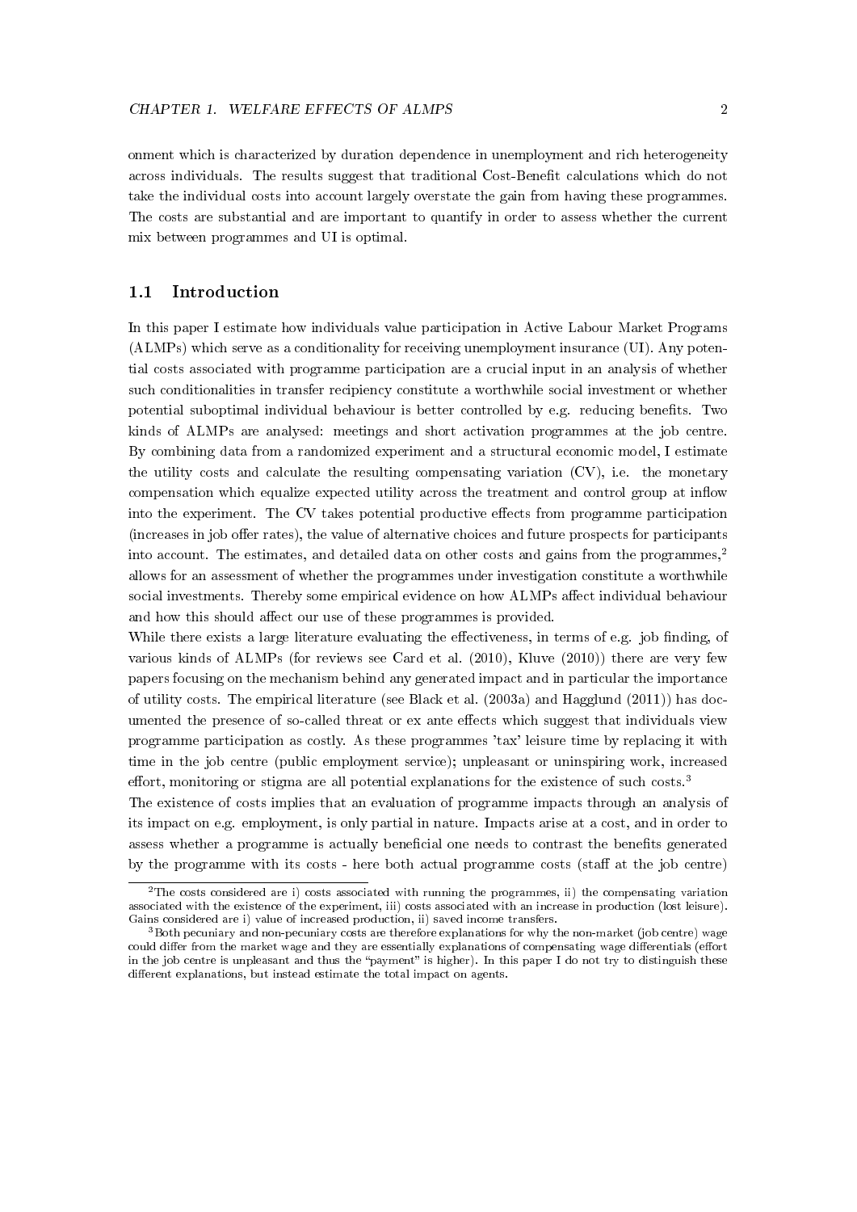onment which is characterized by duration dependence in unemployment and rich heterogeneity across individuals. The results suggest that traditional Cost-Benefit calculations which do not take the individual costs into account largely overstate the gain from having these programmes. The costs are substantial and are important to quantify in order to assess whether the current mix between programmes and UI is optimal.

## 1.1 Introduction

In this paper I estimate how individuals value participation in Active Labour Market Programs (ALMPs) which serve as a conditionality for receiving unemployment insurance (UI). Any potential costs associated with programme participation are a crucial input in an analysis of whether such conditionalities in transfer recipiency constitute a worthwhile social investment or whether potential suboptimal individual behaviour is better controlled by e.g. reducing benefits. Two kinds of ALMPs are analysed: meetings and short activation programmes at the job centre. By combining data from a randomized experiment and a structural economic model, I estimate the utility costs and calculate the resulting compensating variation (CV), i.e. the monetary compensation which equalize expected utility across the treatment and control group at inflow into the experiment. The CV takes potential productive effects from programme participation (increases in job offer rates), the value of alternative choices and future prospects for participants into account. The estimates, and detailed data on other costs and gains from the programmes,[2] allows for an assessment of whether the programmes under investigation constitute a worthwhile social investments. Thereby some empirical evidence on how ALMPs affect individual behaviour and how this should affect our use of these programmes is provided.

While there exists a large literature evaluating the effectiveness, in terms of e.g. job finding, of various kinds of ALMPs (for reviews see Card et al. (2010), Kluve (2010)) there are very few papers focusing on the mechanism behind any generated impact and in particular the importance of utility costs. The empirical literature (see Black et al. (2003a) and Hagglund (2011)) has documented the presence of so-called threat or ex ante effects which suggest that individuals view programme participation as costly. As these programmes 'tax' leisure time by replacing it with time in the job centre (public employment service); unpleasant or uninspiring work, increased effort, monitoring or stigma are all potential explanations for the existence of such costs.[3]

The existence of costs implies that an evaluation of programme impacts through an analysis of its impact on e.g. employment, is only partial in nature. Impacts arise at a cost, and in order to assess whether a programme is actually beneficial one needs to contrast the benefits generated by the programme with its costs - here both actual programme costs (staff at the job centre)

---

[2] The costs considered are i) costs associated with running the programmes, ii) the compensating variation associated with the existence of the experiment, iii) costs associated with an increase in production (lost leisure). Gains considered are i) value of increased production, ii) saved income transfers.

[3] Both pecuniary and non-pecuniary costs are therefore explanations for why the non-market (job centre) wage could differ from the market wage and they are essentially explanations of compensating wage differentials (effort in the job centre is unpleasant and thus the "payment" is higher). In this paper I do not try to distinguish these different explanations, but instead estimate the total impact on agents.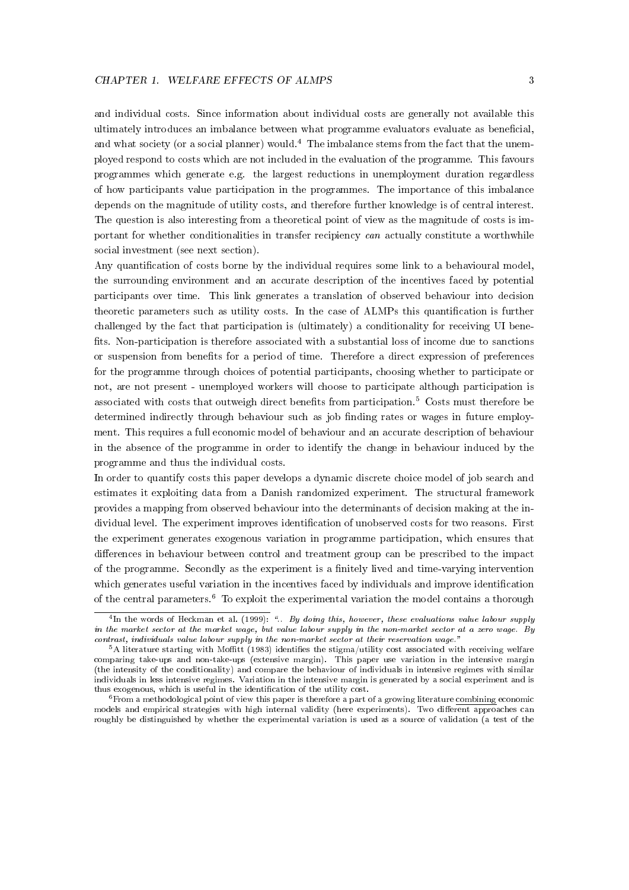and individual costs. Since information about individual costs are generally not available this ultimately introduces an imbalance between what programme evaluators evaluate as beneficial, and what society (or a social planner) would.[4] The imbalance stems from the fact that the unemployed respond to costs which are not included in the evaluation of the programme. This favours programmes which generate e.g. the largest reductions in unemployment duration regardless of how participants value participation in the programmes. The importance of this imbalance depends on the magnitude of utility costs, and therefore further knowledge is of central interest. The question is also interesting from a theoretical point of view as the magnitude of costs is important for whether conditionalities in transfer recipiency *can* actually constitute a worthwhile social investment (see next section).

Any quantification of costs borne by the individual requires some link to a behavioural model, the surrounding environment and an accurate description of the incentives faced by potential participants over time. This link generates a translation of observed behaviour into decision theoretic parameters such as utility costs. In the case of ALMPs this quantification is further challenged by the fact that participation is (ultimately) a conditionality for receiving UI benefits. Non-participation is therefore associated with a substantial loss of income due to sanctions or suspension from benefits for a period of time. Therefore a direct expression of preferences for the programme through choices of potential participants, choosing whether to participate or not, are not present - unemployed workers will choose to participate although participation is associated with costs that outweigh direct benefits from participation.[5] Costs must therefore be determined indirectly through behaviour such as job finding rates or wages in future employment. This requires a full economic model of behaviour and an accurate description of behaviour in the absence of the programme in order to identify the change in behaviour induced by the programme and thus the individual costs.

In order to quantify costs this paper develops a dynamic discrete choice model of job search and estimates it exploiting data from a Danish randomized experiment. The structural framework provides a mapping from observed behaviour into the determinants of decision making at the individual level. The experiment improves identification of unobserved costs for two reasons. First the experiment generates exogenous variation in programme participation, which ensures that differences in behaviour between control and treatment group can be prescribed to the impact of the programme. Secondly as the experiment is a finitely lived and time-varying intervention which generates useful variation in the incentives faced by individuals and improve identification of the central parameters.[6] To exploit the experimental variation the model contains a thorough

---

[4] In the words of Heckman et al. (1999): *".. By doing this, however, these evaluations value labour supply in the market sector at the market wage, but value labour supply in the non-market sector at a zero wage. By contrast, individuals value labour supply in the non-market sector at their reservation wage."*

[5] A literature starting with Moffitt (1983) identifies the stigma/utility cost associated with receiving welfare comparing take-ups and non-take-ups (extensive margin). This paper use variation in the intensive margin (the intensity of the conditionality) and compare the behaviour of individuals in intensive regimes with similar individuals in less intensive regimes. Variation in the intensive margin is generated by a social experiment and is thus exogenous, which is useful in the identification of the utility cost.

[6] From a methodological point of view this paper is therefore a part of a growing literature combining economic models and empirical strategies with high internal validity (here experiments). Two different approaches can roughly be distinguished by whether the experimental variation is used as a source of validation (a test of the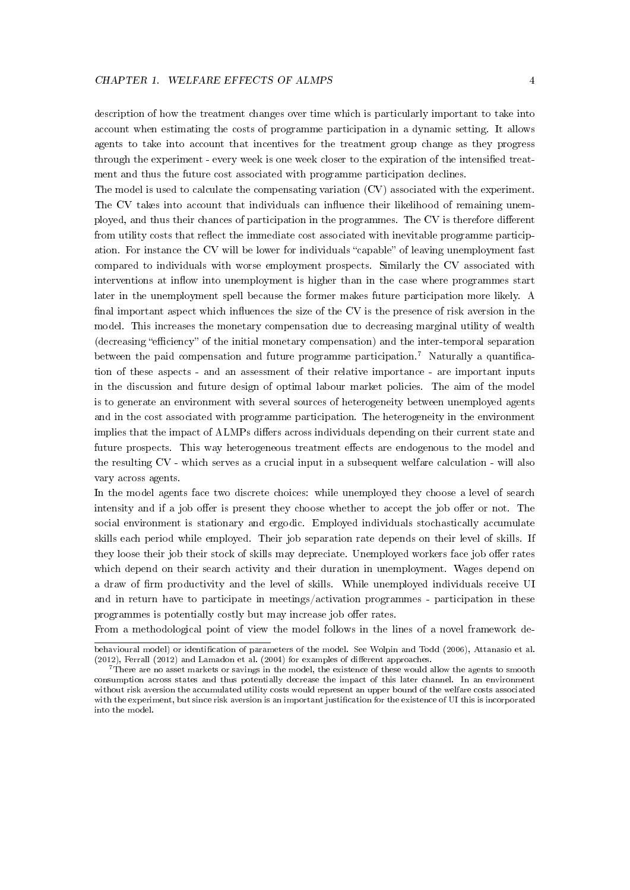description of how the treatment changes over time which is particularly important to take into account when estimating the costs of programme participation in a dynamic setting. It allows agents to take into account that incentives for the treatment group change as they progress through the experiment - every week is one week closer to the expiration of the intensified treatment and thus the future cost associated with programme participation declines.

The model is used to calculate the compensating variation (CV) associated with the experiment. The CV takes into account that individuals can influence their likelihood of remaining unemployed, and thus their chances of participation in the programmes. The CV is therefore different from utility costs that reflect the immediate cost associated with inevitable programme participation. For instance the CV will be lower for individuals "capable" of leaving unemployment fast compared to individuals with worse employment prospects. Similarly the CV associated with interventions at inflow into unemployment is higher than in the case where programmes start later in the unemployment spell because the former makes future participation more likely. A final important aspect which influences the size of the CV is the presence of risk aversion in the model. This increases the monetary compensation due to decreasing marginal utility of wealth (decreasing "efficiency" of the initial monetary compensation) and the inter-temporal separation between the paid compensation and future programme participation.[7] Naturally a quantification of these aspects - and an assessment of their relative importance - are important inputs in the discussion and future design of optimal labour market policies. The aim of the model is to generate an environment with several sources of heterogeneity between unemployed agents and in the cost associated with programme participation. The heterogeneity in the environment implies that the impact of ALMPs differs across individuals depending on their current state and future prospects. This way heterogeneous treatment effects are endogenous to the model and the resulting CV - which serves as a crucial input in a subsequent welfare calculation - will also vary across agents.

In the model agents face two discrete choices: while unemployed they choose a level of search intensity and if a job offer is present they choose whether to accept the job offer or not. The social environment is stationary and ergodic. Employed individuals stochastically accumulate skills each period while employed. Their job separation rate depends on their level of skills. If they loose their job their stock of skills may depreciate. Unemployed workers face job offer rates which depend on their search activity and their duration in unemployment. Wages depend on a draw of firm productivity and the level of skills. While unemployed individuals receive UI and in return have to participate in meetings/activation programmes - participation in these programmes is potentially costly but may increase job offer rates.

From a methodological point of view the model follows in the lines of a novel framework de-

behavioural model) or identification of parameters of the model. See Wolpin and Todd (2006), Attanasio et al. (2012), Ferrall (2012) and Lamadon et al. (2004) for examples of different approaches.

[7] There are no asset markets or savings in the model, the existence of these would allow the agents to smooth consumption across states and thus potentially decrease the impact of this later channel. In an environment without risk aversion the accumulated utility costs would represent an upper bound of the welfare costs associated with the experiment, but since risk aversion is an important justification for the existence of UI this is incorporated into the model.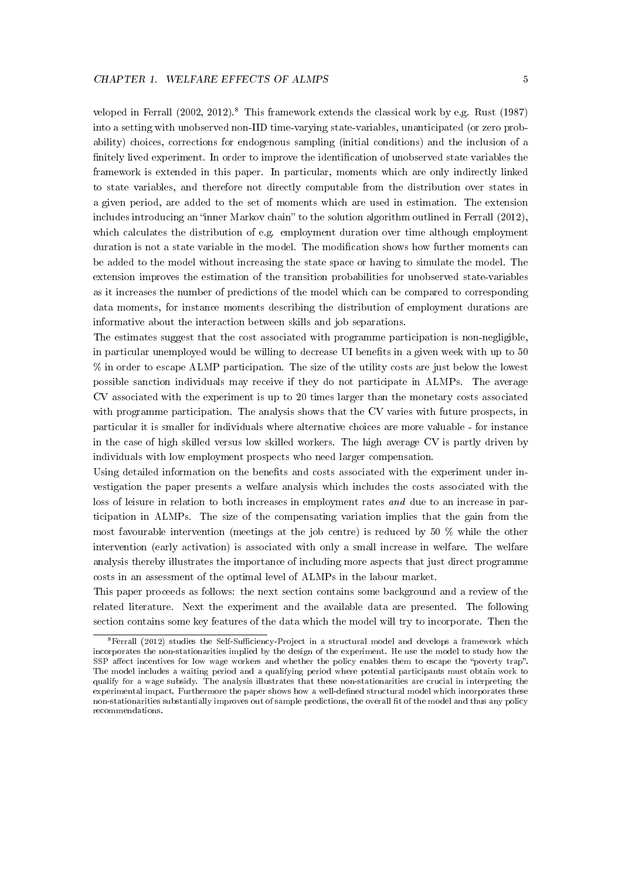veloped in Ferrall (2002, 2012).[8] This framework extends the classical work by e.g. Rust (1987) into a setting with unobserved non-IID time-varying state-variables, unanticipated (or zero probability) choices, corrections for endogenous sampling (initial conditions) and the inclusion of a finitely lived experiment. In order to improve the identification of unobserved state variables the framework is extended in this paper. In particular, moments which are only indirectly linked to state variables, and therefore not directly computable from the distribution over states in a given period, are added to the set of moments which are used in estimation. The extension includes introducing an "inner Markov chain" to the solution algorithm outlined in Ferrall (2012), which calculates the distribution of e.g. employment duration over time although employment duration is not a state variable in the model. The modification shows how further moments can be added to the model without increasing the state space or having to simulate the model. The extension improves the estimation of the transition probabilities for unobserved state-variables as it increases the number of predictions of the model which can be compared to corresponding data moments, for instance moments describing the distribution of employment durations are informative about the interaction between skills and job separations.

The estimates suggest that the cost associated with programme participation is non-negligible, in particular unemployed would be willing to decrease UI benefits in a given week with up to 50 % in order to escape ALMP participation. The size of the utility costs are just below the lowest possible sanction individuals may receive if they do not participate in ALMPs. The average CV associated with the experiment is up to 20 times larger than the monetary costs associated with programme participation. The analysis shows that the CV varies with future prospects, in particular it is smaller for individuals where alternative choices are more valuable - for instance in the case of high skilled versus low skilled workers. The high average CV is partly driven by individuals with low employment prospects who need larger compensation.

Using detailed information on the benefits and costs associated with the experiment under investigation the paper presents a welfare analysis which includes the costs associated with the loss of leisure in relation to both increases in employment rates *and* due to an increase in participation in ALMPs. The size of the compensating variation implies that the gain from the most favourable intervention (meetings at the job centre) is reduced by 50 % while the other intervention (early activation) is associated with only a small increase in welfare. The welfare analysis thereby illustrates the importance of including more aspects that just direct programme costs in an assessment of the optimal level of ALMPs in the labour market.

This paper proceeds as follows: the next section contains some background and a review of the related literature. Next the experiment and the available data are presented. The following section contains some key features of the data which the model will try to incorporate. Then the

[8] Ferrall (2012) studies the Self-Sufficiency-Project in a structural model and develops a framework which incorporates the non-stationarities implied by the design of the experiment. He use the model to study how the SSP affect incentives for low wage workers and whether the policy enables them to escape the "poverty trap". The model includes a waiting period and a qualifying period where potential participants must obtain work to qualify for a wage subsidy. The analysis illustrates that these non-stationarities are crucial in interpreting the experimental impact. Furthermore the paper shows how a well-defined structural model which incorporates these non-stationarities substantially improves out of sample predictions, the overall fit of the model and thus any policy recommendations.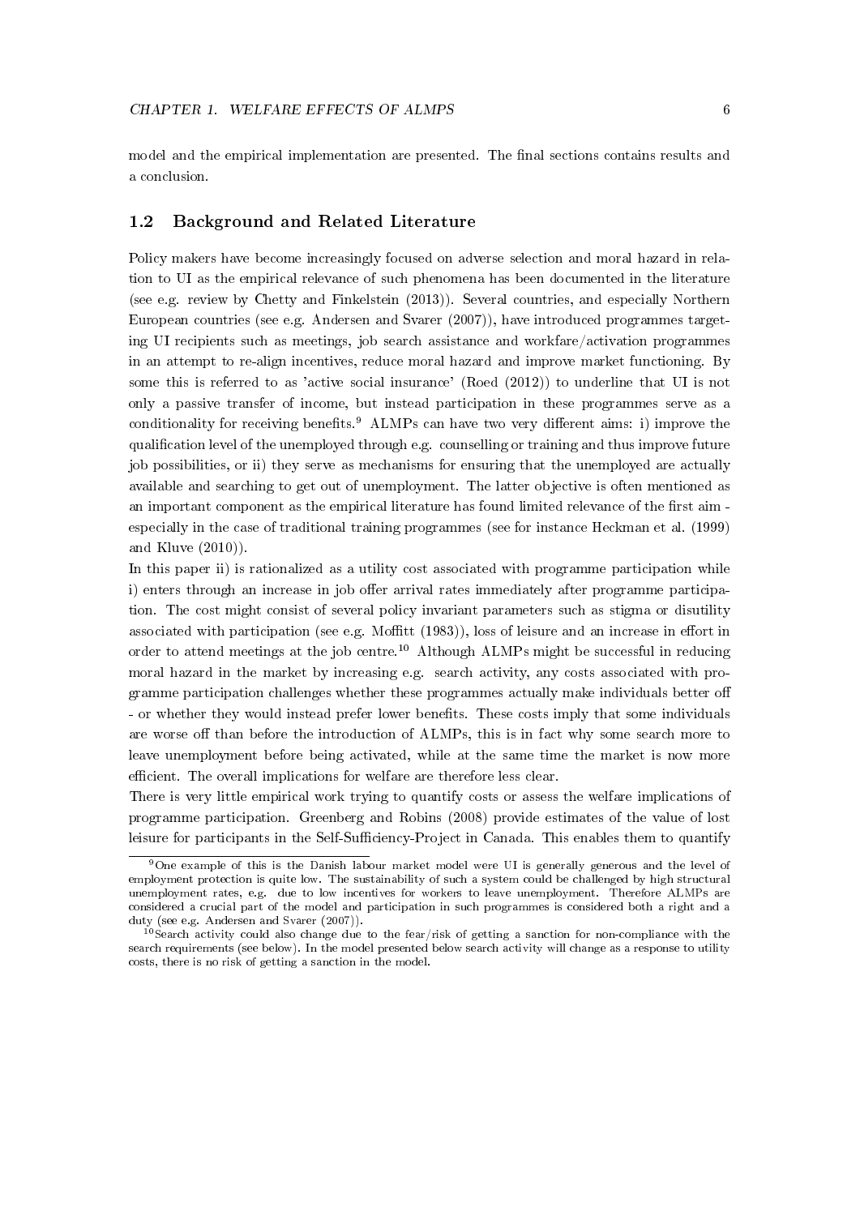model and the empirical implementation are presented. The final sections contains results and a conclusion.

## 1.2 Background and Related Literature

Policy makers have become increasingly focused on adverse selection and moral hazard in relation to UI as the empirical relevance of such phenomena has been documented in the literature (see e.g. review by Chetty and Finkelstein (2013)). Several countries, and especially Northern European countries (see e.g. Andersen and Svarer (2007)), have introduced programmes targeting UI recipients such as meetings, job search assistance and workfare/activation programmes in an attempt to re-align incentives, reduce moral hazard and improve market functioning. By some this is referred to as 'active social insurance' (Roed (2012)) to underline that UI is not only a passive transfer of income, but instead participation in these programmes serve as a conditionality for receiving benefits.[9] ALMPs can have two very different aims: i) improve the qualification level of the unemployed through e.g. counselling or training and thus improve future job possibilities, or ii) they serve as mechanisms for ensuring that the unemployed are actually available and searching to get out of unemployment. The latter objective is often mentioned as an important component as the empirical literature has found limited relevance of the first aim - especially in the case of traditional training programmes (see for instance Heckman et al. (1999) and Kluve (2010)).

In this paper ii) is rationalized as a utility cost associated with programme participation while i) enters through an increase in job offer arrival rates immediately after programme participation. The cost might consist of several policy invariant parameters such as stigma or disutility associated with participation (see e.g. Moffitt (1983)), loss of leisure and an increase in effort in order to attend meetings at the job centre.[10] Although ALMPs might be successful in reducing moral hazard in the market by increasing e.g. search activity, any costs associated with programme participation challenges whether these programmes actually make individuals better off - or whether they would instead prefer lower benefits. These costs imply that some individuals are worse off than before the introduction of ALMPs, this is in fact why some search more to leave unemployment before being activated, while at the same time the market is now more efficient. The overall implications for welfare are therefore less clear.

There is very little empirical work trying to quantify costs or assess the welfare implications of programme participation. Greenberg and Robins (2008) provide estimates of the value of lost leisure for participants in the Self-Sufficiency-Project in Canada. This enables them to quantify

[9] One example of this is the Danish labour market model were UI is generally generous and the level of employment protection is quite low. The sustainability of such a system could be challenged by high structural unemployment rates, e.g. due to low incentives for workers to leave unemployment. Therefore ALMPs are considered a crucial part of the model and participation in such programmes is considered both a right and a duty (see e.g. Andersen and Svarer (2007)).

[10] Search activity could also change due to the fear/risk of getting a sanction for non-compliance with the search requirements (see below). In the model presented below search activity will change as a response to utility costs, there is no risk of getting a sanction in the model.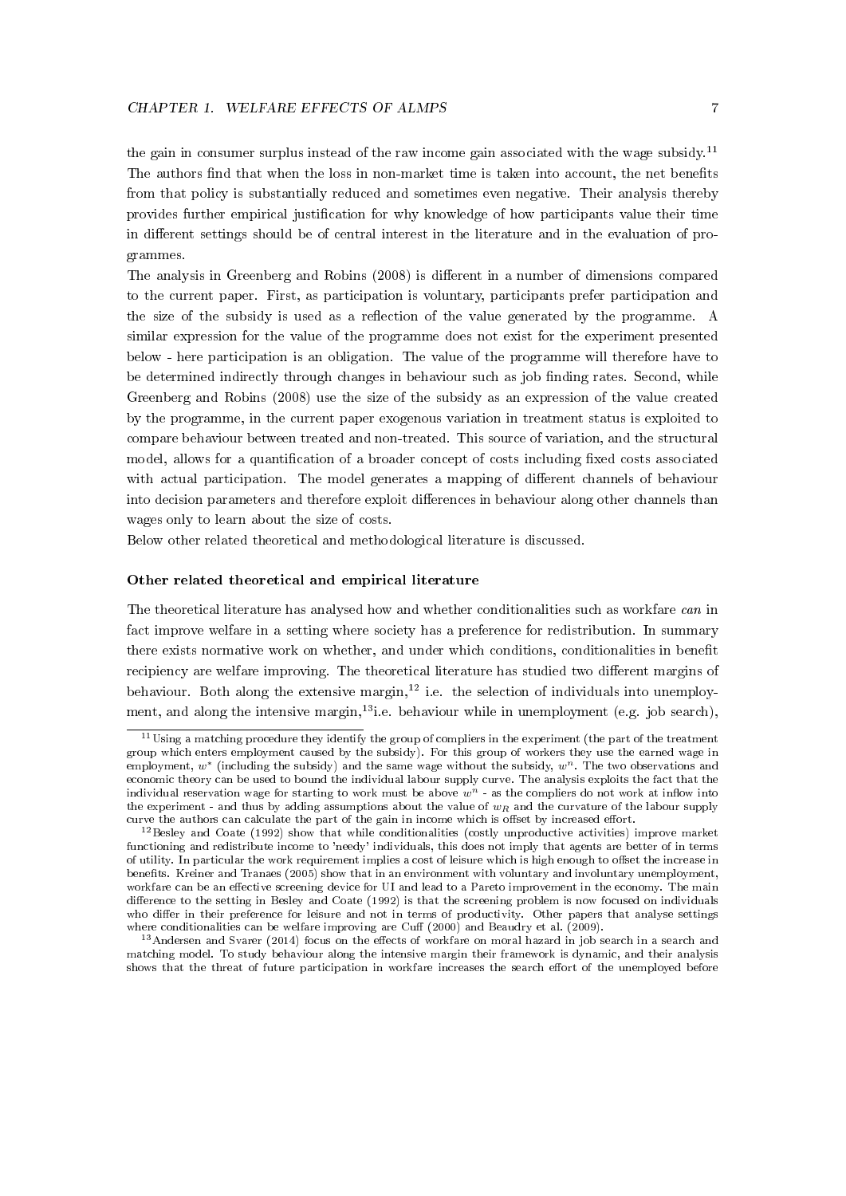the gain in consumer surplus instead of the raw income gain associated with the wage subsidy.[11] The authors find that when the loss in non-market time is taken into account, the net benefits from that policy is substantially reduced and sometimes even negative. Their analysis thereby provides further empirical justification for why knowledge of how participants value their time in different settings should be of central interest in the literature and in the evaluation of programmes.

The analysis in Greenberg and Robins (2008) is different in a number of dimensions compared to the current paper. First, as participation is voluntary, participants prefer participation and the size of the subsidy is used as a reflection of the value generated by the programme. A similar expression for the value of the programme does not exist for the experiment presented below - here participation is an obligation. The value of the programme will therefore have to be determined indirectly through changes in behaviour such as job finding rates. Second, while Greenberg and Robins (2008) use the size of the subsidy as an expression of the value created by the programme, in the current paper exogenous variation in treatment status is exploited to compare behaviour between treated and non-treated. This source of variation, and the structural model, allows for a quantification of a broader concept of costs including fixed costs associated with actual participation. The model generates a mapping of different channels of behaviour into decision parameters and therefore exploit differences in behaviour along other channels than wages only to learn about the size of costs.

Below other related theoretical and methodological literature is discussed.

### Other related theoretical and empirical literature

The theoretical literature has analysed how and whether conditionalities such as workfare *can* in fact improve welfare in a setting where society has a preference for redistribution. In summary there exists normative work on whether, and under which conditions, conditionalities in benefit recipiency are welfare improving. The theoretical literature has studied two different margins of behaviour. Both along the extensive margin,[12] i.e. the selection of individuals into unemployment, and along the intensive margin,[13]i.e. behaviour while in unemployment (e.g. job search),

---

[11] Using a matching procedure they identify the group of compliers in the experiment (the part of the treatment group which enters employment caused by the subsidy). For this group of workers they use the earned wage in employment, $w^*$ (including the subsidy) and the same wage without the subsidy, $w^n$. The two observations and economic theory can be used to bound the individual labour supply curve. The analysis exploits the fact that the individual reservation wage for starting to work must be above $w^n$ - as the compliers do not work at inflow into the experiment - and thus by adding assumptions about the value of $w_R$ and the curvature of the labour supply curve the authors can calculate the part of the gain in income which is offset by increased effort.

[12] Besley and Coate (1992) show that while conditionalities (costly unproductive activities) improve market functioning and redistribute income to 'needy' individuals, this does not imply that agents are better of in terms of utility. In particular the work requirement implies a cost of leisure which is high enough to offset the increase in benefits. Kreiner and Tranaes (2005) show that in an environment with voluntary and involuntary unemployment, workfare can be an effective screening device for UI and lead to a Pareto improvement in the economy. The main difference to the setting in Besley and Coate (1992) is that the screening problem is now focused on individuals who differ in their preference for leisure and not in terms of productivity. Other papers that analyse settings where conditionalities can be welfare improving are Cuff (2000) and Beaudry et al. (2009).

[13] Andersen and Svarer (2014) focus on the effects of workfare on moral hazard in job search in a search and matching model. To study behaviour along the intensive margin their framework is dynamic, and their analysis shows that the threat of future participation in workfare increases the search effort of the unemployed before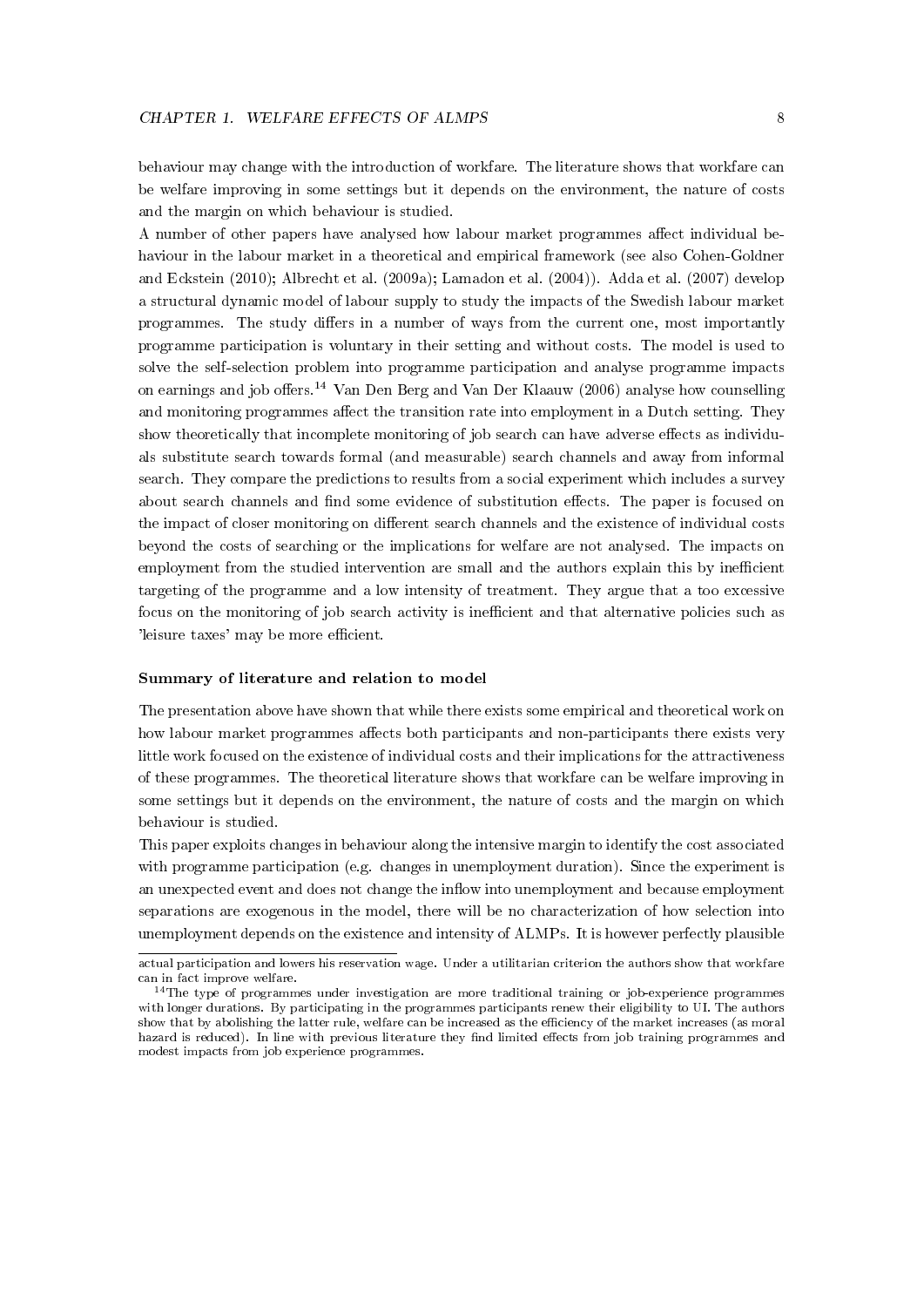behaviour may change with the introduction of workfare. The literature shows that workfare can be welfare improving in some settings but it depends on the environment, the nature of costs and the margin on which behaviour is studied.

A number of other papers have analysed how labour market programmes affect individual behaviour in the labour market in a theoretical and empirical framework (see also Cohen-Goldner and Eckstein (2010); Albrecht et al. (2009a); Lamadon et al. (2004)). Adda et al. (2007) develop a structural dynamic model of labour supply to study the impacts of the Swedish labour market programmes. The study differs in a number of ways from the current one, most importantly programme participation is voluntary in their setting and without costs. The model is used to solve the self-selection problem into programme participation and analyse programme impacts on earnings and job offers.[14] Van Den Berg and Van Der Klaauw (2006) analyse how counselling and monitoring programmes affect the transition rate into employment in a Dutch setting. They show theoretically that incomplete monitoring of job search can have adverse effects as individuals substitute search towards formal (and measurable) search channels and away from informal search. They compare the predictions to results from a social experiment which includes a survey about search channels and find some evidence of substitution effects. The paper is focused on the impact of closer monitoring on different search channels and the existence of individual costs beyond the costs of searching or the implications for welfare are not analysed. The impacts on employment from the studied intervention are small and the authors explain this by inefficient targeting of the programme and a low intensity of treatment. They argue that a too excessive focus on the monitoring of job search activity is inefficient and that alternative policies such as 'leisure taxes' may be more efficient.

#### Summary of literature and relation to model

The presentation above have shown that while there exists some empirical and theoretical work on how labour market programmes affects both participants and non-participants there exists very little work focused on the existence of individual costs and their implications for the attractiveness of these programmes. The theoretical literature shows that workfare can be welfare improving in some settings but it depends on the environment, the nature of costs and the margin on which behaviour is studied.

This paper exploits changes in behaviour along the intensive margin to identify the cost associated with programme participation (e.g. changes in unemployment duration). Since the experiment is an unexpected event and does not change the inflow into unemployment and because employment separations are exogenous in the model, there will be no characterization of how selection into unemployment depends on the existence and intensity of ALMPs. It is however perfectly plausible

---

actual participation and lowers his reservation wage. Under a utilitarian criterion the authors show that workfare can in fact improve welfare.

[14] The type of programmes under investigation are more traditional training or job-experience programmes with longer durations. By participating in the programmes participants renew their eligibility to UI. The authors show that by abolishing the latter rule, welfare can be increased as the efficiency of the market increases (as moral hazard is reduced). In line with previous literature they find limited effects from job training programmes and modest impacts from job experience programmes.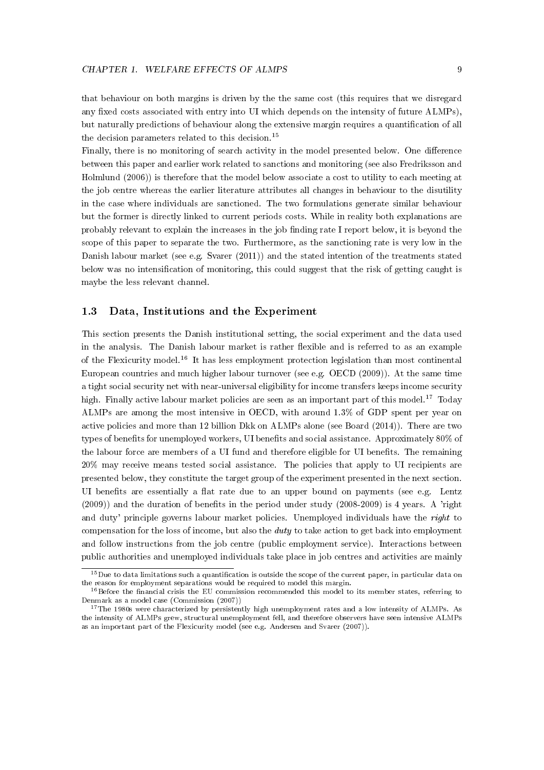that behaviour on both margins is driven by the the same cost (this requires that we disregard any fixed costs associated with entry into UI which depends on the intensity of future ALMPs), but naturally predictions of behaviour along the extensive margin requires a quantification of all the decision parameters related to this decision.[15]

Finally, there is no monitoring of search activity in the model presented below. One difference between this paper and earlier work related to sanctions and monitoring (see also Fredriksson and Holmlund (2006)) is therefore that the model below associate a cost to utility to each meeting at the job centre whereas the earlier literature attributes all changes in behaviour to the disutility in the case where individuals are sanctioned. The two formulations generate similar behaviour but the former is directly linked to current periods costs. While in reality both explanations are probably relevant to explain the increases in the job finding rate I report below, it is beyond the scope of this paper to separate the two. Furthermore, as the sanctioning rate is very low in the Danish labour market (see e.g. Svarer (2011)) and the stated intention of the treatments stated below was no intensification of monitoring, this could suggest that the risk of getting caught is maybe the less relevant channel.

## 1.3 Data, Institutions and the Experiment

This section presents the Danish institutional setting, the social experiment and the data used in the analysis. The Danish labour market is rather flexible and is referred to as an example of the Flexicurity model.[16] It has less employment protection legislation than most continental European countries and much higher labour turnover (see e.g. OECD (2009)). At the same time a tight social security net with near-universal eligibility for income transfers keeps income security high. Finally active labour market policies are seen as an important part of this model.[17] Today ALMPs are among the most intensive in OECD, with around 1.3% of GDP spent per year on active policies and more than 12 billion Dkk on ALMPs alone (see Board (2014)). There are two types of benefits for unemployed workers, UI benefits and social assistance. Approximately 80% of the labour force are members of a UI fund and therefore eligible for UI benefits. The remaining 20% may receive means tested social assistance. The policies that apply to UI recipients are presented below, they constitute the target group of the experiment presented in the next section. UI benefits are essentially a flat rate due to an upper bound on payments (see e.g. Lentz (2009)) and the duration of benefits in the period under study (2008-2009) is 4 years. A 'right and duty' principle governs labour market policies. Unemployed individuals have the *right* to compensation for the loss of income, but also the *duty* to take action to get back into employment and follow instructions from the job centre (public employment service). Interactions between public authorities and unemployed individuals take place in job centres and activities are mainly

[15] Due to data limitations such a quantification is outside the scope of the current paper, in particular data on the reason for employment separations would be required to model this margin.

[16] Before the financial crisis the EU commission recommended this model to its member states, referring to Denmark as a model case (Commission (2007))

[17] The 1980s were characterized by persistently high unemployment rates and a low intensity of ALMPs. As the intensity of ALMPs grew, structural unemployment fell, and therefore observers have seen intensive ALMPs as an important part of the Flexicurity model (see e.g. Andersen and Svarer (2007)).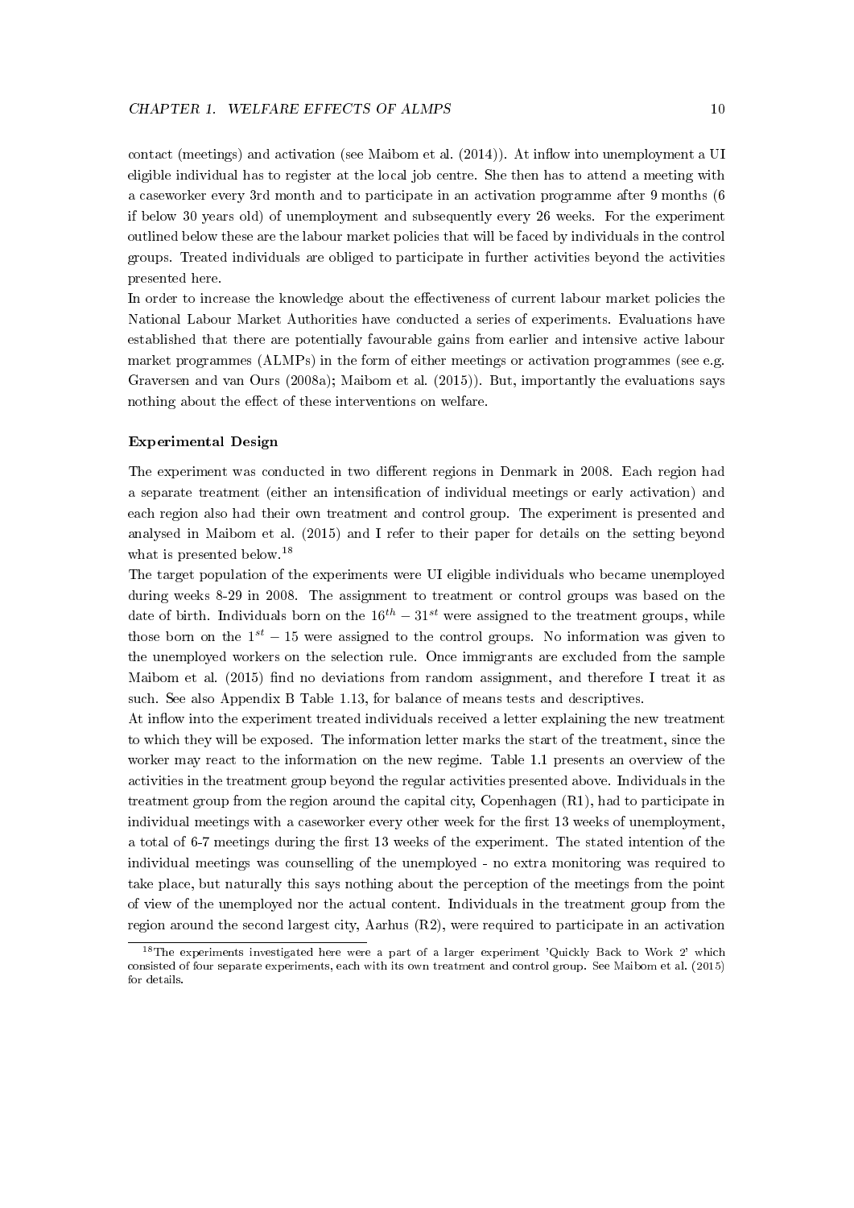contact (meetings) and activation (see Maibom et al. (2014)). At inflow into unemployment a UI eligible individual has to register at the local job centre. She then has to attend a meeting with a caseworker every 3rd month and to participate in an activation programme after 9 months (6 if below 30 years old) of unemployment and subsequently every 26 weeks. For the experiment outlined below these are the labour market policies that will be faced by individuals in the control groups. Treated individuals are obliged to participate in further activities beyond the activities presented here.

In order to increase the knowledge about the effectiveness of current labour market policies the National Labour Market Authorities have conducted a series of experiments. Evaluations have established that there are potentially favourable gains from earlier and intensive active labour market programmes (ALMPs) in the form of either meetings or activation programmes (see e.g. Graversen and van Ours (2008a); Maibom et al. (2015)). But, importantly the evaluations says nothing about the effect of these interventions on welfare.

**Experimental Design**

The experiment was conducted in two different regions in Denmark in 2008. Each region had a separate treatment (either an intensification of individual meetings or early activation) and each region also had their own treatment and control group. The experiment is presented and analysed in Maibom et al. (2015) and I refer to their paper for details on the setting beyond what is presented below.[18]

The target population of the experiments were UI eligible individuals who became unemployed during weeks 8-29 in 2008. The assignment to treatment or control groups was based on the date of birth. Individuals born on the $16^{th} - 31^{st}$ were assigned to the treatment groups, while those born on the $1^{st} - 15$ were assigned to the control groups. No information was given to the unemployed workers on the selection rule. Once immigrants are excluded from the sample Maibom et al. (2015) find no deviations from random assignment, and therefore I treat it as such. See also Appendix B Table 1.13, for balance of means tests and descriptives.

At inflow into the experiment treated individuals received a letter explaining the new treatment to which they will be exposed. The information letter marks the start of the treatment, since the worker may react to the information on the new regime. Table 1.1 presents an overview of the activities in the treatment group beyond the regular activities presented above. Individuals in the treatment group from the region around the capital city, Copenhagen (R1), had to participate in individual meetings with a caseworker every other week for the first 13 weeks of unemployment, a total of 6-7 meetings during the first 13 weeks of the experiment. The stated intention of the individual meetings was counselling of the unemployed - no extra monitoring was required to take place, but naturally this says nothing about the perception of the meetings from the point of view of the unemployed nor the actual content. Individuals in the treatment group from the region around the second largest city, Aarhus (R2), were required to participate in an activation

[18] The experiments investigated here were a part of a larger experiment 'Quickly Back to Work 2' which consisted of four separate experiments, each with its own treatment and control group. See Maibom et al. (2015) for details.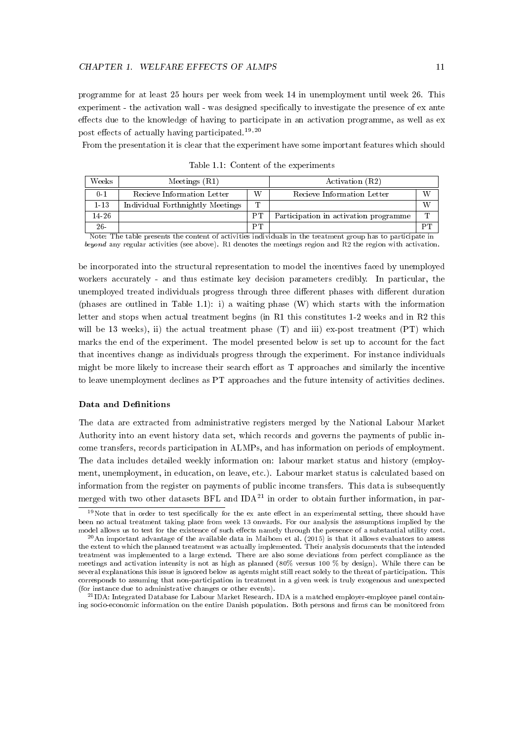programme for at least 25 hours per week from week 14 in unemployment until week 26. This experiment - the activation wall - was designed specifically to investigate the presence of ex ante effects due to the knowledge of having to participate in an activation programme, as well as ex post effects of actually having participated.[19,20]

From the presentation it is clear that the experiment have some important features which should

Table 1.1: Content of the experiments

| Weeks | Meetings (R1) | | Activation (R2) | |
|---|---|---|---|---|
| 0-1 | Recieve Information Letter | W | Recieve Information Letter | W |
| 1-13 | Individual Forthnightly Meetings | T | | W |
| 14-26 | | PT | Participation in activation programme | T |
| 26- | | PT | | PT |

Note: The table presents the content of activities individuals in the treatment group has to participate in *beyond* any regular activities (see above). R1 denotes the meetings region and R2 the region with activation.

be incorporated into the structural representation to model the incentives faced by unemployed workers accurately - and thus estimate key decision parameters credibly. In particular, the unemployed treated individuals progress through three different phases with different duration (phases are outlined in Table 1.1): i) a waiting phase (W) which starts with the information letter and stops when actual treatment begins (in R1 this constitutes 1-2 weeks and in R2 this will be 13 weeks), ii) the actual treatment phase (T) and iii) ex-post treatment (PT) which marks the end of the experiment. The model presented below is set up to account for the fact that incentives change as individuals progress through the experiment. For instance individuals might be more likely to increase their search effort as T approaches and similarly the incentive to leave unemployment declines as PT approaches and the future intensity of activities declines.

### Data and Definitions

The data are extracted from administrative registers merged by the National Labour Market Authority into an event history data set, which records and governs the payments of public income transfers, records participation in ALMPs, and has information on periods of employment. The data includes detailed weekly information on: labour market status and history (employment, unemployment, in education, on leave, etc.). Labour market status is calculated based on information from the register on payments of public income transfers. This data is subsequently merged with two other datasets BFL and IDA[21] in order to obtain further information, in par-

[19] Note that in order to test specifically for the ex ante effect in an experimental setting, there should have been no actual treatment taking place from week 13 onwards. For our analysis the assumptions implied by the model allows us to test for the existence of such effects namely through the presence of a substantial utility cost.

[20] An important advantage of the available data in Maibom et al. (2015) is that it allows evaluators to assess the extent to which the planned treatment was actually implemented. Their analysis documents that the intended treatment was implemented to a large extend. There are also some deviations from perfect compliance as the meetings and activation intensity is not as high as planned (80% versus 100 % by design). While there can be several explanations this issue is ignored below as agents might still react solely to the threat of participation. This corresponds to assuming that non-participation in treatment in a given week is truly exogenous and unexpected (for instance due to administrative changes or other events).

[21] IDA: Integrated Database for Labour Market Research. IDA is a matched employer-employee panel containing socio-economic information on the entire Danish population. Both persons and firms can be monitored from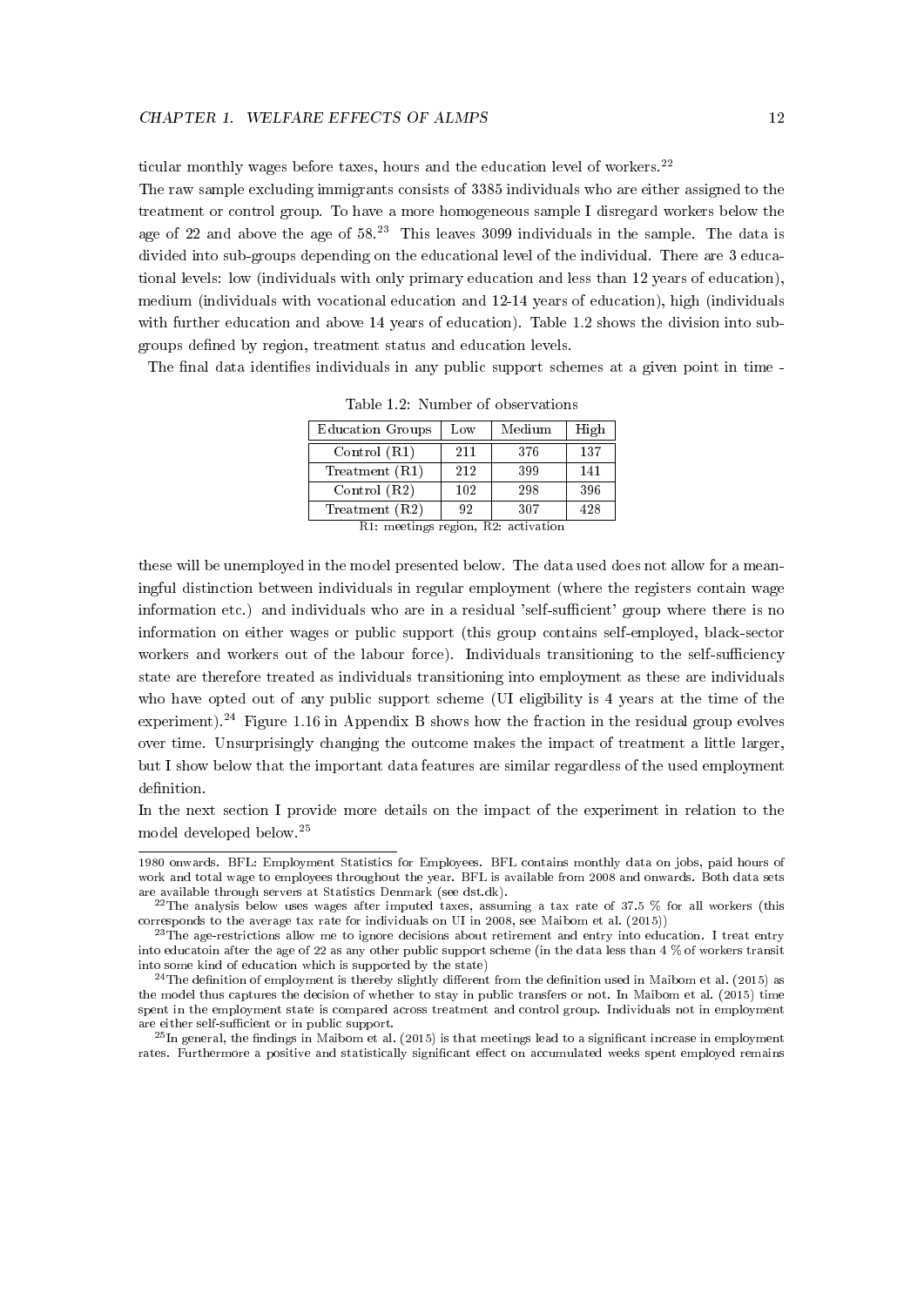ticular monthly wages before taxes, hours and the education level of workers.[22]

The raw sample excluding immigrants consists of 3385 individuals who are either assigned to the treatment or control group. To have a more homogeneous sample I disregard workers below the age of 22 and above the age of 58.[23] This leaves 3099 individuals in the sample. The data is divided into sub-groups depending on the educational level of the individual. There are 3 educational levels: low (individuals with only primary education and less than 12 years of education), medium (individuals with vocational education and 12-14 years of education), high (individuals with further education and above 14 years of education). Table 1.2 shows the division into subgroups defined by region, treatment status and education levels.

The final data identifies individuals in any public support schemes at a given point in time - these will be unemployed in the model presented below. The data used does not allow for a meaningful distinction between individuals in regular employment (where the registers contain wage information etc.) and individuals who are in a residual 'self-sufficient' group where there is no information on either wages or public support (this group contains self-employed, black-sector workers and workers out of the labour force). Individuals transitioning to the self-sufficiency state are therefore treated as individuals transitioning into employment as these are individuals who have opted out of any public support scheme (UI eligibility is 4 years at the time of the experiment).[24] Figure 1.16 in Appendix B shows how the fraction in the residual group evolves over time. Unsurprisingly changing the outcome makes the impact of treatment a little larger, but I show below that the important data features are similar regardless of the used employment definition.

Table 1.2: Number of observations

| Education Groups | Low | Medium | High |
|---|---|---|---|
| Control (R1) | 211 | 376 | 137 |
| Treatment (R1) | 212 | 399 | 141 |
| Control (R2) | 102 | 298 | 396 |
| Treatment (R2) | 92 | 307 | 428 |

R1: meetings region, R2: activation

In the next section I provide more details on the impact of the experiment in relation to the model developed below.[25]

---

1980 onwards. BFL: Employment Statistics for Employees. BFL contains monthly data on jobs, paid hours of work and total wage to employees throughout the year. BFL is available from 2008 and onwards. Both data sets are available through servers at Statistics Denmark (see dst.dk).

[22] The analysis below uses wages after imputed taxes, assuming a tax rate of 37.5 % for all workers (this corresponds to the average tax rate for individuals on UI in 2008, see Maibom et al. (2015))

[23] The age-restrictions allow me to ignore decisions about retirement and entry into education. I treat entry into educatoin after the age of 22 as any other public support scheme (in the data less than 4 % of workers transit into some kind of education which is supported by the state)

[24] The definition of employment is thereby slightly different from the definition used in Maibom et al. (2015) as the model thus captures the decision of whether to stay in public transfers or not. In Maibom et al. (2015) time spent in the employment state is compared across treatment and control group. Individuals not in employment are either self-sufficient or in public support.

[25] In general, the findings in Maibom et al. (2015) is that meetings lead to a significant increase in employment rates. Furthermore a positive and statistically significant effect on accumulated weeks spent employed remains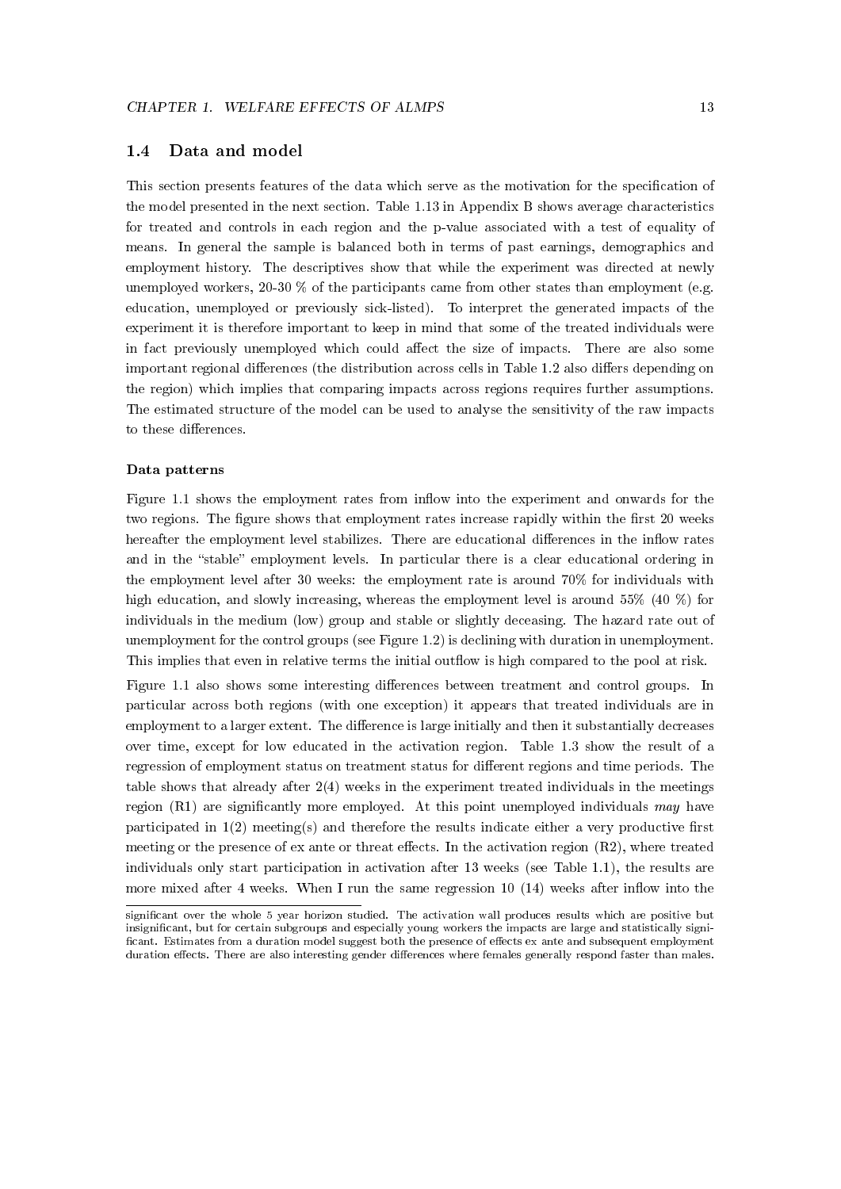## 1.4 Data and model

This section presents features of the data which serve as the motivation for the specification of the model presented in the next section. Table 1.13 in Appendix B shows average characteristics for treated and controls in each region and the p-value associated with a test of equality of means. In general the sample is balanced both in terms of past earnings, demographics and employment history. The descriptives show that while the experiment was directed at newly unemployed workers, 20-30 % of the participants came from other states than employment (e.g. education, unemployed or previously sick-listed). To interpret the generated impacts of the experiment it is therefore important to keep in mind that some of the treated individuals were in fact previously unemployed which could affect the size of impacts. There are also some important regional differences (the distribution across cells in Table 1.2 also differs depending on the region) which implies that comparing impacts across regions requires further assumptions. The estimated structure of the model can be used to analyse the sensitivity of the raw impacts to these differences.

**Data patterns**

Figure 1.1 shows the employment rates from inflow into the experiment and onwards for the two regions. The figure shows that employment rates increase rapidly within the first 20 weeks hereafter the employment level stabilizes. There are educational differences in the inflow rates and in the "stable" employment levels. In particular there is a clear educational ordering in the employment level after 30 weeks: the employment rate is around 70% for individuals with high education, and slowly increasing, whereas the employment level is around 55% (40 %) for individuals in the medium (low) group and stable or slightly deceasing. The hazard rate out of unemployment for the control groups (see Figure 1.2) is declining with duration in unemployment. This implies that even in relative terms the initial outflow is high compared to the pool at risk.

Figure 1.1 also shows some interesting differences between treatment and control groups. In particular across both regions (with one exception) it appears that treated individuals are in employment to a larger extent. The difference is large initially and then it substantially decreases over time, except for low educated in the activation region. Table 1.3 show the result of a regression of employment status on treatment status for different regions and time periods. The table shows that already after 2(4) weeks in the experiment treated individuals in the meetings region (R1) are significantly more employed. At this point unemployed individuals *may* have participated in 1(2) meeting(s) and therefore the results indicate either a very productive first meeting or the presence of ex ante or threat effects. In the activation region (R2), where treated individuals only start participation in activation after 13 weeks (see Table 1.1), the results are more mixed after 4 weeks. When I run the same regression 10 (14) weeks after inflow into the

significant over the whole 5 year horizon studied. The activation wall produces results which are positive but insignificant, but for certain subgroups and especially young workers the impacts are large and statistically significant. Estimates from a duration model suggest both the presence of effects ex ante and subsequent employment duration effects. There are also interesting gender differences where females generally respond faster than males.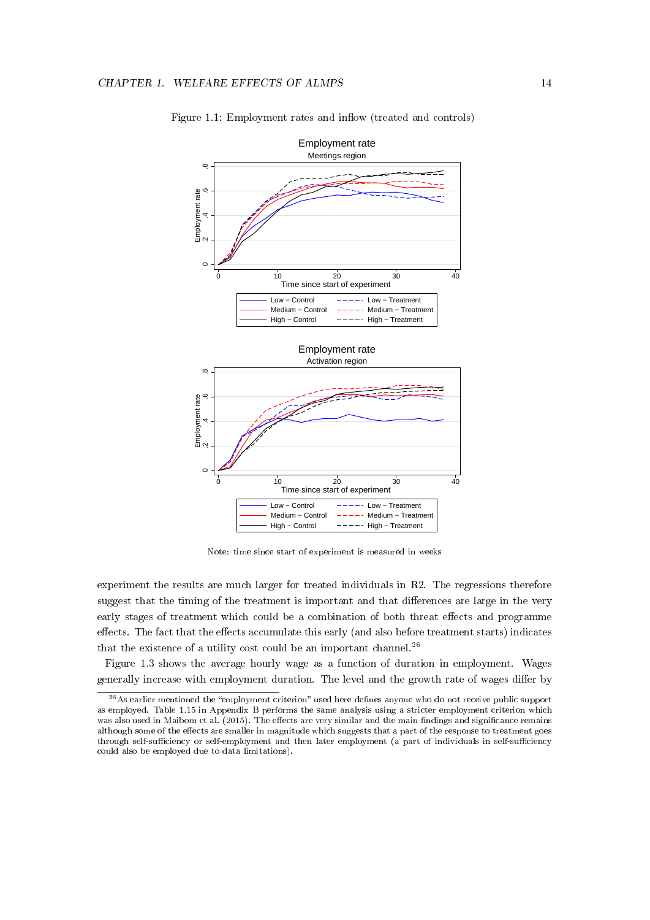Figure 1.1: Employment rates and inflow (treated and controls)

Employment rate
Meetings region

Employment rate
0
.2
.4
.6
.8
0
10
20
30
40
Time since start of experiment

Low − Control
Medium − Control
High − Control
Low − Treatment
Medium − Treatment
High − Treatment

Employment rate
Activation region

Employment rate
0
.2
.4
.6
.8
0
10
20
30
40
Time since start of experiment

Low − Control
Medium − Control
High − Control
Low − Treatment
Medium − Treatment
High − Treatment

Note: time since start of experiment is measured in weeks

experiment the results are much larger for treated individuals in R2. The regressions therefore suggest that the timing of the treatment is important and that differences are large in the very early stages of treatment which could be a combination of both threat effects and programme effects. The fact that the effects accumulate this early (and also before treatment starts) indicates that the existence of a utility cost could be an important channel.[26]

Figure 1.3 shows the average hourly wage as a function of duration in employment. Wages generally increase with employment duration. The level and the growth rate of wages differ by

[26] As earlier mentioned the "employment criterion" used here defines anyone who do not receive public support as employed. Table 1.15 in Appendix B performs the same analysis using a stricter employment criterion which was also used in Maibom et al. (2015). The effects are very similar and the main findings and significance remains although some of the effects are smaller in magnitude which suggests that a part of the response to treatment goes through self-sufficiency or self-employment and then later employment (a part of individuals in self-sufficiency could also be employed due to data limitations).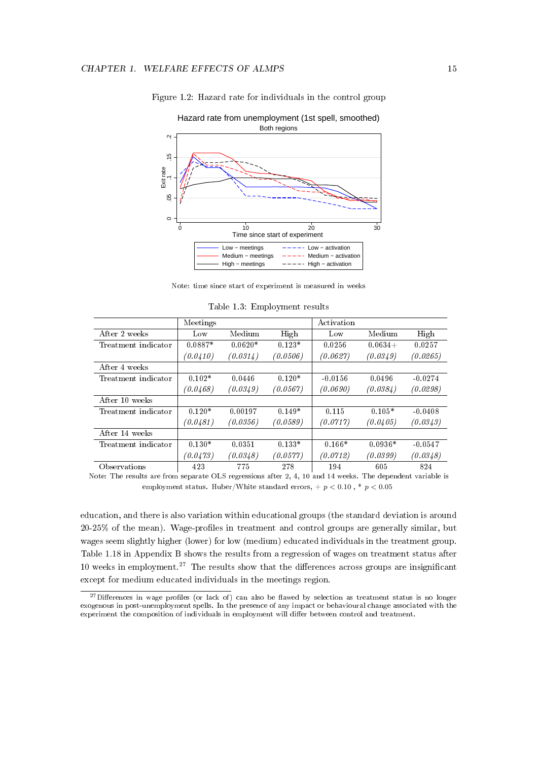Figure 1.2: Hazard rate for individuals in the control group

Hazard rate from unemployment (1st spell, smoothed)

Both regions

Exit rate

0

.05

.1

.15

.2

0

10

20

30

Time since start of experiment

Low – meetings
Medium – meetings
High – meetings
Low – activation
Medium – activation
High – activation

Note: time since start of experiment is measured in weeks

Table 1.3: Employment results

| | Meetings | | | Activation | | |
|---|---|---|---|---|---|---|
| After 2 weeks | Low | Medium | High | Low | Medium | High |
| Treatment indicator | 0.0887* | 0.0620* | 0.123* | 0.0256 | 0.0634+ | 0.0257 |
| | *(0.0410)* | *(0.0314)* | *(0.0506)* | *(0.0627)* | *(0.0349)* | *(0.0265)* |
| After 4 weeks | | | | | | |
| Treatment indicator | 0.102* | 0.0446 | 0.120* | -0.0156 | 0.0496 | -0.0274 |
| | *(0.0468)* | *(0.0349)* | *(0.0567)* | *(0.0690)* | *(0.0384)* | *(0.0298)* |
| After 10 weeks | | | | | | |
| Treatment indicator | 0.120* | 0.00197 | 0.149* | 0.115 | 0.105* | -0.0408 |
| | *(0.0481)* | *(0.0356)* | *(0.0589)* | *(0.0717)* | *(0.0405)* | *(0.0343)* |
| After 14 weeks | | | | | | |
| Treatment indicator | 0.130* | 0.0351 | 0.133* | 0.166* | 0.0936* | -0.0547 |
| | *(0.0473)* | *(0.0348)* | *(0.0577)* | *(0.0712)* | *(0.0399)* | *(0.0348)* |
| Observations | 423 | 775 | 278 | 194 | 605 | 824 |

Note: The results are from separate OLS regressions after 2, 4, 10 and 14 weeks. The dependent variable is employment status. Huber/White standard errors, + $p < 0.10$ , * $p < 0.05$

education, and there is also variation within educational groups (the standard deviation is around 20-25% of the mean). Wage-profiles in treatment and control groups are generally similar, but wages seem slightly higher (lower) for low (medium) educated individuals in the treatment group. Table 1.18 in Appendix B shows the results from a regression of wages on treatment status after 10 weeks in employment.[27] The results show that the differences across groups are insignificant except for medium educated individuals in the meetings region.

[27] Differences in wage profiles (or lack of) can also be flawed by selection as treatment status is no longer exogenous in post-unemployment spells. In the presence of any impact or behavioural change associated with the experiment the composition of individuals in employment will differ between control and treatment.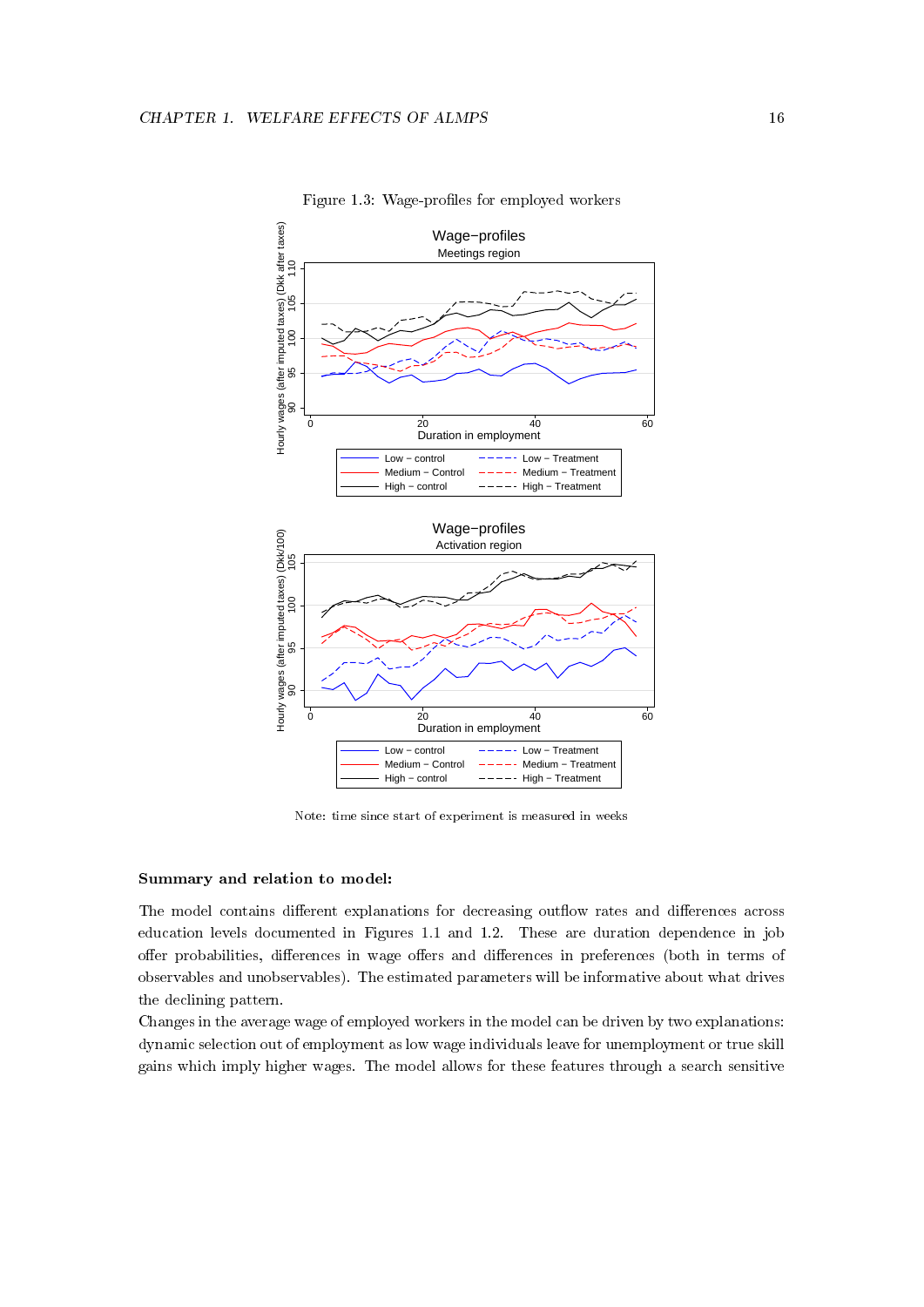Figure 1.3: Wage-profiles for employed workers

Wage−profiles

Meetings region

Hourly wages (after imputed taxes) (Dkk after taxes)

90 95 100 105 110

0 20 40 60

Duration in employment

Low − control
Medium − Control
High − control
Low − Treatment
Medium − Treatment
High − Treatment

Wage−profiles

Activation region

Hourly wages (after imputed taxes) (Dkk/100)

90 95 100 105

0 20 40 60

Duration in employment

Low − control
Medium − Control
High − control
Low − Treatment
Medium − Treatment
High − Treatment

Note: time since start of experiment is measured in weeks

**Summary and relation to model:**

The model contains different explanations for decreasing outflow rates and differences across education levels documented in Figures 1.1 and 1.2. These are duration dependence in job offer probabilities, differences in wage offers and differences in preferences (both in terms of observables and unobservables). The estimated parameters will be informative about what drives the declining pattern.

Changes in the average wage of employed workers in the model can be driven by two explanations: dynamic selection out of employment as low wage individuals leave for unemployment or true skill gains which imply higher wages. The model allows for these features through a search sensitive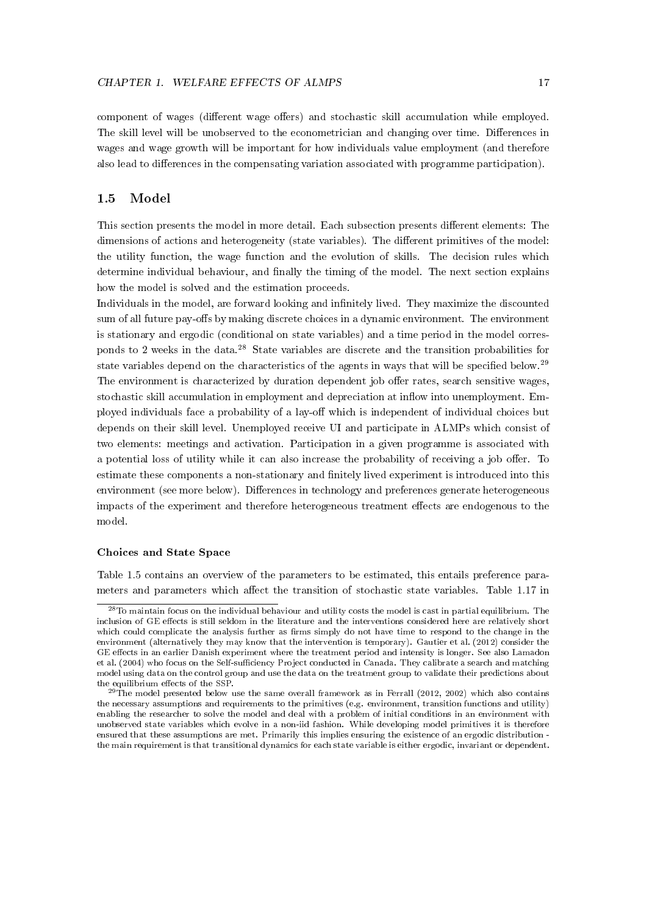component of wages (different wage offers) and stochastic skill accumulation while employed. The skill level will be unobserved to the econometrician and changing over time. Differences in wages and wage growth will be important for how individuals value employment (and therefore also lead to differences in the compensating variation associated with programme participation).

## 1.5 Model

This section presents the model in more detail. Each subsection presents different elements: The dimensions of actions and heterogeneity (state variables). The different primitives of the model: the utility function, the wage function and the evolution of skills. The decision rules which determine individual behaviour, and finally the timing of the model. The next section explains how the model is solved and the estimation proceeds.

Individuals in the model, are forward looking and infinitely lived. They maximize the discounted sum of all future pay-offs by making discrete choices in a dynamic environment. The environment is stationary and ergodic (conditional on state variables) and a time period in the model corresponds to 2 weeks in the data.[28] State variables are discrete and the transition probabilities for state variables depend on the characteristics of the agents in ways that will be specified below.[29] The environment is characterized by duration dependent job offer rates, search sensitive wages, stochastic skill accumulation in employment and depreciation at inflow into unemployment. Employed individuals face a probability of a lay-off which is independent of individual choices but depends on their skill level. Unemployed receive UI and participate in ALMPs which consist of two elements: meetings and activation. Participation in a given programme is associated with a potential loss of utility while it can also increase the probability of receiving a job offer. To estimate these components a non-stationary and finitely lived experiment is introduced into this environment (see more below). Differences in technology and preferences generate heterogeneous impacts of the experiment and therefore heterogeneous treatment effects are endogenous to the model.

#### Choices and State Space

Table 1.5 contains an overview of the parameters to be estimated, this entails preference parameters and parameters which affect the transition of stochastic state variables. Table 1.17 in

---

[28] To maintain focus on the individual behaviour and utility costs the model is cast in partial equilibrium. The inclusion of GE effects is still seldom in the literature and the interventions considered here are relatively short which could complicate the analysis further as firms simply do not have time to respond to the change in the environment (alternatively they may know that the intervention is temporary). Gautier et al. (2012) consider the GE effects in an earlier Danish experiment where the treatment period and intensity is longer. See also Lamadon et al. (2004) who focus on the Self-sufficiency Project conducted in Canada. They calibrate a search and matching model using data on the control group and use the data on the treatment group to validate their predictions about the equilibrium effects of the SSP.

[29] The model presented below use the same overall framework as in Ferrall (2012, 2002) which also contains the necessary assumptions and requirements to the primitives (e.g. environment, transition functions and utility) enabling the researcher to solve the model and deal with a problem of initial conditions in an environment with unobserved state variables which evolve in a non-iid fashion. While developing model primitives it is therefore ensured that these assumptions are met. Primarily this implies ensuring the existence of an ergodic distribution - the main requirement is that transitional dynamics for each state variable is either ergodic, invariant or dependent.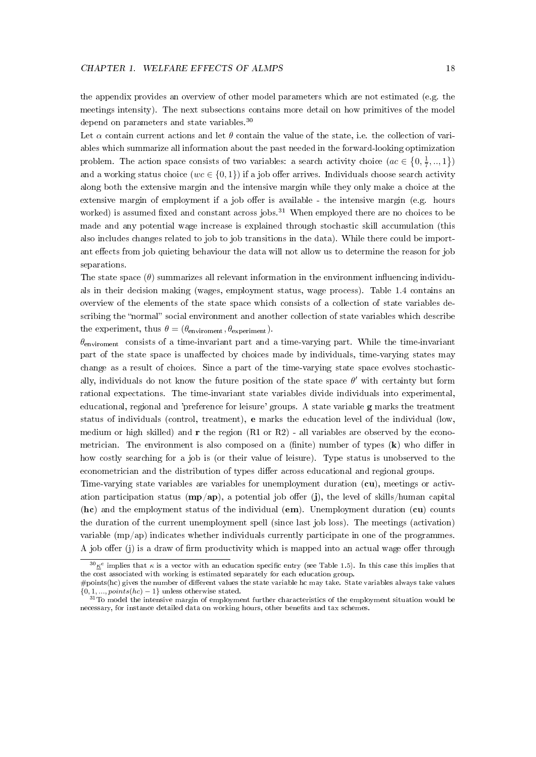the appendix provides an overview of other model parameters which are not estimated (e.g. the meetings intensity). The next subsections contains more detail on how primitives of the model depend on parameters and state variables.[30]

Let $\alpha$ contain current actions and let $\theta$ contain the value of the state, i.e. the collection of variables which summarize all information about the past needed in the forward-looking optimization problem. The action space consists of two variables: a search activity choice ($ac \in \left\{0, \frac{1}{7}, .., 1\right\}$) and a working status choice ($wc \in \{0, 1\}$) if a job offer arrives. Individuals choose search activity along both the extensive margin and the intensive margin while they only make a choice at the extensive margin of employment if a job offer is available - the intensive margin (e.g. hours worked) is assumed fixed and constant across jobs.[31] When employed there are no choices to be made and any potential wage increase is explained through stochastic skill accumulation (this also includes changes related to job to job transitions in the data). While there could be important effects from job quieting behaviour the data will not allow us to determine the reason for job separations.

The state space ($\theta$) summarizes all relevant information in the environment influencing individuals in their decision making (wages, employment status, wage process). Table 1.4 contains an overview of the elements of the state space which consists of a collection of state variables describing the "normal" social environment and another collection of state variables which describe the experiment, thus $\theta = (\theta_{\text{enviroment}}, \theta_{\text{experiment}})$.

$\theta_{\text{enviroment}}$ consists of a time-invariant part and a time-varying part. While the time-invariant part of the state space is unaffected by choices made by individuals, time-varying states may change as a result of choices. Since a part of the time-varying state space evolves stochastically, individuals do not know the future position of the state space $\theta'$ with certainty but form rational expectations. The time-invariant state variables divide individuals into experimental, educational, regional and 'preference for leisure' groups. A state variable **g** marks the treatment status of individuals (control, treatment), **e** marks the education level of the individual (low, medium or high skilled) and **r** the region (R1 or R2) - all variables are observed by the econometrician. The environment is also composed on a (finite) number of types (**k**) who differ in how costly searching for a job is (or their value of leisure). Type status is unobserved to the econometrician and the distribution of types differ across educational and regional groups.

Time-varying state variables are variables for unemployment duration (**cu**), meetings or activation participation status (**mp/ap**), a potential job offer (**j**), the level of skills/human capital (**hc**) and the employment status of the individual (**em**). Unemployment duration (**cu**) counts the duration of the current unemployment spell (since last job loss). The meetings (activation) variable (mp/ap) indicates whether individuals currently participate in one of the programmes. A job offer (j) is a draw of firm productivity which is mapped into an actual wage offer through

[30] $\underline{\kappa}^e$ implies that $\kappa$ is a vector with an education specific entry (see Table 1.5). In this case this implies that the cost associated with working is estimated separately for each education group.
#points(hc) gives the number of different values the state variable hc may take. State variables always take values $\{0, 1, ..., points(hc) - 1\}$ unless otherwise stated.

[31] To model the intensive margin of employment further characteristics of the employment situation would be necessary, for instance detailed data on working hours, other benefits and tax schemes.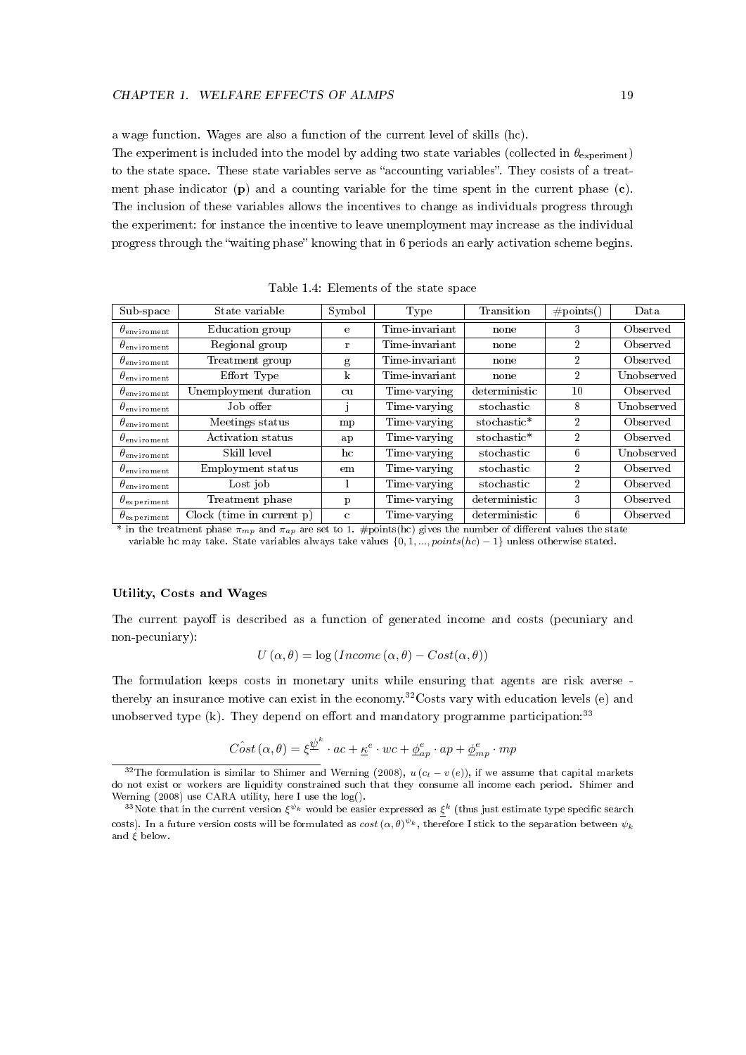a wage function. Wages are also a function of the current level of skills (hc).

The experiment is included into the model by adding two state variables (collected in $\theta_{\text{experiment}}$) to the state space. These state variables serve as "accounting variables". They cosists of a treatment phase indicator (**p**) and a counting variable for the time spent in the current phase (**c**). The inclusion of these variables allows the incentives to change as individuals progress through the experiment: for instance the incentive to leave unemployment may increase as the individual progress through the "waiting phase" knowing that in 6 periods an early activation scheme begins.

Table 1.4: Elements of the state space

| Sub-space | State variable | Symbol | Type | Transition | #points() | Data |
|---|---|---|---|---|---|---|
| $\theta_{\text{enviroment}}$ | Education group | e | Time-invariant | none | 3 | Observed |
| $\theta_{\text{enviroment}}$ | Regional group | r | Time-invariant | none | 2 | Observed |
| $\theta_{\text{enviroment}}$ | Treatment group | g | Time-invariant | none | 2 | Observed |
| $\theta_{\text{enviroment}}$ | Effort Type | k | Time-invariant | none | 2 | Unobserved |
| $\theta_{\text{enviroment}}$ | Unemployment duration | cu | Time-varying | deterministic | 10 | Observed |
| $\theta_{\text{enviroment}}$ | Job offer | j | Time-varying | stochastic | 8 | Unobserved |
| $\theta_{\text{enviroment}}$ | Meetings status | mp | Time-varying | stochastic* | 2 | Observed |
| $\theta_{\text{enviroment}}$ | Activation status | ap | Time-varying | stochastic* | 2 | Observed |
| $\theta_{\text{enviroment}}$ | Skill level | hc | Time-varying | stochastic | 6 | Unobserved |
| $\theta_{\text{enviroment}}$ | Employment status | em | Time-varying | stochastic | 2 | Observed |
| $\theta_{\text{enviroment}}$ | Lost job | l | Time-varying | stochastic | 2 | Observed |
| $\theta_{\text{experiment}}$ | Treatment phase | p | Time-varying | deterministic | 3 | Observed |
| $\theta_{\text{experiment}}$ | Clock (time in current p) | c | Time-varying | deterministic | 6 | Observed |

\* in the treatment phase $\pi_{mp}$ and $\pi_{ap}$ are set to 1. #points(hc) gives the number of different values the state variable hc may take. State variables always take values $\{0, 1, ..., points(hc) - 1\}$ unless otherwise stated.

### Utility, Costs and Wages

The current payoff is described as a function of generated income and costs (pecuniary and non-pecuniary):

$$U(\alpha, \theta) = \log\left(Income\left(\alpha, \theta\right) - Cost(\alpha, \theta)\right)$$

The formulation keeps costs in monetary units while ensuring that agents are risk averse - thereby an insurance motive can exist in the economy.[32] Costs vary with education levels (e) and unobserved type (k). They depend on effort and mandatory programme participation:[33]

$$\hat{Cost}\left(\alpha, \theta\right) = \xi^{\underline{\psi}^{k}} \cdot ac + \underline{\kappa}^{e} \cdot wc + \underline{\phi}_{ap}^{e} \cdot ap + \underline{\phi}_{mp}^{e} \cdot mp$$

[32] The formulation is similar to Shimer and Werning (2008), $u\left(c_t - v\left(e\right)\right)$, if we assume that capital markets do not exist or workers are liquidity constrained such that they consume all income each period. Shimer and Werning (2008) use CARA utility, here I use the log().

[33] Note that in the current version $\xi^{\psi_k}$ would be easier expressed as $\underline{\xi}^{k}$ (thus just estimate type specific search costs). In a future version costs will be formulated as $cost\left(\alpha, \theta\right)^{\psi_k}$, therefore I stick to the separation between $\psi_k$ and $\xi$ below.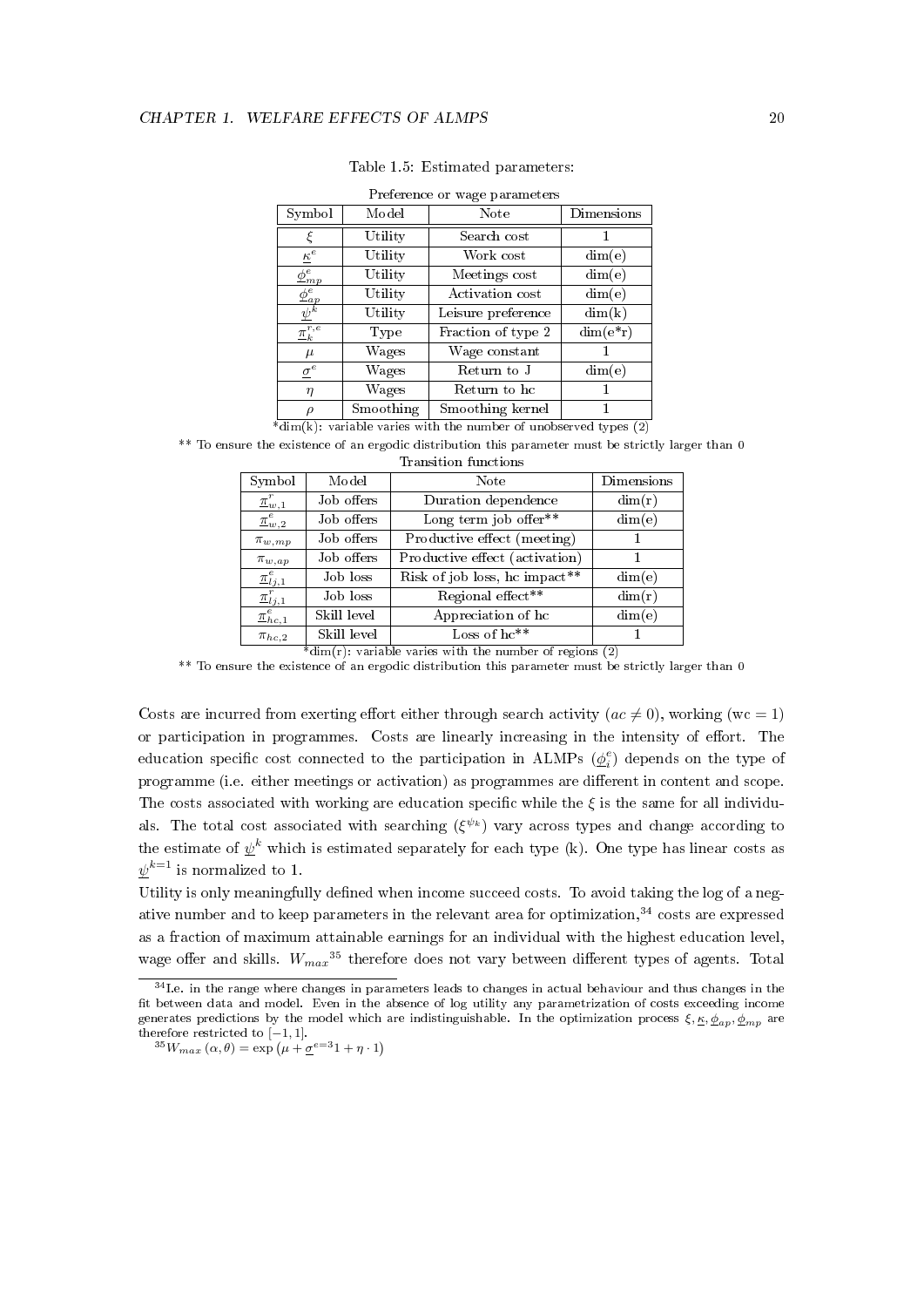Table 1.5: Estimated parameters:

Preference or wage parameters

| Symbol | Model | Note | Dimensions |
|---|---|---|---|
| $\xi$ | Utility | Search cost | 1 |
| $\underline{\kappa}^{e}$ | Utility | Work cost | dim(e) |
| $\underline{\phi}_{mp}^{e}$ | Utility | Meetings cost | dim(e) |
| $\underline{\phi}_{ap}^{e}$ | Utility | Activation cost | dim(e) |
| $\underline{\psi}^{k}$ | Utility | Leisure preference | dim(k) |
| $\underline{\pi}_{k}^{r,e}$ | Type | Fraction of type 2 | dim(e*r) |
| $\mu$ | Wages | Wage constant | 1 |
| $\underline{\sigma}^{e}$ | Wages | Return to J | dim(e) |
| $\eta$ | Wages | Return to hc | 1 |
| $\rho$ | Smoothing | Smoothing kernel | 1 |

*dim(k): variable varies with the number of unobserved types (2)

** To ensure the existence of an ergodic distribution this parameter must be strictly larger than 0

Transition functions

| Symbol | Model | Note | Dimensions |
|---|---|---|---|
| $\underline{\pi}_{w,1}^{r}$ | Job offers | Duration dependence | dim(r) |
| $\underline{\pi}_{w,2}^{e}$ | Job offers | Long term job offer** | dim(e) |
| $\pi_{w,mp}$ | Job offers | Productive effect (meeting) | 1 |
| $\pi_{w,ap}$ | Job offers | Productive effect (activation) | 1 |
| $\underline{\pi}_{lj,1}^{e}$ | Job loss | Risk of job loss, hc impact** | dim(e) |
| $\underline{\pi}_{lj,1}^{r}$ | Job loss | Regional effect** | dim(r) |
| $\underline{\pi}_{hc,1}^{e}$ | Skill level | Appreciation of hc | dim(e) |
| $\pi_{hc,2}$ | Skill level | Loss of hc** | 1 |

*dim(r): variable varies with the number of regions (2)

** To ensure the existence of an ergodic distribution this parameter must be strictly larger than 0

Costs are incurred from exerting effort either through search activity ($ac \neq 0$), working (wc = 1) or participation in programmes. Costs are linearly increasing in the intensity of effort. The education specific cost connected to the participation in ALMPs ($\underline{\phi}_{i}^{e}$) depends on the type of programme (i.e. either meetings or activation) as programmes are different in content and scope. The costs associated with working are education specific while the $\xi$ is the same for all individuals. The total cost associated with searching ($\xi^{\psi_k}$) vary across types and change according to the estimate of $\underline{\psi}^{k}$ which is estimated separately for each type (k). One type has linear costs as $\underline{\psi}^{k=1}$ is normalized to 1.

Utility is only meaningfully defined when income succeed costs. To avoid taking the log of a negative number and to keep parameters in the relevant area for optimization,[34] costs are expressed as a fraction of maximum attainable earnings for an individual with the highest education level, wage offer and skills. $W_{max}$[35] therefore does not vary between different types of agents. Total

[34] I.e. in the range where changes in parameters leads to changes in actual behaviour and thus changes in the fit between data and model. Even in the absence of log utility any parametrization of costs exceeding income generates predictions by the model which are indistinguishable. In the optimization process $\xi, \underline{\kappa}, \underline{\phi}_{ap}, \underline{\phi}_{mp}$ are therefore restricted to $[-1, 1]$.

[35] $W_{max}(\alpha, \theta) = \exp\left(\mu + \underline{\sigma}^{e=3}1 + \eta \cdot 1\right)$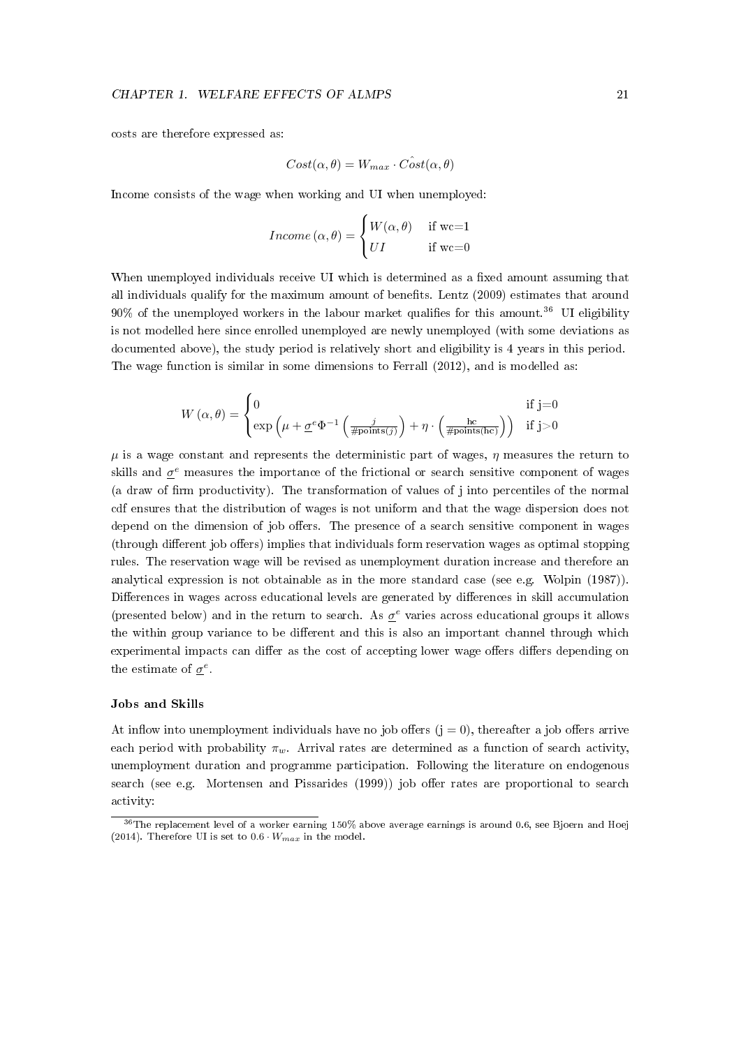costs are therefore expressed as:

$$Cost(\alpha, \theta) = W_{max} \cdot \hat{Cost}(\alpha, \theta)$$

Income consists of the wage when working and UI when unemployed:

$$Income\,(\alpha, \theta) = \begin{cases} W(\alpha, \theta) & \text{if wc=1} \\ UI & \text{if wc=0} \end{cases}$$

When unemployed individuals receive UI which is determined as a fixed amount assuming that all individuals qualify for the maximum amount of benefits. Lentz (2009) estimates that around 90% of the unemployed workers in the labour market qualifies for this amount.[36] UI eligibility is not modelled here since enrolled unemployed are newly unemployed (with some deviations as documented above), the study period is relatively short and eligibility is 4 years in this period. The wage function is similar in some dimensions to Ferrall (2012), and is modelled as:

$$W\,(\alpha, \theta) = \begin{cases} 0 & \text{if j=0} \\ \exp\left(\mu + \underline{\sigma}^{e}\Phi^{-1}\left(\frac{j}{\#\text{points}(j)}\right) + \eta \cdot \left(\frac{\text{hc}}{\#\text{points(hc)}}\right)\right) & \text{if j>0} \end{cases}$$

$\mu$ is a wage constant and represents the deterministic part of wages, $\eta$ measures the return to skills and $\underline{\sigma}^{e}$ measures the importance of the frictional or search sensitive component of wages (a draw of firm productivity). The transformation of values of j into percentiles of the normal cdf ensures that the distribution of wages is not uniform and that the wage dispersion does not depend on the dimension of job offers. The presence of a search sensitive component in wages (through different job offers) implies that individuals form reservation wages as optimal stopping rules. The reservation wage will be revised as unemployment duration increase and therefore an analytical expression is not obtainable as in the more standard case (see e.g. Wolpin (1987)). Differences in wages across educational levels are generated by differences in skill accumulation (presented below) and in the return to search. As $\underline{\sigma}^{e}$ varies across educational groups it allows the within group variance to be different and this is also an important channel through which experimental impacts can differ as the cost of accepting lower wage offers differs depending on the estimate of $\underline{\sigma}^{e}$.

#### Jobs and Skills

At inflow into unemployment individuals have no job offers (j = 0), thereafter a job offers arrive each period with probability $\pi_w$. Arrival rates are determined as a function of search activity, unemployment duration and programme participation. Following the literature on endogenous search (see e.g. Mortensen and Pissarides (1999)) job offer rates are proportional to search activity:

[36] The replacement level of a worker earning 150% above average earnings is around 0.6, see Bjoern and Hoej (2014). Therefore UI is set to $0.6 \cdot W_{max}$ in the model.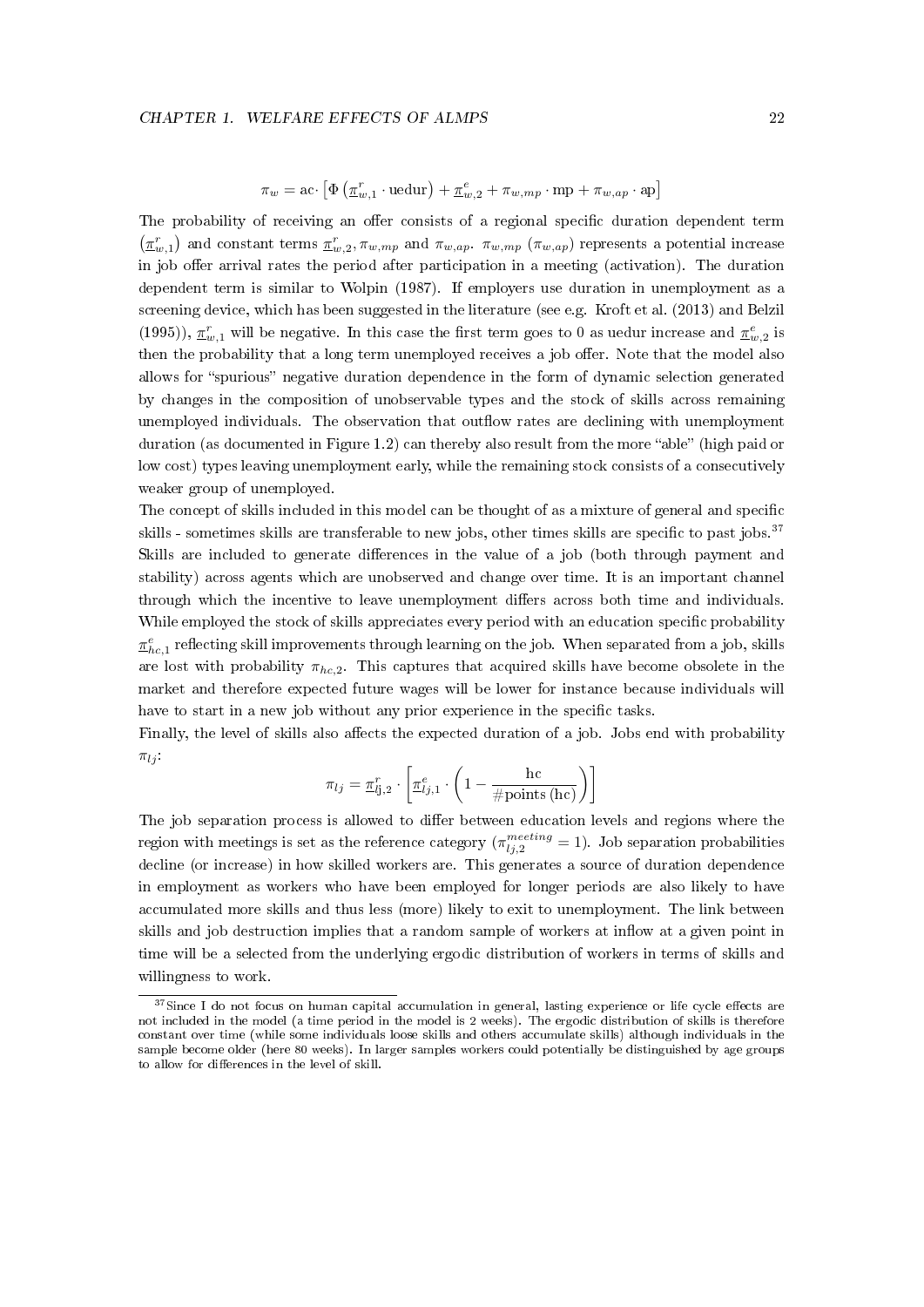$$\pi_w = \text{ac} \cdot \left[ \Phi \left( \underline{\pi}^r_{w,1} \cdot \text{uedur} \right) + \underline{\pi}^e_{w,2} + \pi_{w,mp} \cdot \text{mp} + \pi_{w,ap} \cdot \text{ap} \right]$$

The probability of receiving an offer consists of a regional specific duration dependent term $\left(\underline{\pi}^r_{w,1}\right)$ and constant terms $\underline{\pi}^r_{w,2}, \pi_{w,mp}$ and $\pi_{w,ap}$. $\pi_{w,mp}$ $(\pi_{w,ap})$ represents a potential increase in job offer arrival rates the period after participation in a meeting (activation). The duration dependent term is similar to Wolpin (1987). If employers use duration in unemployment as a screening device, which has been suggested in the literature (see e.g. Kroft et al. (2013) and Belzil (1995)), $\underline{\pi}^r_{w,1}$ will be negative. In this case the first term goes to 0 as uedur increase and $\underline{\pi}^e_{w,2}$ is then the probability that a long term unemployed receives a job offer. Note that the model also allows for "spurious" negative duration dependence in the form of dynamic selection generated by changes in the composition of unobservable types and the stock of skills across remaining unemployed individuals. The observation that outflow rates are declining with unemployment duration (as documented in Figure 1.2) can thereby also result from the more "able" (high paid or low cost) types leaving unemployment early, while the remaining stock consists of a consecutively weaker group of unemployed.

The concept of skills included in this model can be thought of as a mixture of general and specific skills - sometimes skills are transferable to new jobs, other times skills are specific to past jobs.[37] Skills are included to generate differences in the value of a job (both through payment and stability) across agents which are unobserved and change over time. It is an important channel through which the incentive to leave unemployment differs across both time and individuals. While employed the stock of skills appreciates every period with an education specific probability $\underline{\pi}^e_{hc,1}$ reflecting skill improvements through learning on the job. When separated from a job, skills are lost with probability $\pi_{hc,2}$. This captures that acquired skills have become obsolete in the market and therefore expected future wages will be lower for instance because individuals will have to start in a new job without any prior experience in the specific tasks.

Finally, the level of skills also affects the expected duration of a job. Jobs end with probability $\pi_{lj}$:

$$\pi_{lj} = \underline{\pi}^r_{lj,2} \cdot \left[ \underline{\pi}^e_{lj,1} \cdot \left( 1 - \frac{\text{hc}}{\#\text{points (hc)}} \right) \right]$$

The job separation process is allowed to differ between education levels and regions where the region with meetings is set as the reference category ($\pi^{meeting}_{lj,2} = 1$). Job separation probabilities decline (or increase) in how skilled workers are. This generates a source of duration dependence in employment as workers who have been employed for longer periods are also likely to have accumulated more skills and thus less (more) likely to exit to unemployment. The link between skills and job destruction implies that a random sample of workers at inflow at a given point in time will be a selected from the underlying ergodic distribution of workers in terms of skills and willingness to work.

[37] Since I do not focus on human capital accumulation in general, lasting experience or life cycle effects are not included in the model (a time period in the model is 2 weeks). The ergodic distribution of skills is therefore constant over time (while some individuals loose skills and others accumulate skills) although individuals in the sample become older (here 80 weeks). In larger samples workers could potentially be distinguished by age groups to allow for differences in the level of skill.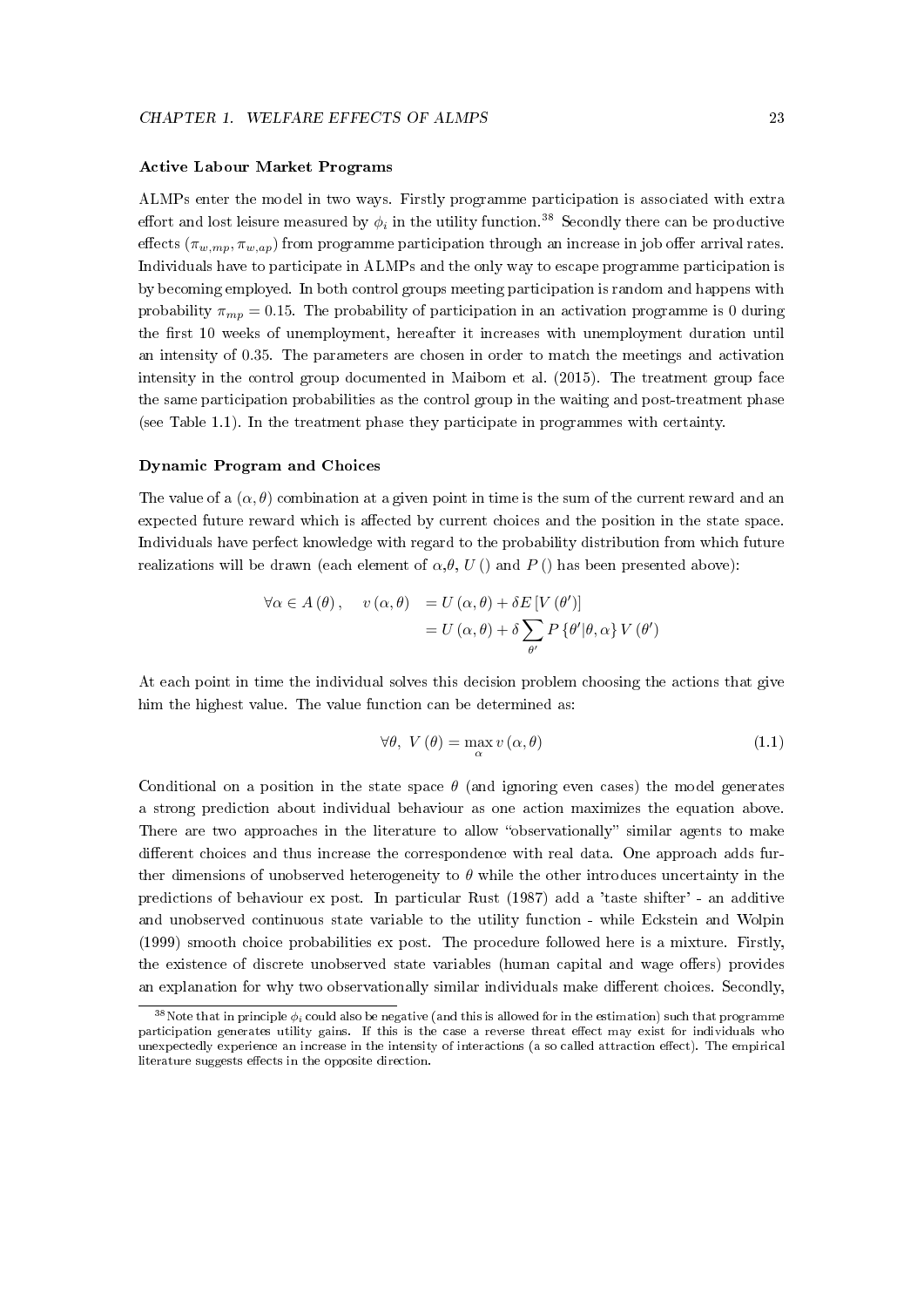### Active Labour Market Programs

ALMPs enter the model in two ways. Firstly programme participation is associated with extra effort and lost leisure measured by $\phi_i$ in the utility function.[38] Secondly there can be productive effects ($\pi_{w,mp}, \pi_{w,ap}$) from programme participation through an increase in job offer arrival rates. Individuals have to participate in ALMPs and the only way to escape programme participation is by becoming employed. In both control groups meeting participation is random and happens with probability $\pi_{mp} = 0.15$. The probability of participation in an activation programme is 0 during the first 10 weeks of unemployment, hereafter it increases with unemployment duration until an intensity of 0.35. The parameters are chosen in order to match the meetings and activation intensity in the control group documented in Maibom et al. (2015). The treatment group face the same participation probabilities as the control group in the waiting and post-treatment phase (see Table 1.1). In the treatment phase they participate in programmes with certainty.

### Dynamic Program and Choices

The value of a $(\alpha, \theta)$ combination at a given point in time is the sum of the current reward and an expected future reward which is affected by current choices and the position in the state space. Individuals have perfect knowledge with regard to the probability distribution from which future realizations will be drawn (each element of $\alpha$,$\theta$, $U\left(\right)$ and $P\left(\right)$ has been presented above):

$$
\begin{aligned}
\forall \alpha \in A(\theta), \quad v(\alpha, \theta) &= U(\alpha, \theta) + \delta E\left[V(\theta')\right] \\
&= U(\alpha, \theta) + \delta \sum_{\theta'} P\{\theta' | \theta, \alpha\} V(\theta')
\end{aligned}
$$

At each point in time the individual solves this decision problem choosing the actions that give him the highest value. The value function can be determined as:

$$
\forall \theta, \; V(\theta) = \max_{\alpha} v(\alpha, \theta) \tag{1.1}
$$

Conditional on a position in the state space $\theta$ (and ignoring even cases) the model generates a strong prediction about individual behaviour as one action maximizes the equation above. There are two approaches in the literature to allow "observationally" similar agents to make different choices and thus increase the correspondence with real data. One approach adds further dimensions of unobserved heterogeneity to $\theta$ while the other introduces uncertainty in the predictions of behaviour ex post. In particular Rust (1987) add a 'taste shifter' - an additive and unobserved continuous state variable to the utility function - while Eckstein and Wolpin (1999) smooth choice probabilities ex post. The procedure followed here is a mixture. Firstly, the existence of discrete unobserved state variables (human capital and wage offers) provides an explanation for why two observationally similar individuals make different choices. Secondly,

[38] Note that in principle $\phi_i$ could also be negative (and this is allowed for in the estimation) such that programme participation generates utility gains. If this is the case a reverse threat effect may exist for individuals who unexpectedly experience an increase in the intensity of interactions (a so called attraction effect). The empirical literature suggests effects in the opposite direction.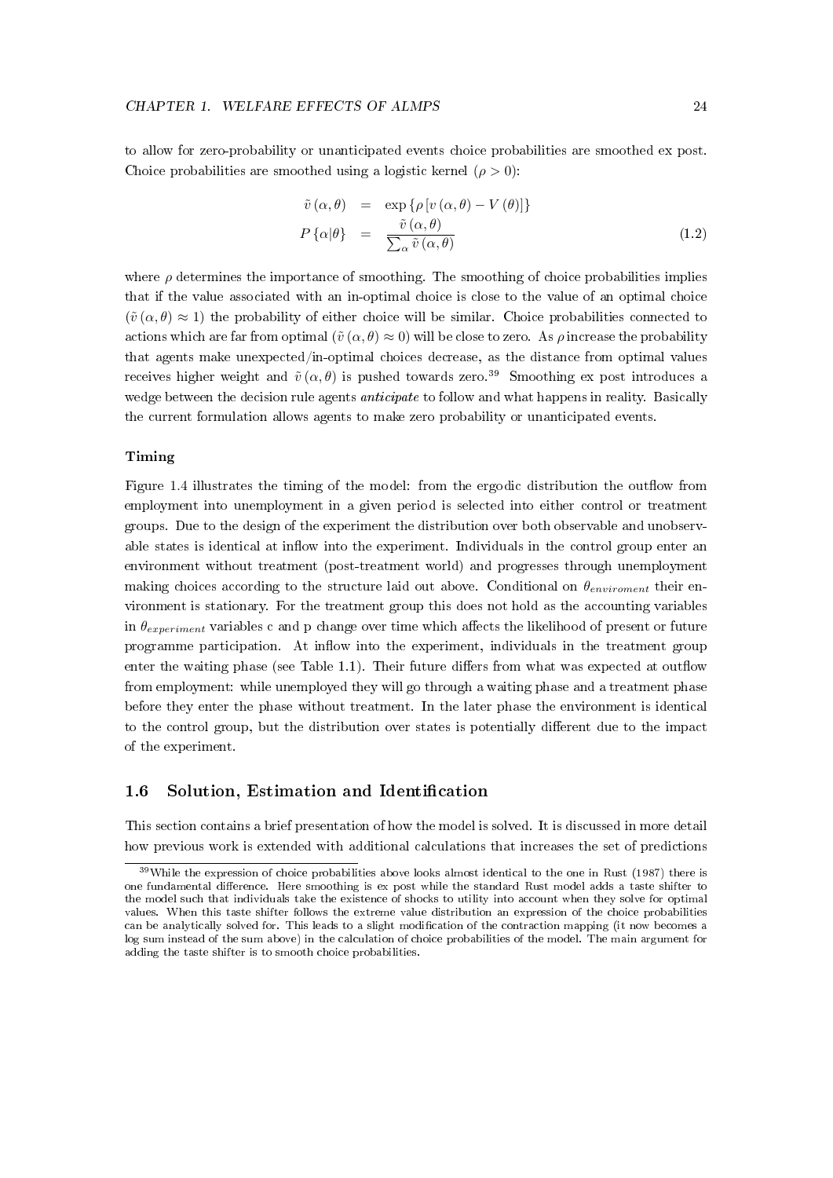to allow for zero-probability or unanticipated events choice probabilities are smoothed ex post. Choice probabilities are smoothed using a logistic kernel ($\rho > 0$):

$$
\begin{aligned}
\tilde{v}(\alpha, \theta) &= \exp\{\rho [v(\alpha, \theta) - V(\theta)]\} \\
P\{\alpha|\theta\} &= \frac{\tilde{v}(\alpha, \theta)}{\sum_{\alpha} \tilde{v}(\alpha, \theta)}
\end{aligned}
\tag{1.2}
$$

where $\rho$ determines the importance of smoothing. The smoothing of choice probabilities implies that if the value associated with an in-optimal choice is close to the value of an optimal choice ($\tilde{v}(\alpha, \theta) \approx 1$) the probability of either choice will be similar. Choice probabilities connected to actions which are far from optimal ($\tilde{v}(\alpha, \theta) \approx 0$) will be close to zero. As $\rho$ increase the probability that agents make unexpected/in-optimal choices decrease, as the distance from optimal values receives higher weight and $\tilde{v}(\alpha, \theta)$ is pushed towards zero.[39] Smoothing ex post introduces a wedge between the decision rule agents *anticipate* to follow and what happens in reality. Basically the current formulation allows agents to make zero probability or unanticipated events.

#### Timing

Figure 1.4 illustrates the timing of the model: from the ergodic distribution the outflow from employment into unemployment in a given period is selected into either control or treatment groups. Due to the design of the experiment the distribution over both observable and unobservable states is identical at inflow into the experiment. Individuals in the control group enter an environment without treatment (post-treatment world) and progresses through unemployment making choices according to the structure laid out above. Conditional on $\theta_{enviroment}$ their environment is stationary. For the treatment group this does not hold as the accounting variables in $\theta_{experiment}$ variables c and p change over time which affects the likelihood of present or future programme participation. At inflow into the experiment, individuals in the treatment group enter the waiting phase (see Table 1.1). Their future differs from what was expected at outflow from employment: while unemployed they will go through a waiting phase and a treatment phase before they enter the phase without treatment. In the later phase the environment is identical to the control group, but the distribution over states is potentially different due to the impact of the experiment.

## 1.6 Solution, Estimation and Identification

This section contains a brief presentation of how the model is solved. It is discussed in more detail how previous work is extended with additional calculations that increases the set of predictions

[39] While the expression of choice probabilities above looks almost identical to the one in Rust (1987) there is one fundamental difference. Here smoothing is ex post while the standard Rust model adds a taste shifter to the model such that individuals take the existence of shocks to utility into account when they solve for optimal values. When this taste shifter follows the extreme value distribution an expression of the choice probabilities can be analytically solved for. This leads to a slight modification of the contraction mapping (it now becomes a log sum instead of the sum above) in the calculation of choice probabilities of the model. The main argument for adding the taste shifter is to smooth choice probabilities.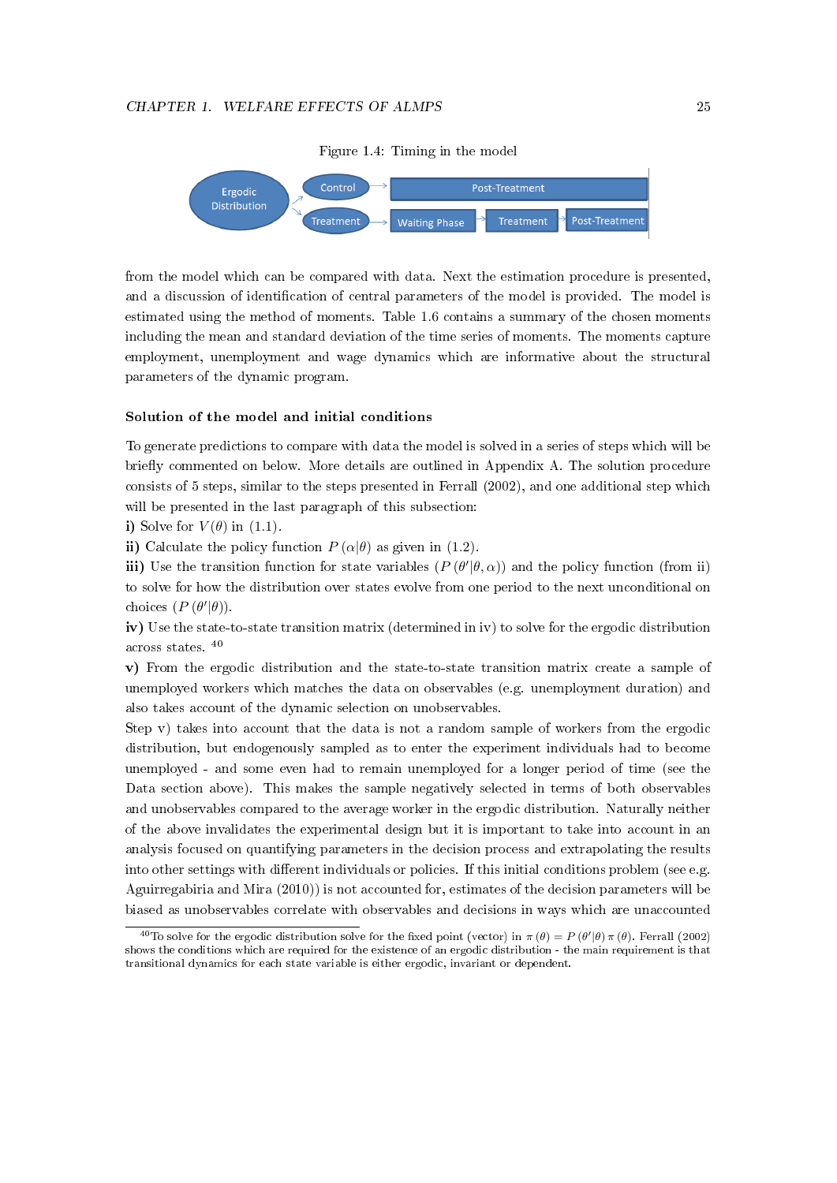Figure 1.4: Timing in the model

Ergodic Distribution
Control
Post-Treatment
Treatment
Waiting Phase
Treatment
Post-Treatment

from the model which can be compared with data. Next the estimation procedure is presented, and a discussion of identification of central parameters of the model is provided. The model is estimated using the method of moments. Table 1.6 contains a summary of the chosen moments including the mean and standard deviation of the time series of moments. The moments capture employment, unemployment and wage dynamics which are informative about the structural parameters of the dynamic program.

### Solution of the model and initial conditions

To generate predictions to compare with data the model is solved in a series of steps which will be briefly commented on below. More details are outlined in Appendix A. The solution procedure consists of 5 steps, similar to the steps presented in Ferrall (2002), and one additional step which will be presented in the last paragraph of this subsection:

**i)** Solve for $V(\theta)$ in (1.1).

**ii)** Calculate the policy function $P(\alpha|\theta)$ as given in (1.2).

**iii)** Use the transition function for state variables $(P(\theta'|\theta,\alpha))$ and the policy function (from ii) to solve for how the distribution over states evolve from one period to the next unconditional on choices $(P(\theta'|\theta))$.

**iv)** Use the state-to-state transition matrix (determined in iv) to solve for the ergodic distribution across states. [40]

**v)** From the ergodic distribution and the state-to-state transition matrix create a sample of unemployed workers which matches the data on observables (e.g. unemployment duration) and also takes account of the dynamic selection on unobservables.

Step v) takes into account that the data is not a random sample of workers from the ergodic distribution, but endogenously sampled as to enter the experiment individuals had to become unemployed - and some even had to remain unemployed for a longer period of time (see the Data section above). This makes the sample negatively selected in terms of both observables and unobservables compared to the average worker in the ergodic distribution. Naturally neither of the above invalidates the experimental design but it is important to take into account in an analysis focused on quantifying parameters in the decision process and extrapolating the results into other settings with different individuals or policies. If this initial conditions problem (see e.g. Aguirregabiria and Mira (2010)) is not accounted for, estimates of the decision parameters will be biased as unobservables correlate with observables and decisions in ways which are unaccounted

[40] To solve for the ergodic distribution solve for the fixed point (vector) in $\pi(\theta) = P(\theta'|\theta)\,\pi(\theta)$. Ferrall (2002) shows the conditions which are required for the existence of an ergodic distribution - the main requirement is that transitional dynamics for each state variable is either ergodic, invariant or dependent.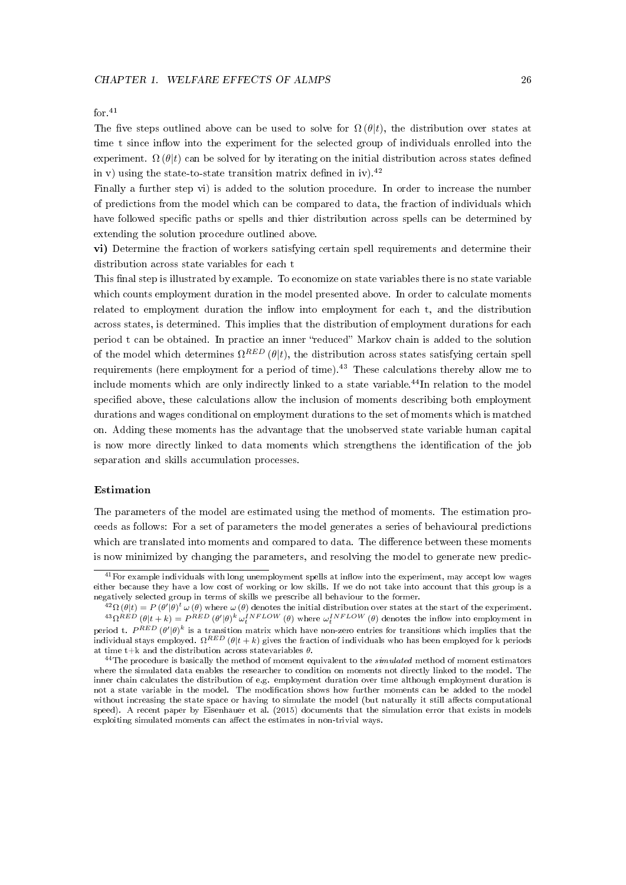for.[41]

The five steps outlined above can be used to solve for $\Omega(\theta|t)$, the distribution over states at time t since inflow into the experiment for the selected group of individuals enrolled into the experiment. $\Omega(\theta|t)$ can be solved for by iterating on the initial distribution across states defined in v) using the state-to-state transition matrix defined in iv).[42]

Finally a further step vi) is added to the solution procedure. In order to increase the number of predictions from the model which can be compared to data, the fraction of individuals which have followed specific paths or spells and thier distribution across spells can be determined by extending the solution procedure outlined above.

**vi)** Determine the fraction of workers satisfying certain spell requirements and determine their distribution across state variables for each t

This final step is illustrated by example. To economize on state variables there is no state variable which counts employment duration in the model presented above. In order to calculate moments related to employment duration the inflow into employment for each t, and the distribution across states, is determined. This implies that the distribution of employment durations for each period t can be obtained. In practice an inner "reduced" Markov chain is added to the solution of the model which determines $\Omega^{RED}(\theta|t)$, the distribution across states satisfying certain spell requirements (here employment for a period of time).[43] These calculations thereby allow me to include moments which are only indirectly linked to a state variable.[44]In relation to the model specified above, these calculations allow the inclusion of moments describing both employment durations and wages conditional on employment durations to the set of moments which is matched on. Adding these moments has the advantage that the unobserved state variable human capital is now more directly linked to data moments which strengthens the identification of the job separation and skills accumulation processes.

#### Estimation

The parameters of the model are estimated using the method of moments. The estimation proceeds as follows: For a set of parameters the model generates a series of behavioural predictions which are translated into moments and compared to data. The difference between these moments is now minimized by changing the parameters, and resolving the model to generate new predic-

---

[41] For example individuals with long unemployment spells at inflow into the experiment, may accept low wages either because they have a low cost of working or low skills. If we do not take into account that this group is a negatively selected group in terms of skills we prescribe all behaviour to the former.

[42] $\Omega(\theta|t) = P(\theta'|\theta)^t \omega(\theta)$ where $\omega(\theta)$ denotes the initial distribution over states at the start of the experiment.

[43] $\Omega^{RED}(\theta|t+k) = P^{RED}(\theta'|\theta)^k \omega_t^{INFLOW}(\theta)$ where $\omega_t^{INFLOW}(\theta)$ denotes the inflow into employment in period t. $P^{RED}(\theta'|\theta)^k$ is a transition matrix which have non-zero entries for transitions which implies that the individual stays employed. $\Omega^{RED}(\theta|t+k)$ gives the fraction of individuals who has been employed for k periods at time t+k and the distribution across statevariables $\theta$.

[44] The procedure is basically the method of moment equivalent to the *simulated* method of moment estimators where the simulated data enables the researcher to condition on moments not directly linked to the model. The inner chain calculates the distribution of e.g. employment duration over time although employment duration is not a state variable in the model. The modification shows how further moments can be added to the model without increasing the state space or having to simulate the model (but naturally it still affects computational speed). A recent paper by Eisenhauer et al. (2015) documents that the simulation error that exists in models exploiting simulated moments can affect the estimates in non-trivial ways.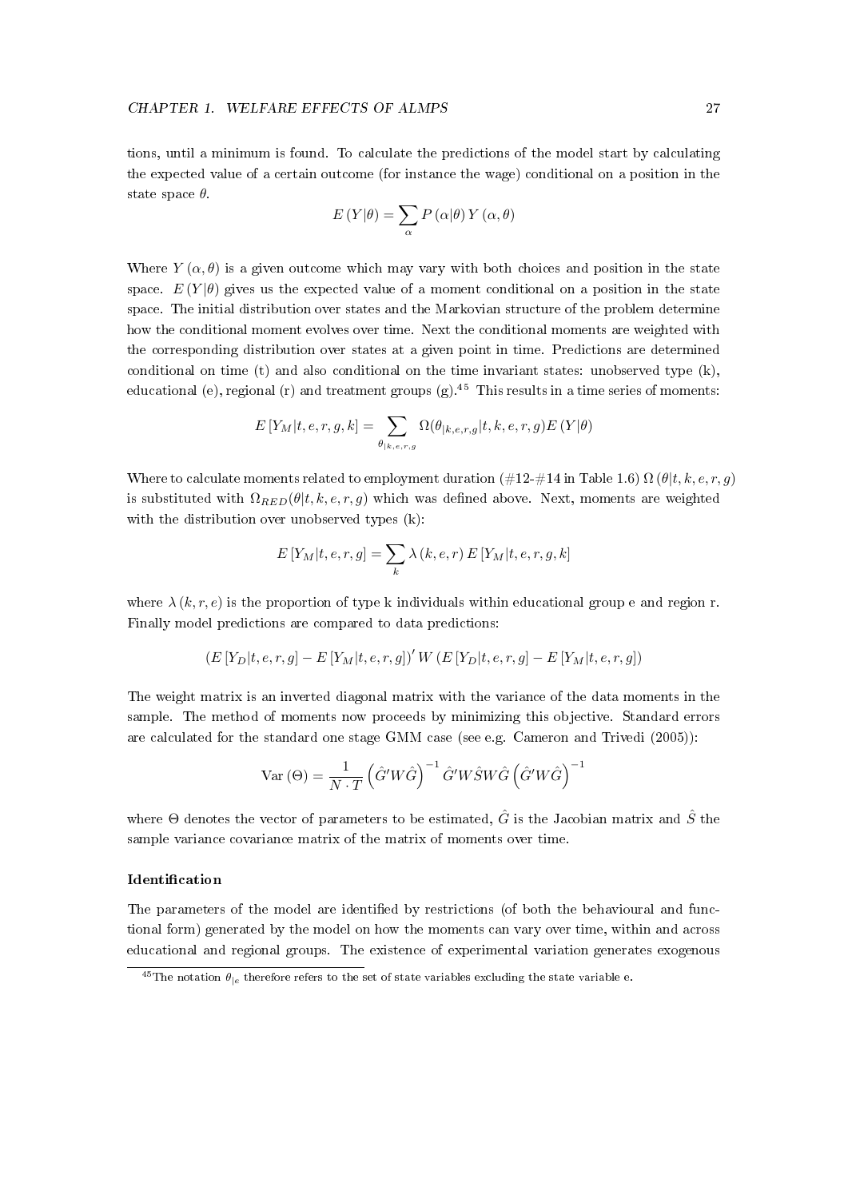tions, until a minimum is found. To calculate the predictions of the model start by calculating the expected value of a certain outcome (for instance the wage) conditional on a position in the state space $\theta$.

$$E(Y|\theta) = \sum_{\alpha} P(\alpha|\theta) Y(\alpha, \theta)$$

Where $Y(\alpha, \theta)$ is a given outcome which may vary with both choices and position in the state space. $E(Y|\theta)$ gives us the expected value of a moment conditional on a position in the state space. The initial distribution over states and the Markovian structure of the problem determine how the conditional moment evolves over time. Next the conditional moments are weighted with the corresponding distribution over states at a given point in time. Predictions are determined conditional on time (t) and also conditional on the time invariant states: unobserved type (k), educational (e), regional (r) and treatment groups (g).[45] This results in a time series of moments:

$$E[Y_M|t, e, r, g, k] = \sum_{\theta_{|k,e,r,g}} \Omega(\theta_{|k,e,r,g}|t, k, e, r, g) E(Y|\theta)$$

Where to calculate moments related to employment duration (#12-#14 in Table 1.6) $\Omega(\theta|t, k, e, r, g)$ is substituted with $\Omega_{RED}(\theta|t, k, e, r, g)$ which was defined above. Next, moments are weighted with the distribution over unobserved types (k):

$$E[Y_M|t, e, r, g] = \sum_{k} \lambda(k, e, r) E[Y_M|t, e, r, g, k]$$

where $\lambda(k, r, e)$ is the proportion of type k individuals within educational group e and region r. Finally model predictions are compared to data predictions:

$$(E[Y_D|t, e, r, g] - E[Y_M|t, e, r, g])' W (E[Y_D|t, e, r, g] - E[Y_M|t, e, r, g])$$

The weight matrix is an inverted diagonal matrix with the variance of the data moments in the sample. The method of moments now proceeds by minimizing this objective. Standard errors are calculated for the standard one stage GMM case (see e.g. Cameron and Trivedi (2005)):

$$\text{Var}(\Theta) = \frac{1}{N \cdot T} \left(\hat{G}' W \hat{G}\right)^{-1} \hat{G}' W \hat{S} W \hat{G} \left(\hat{G}' W \hat{G}\right)^{-1}$$

where $\Theta$ denotes the vector of parameters to be estimated, $\hat{G}$ is the Jacobian matrix and $\hat{S}$ the sample variance covariance matrix of the matrix of moments over time.

#### Identification

The parameters of the model are identified by restrictions (of both the behavioural and functional form) generated by the model on how the moments can vary over time, within and across educational and regional groups. The existence of experimental variation generates exogenous

[45] The notation $\theta_{|e}$ therefore refers to the set of state variables excluding the state variable e.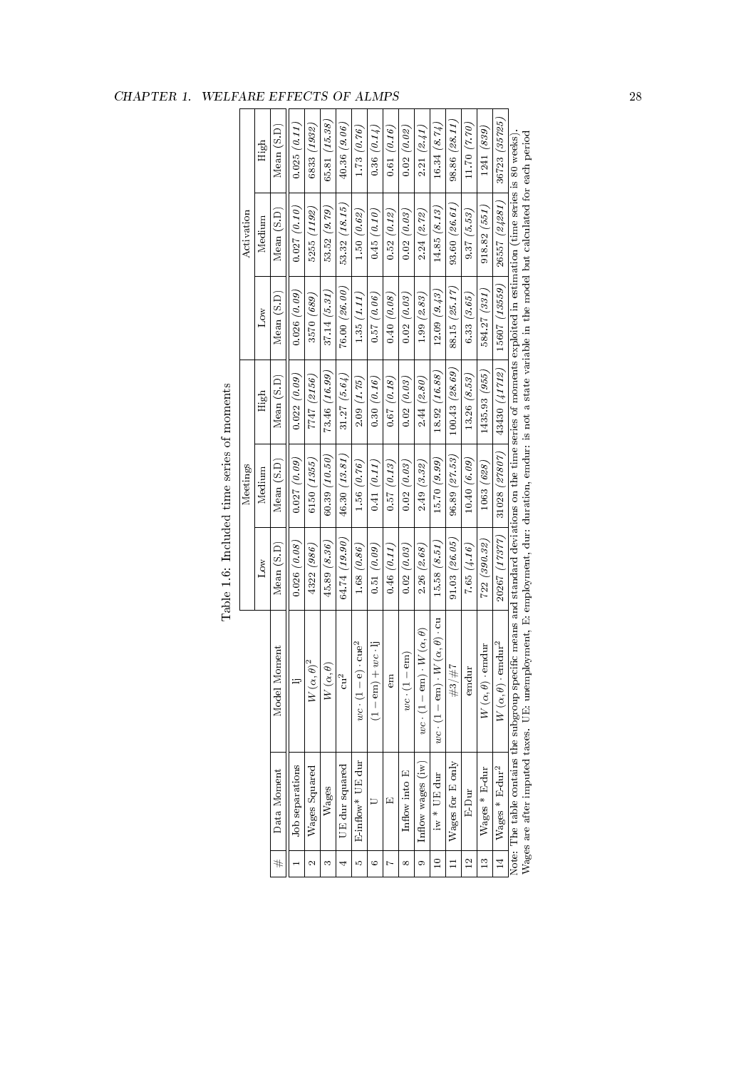Table 1.6: Included time series of moments

| # | Data Moment | Model Moment | Meetings | | | Activation | | |
|---|---|---|---|---|---|---|---|---|
| | | | Low | Medium | High | Low | Medium | High |
| | | | Mean (S.D) | Mean (S.D) | Mean (S.D) | Mean (S.D) | Mean (S.D) | Mean (S.D) |
| 1 | Job separations | lj | 0.026 *(0.08)* | 0.027 *(0.09)* | 0.022 *(0.09)* | 0.026 *(0.09)* | 0.027 *(0.10)* | 0.025 *(0.11)* |
| 2 | Wages Squared | $W(\alpha,\theta)^2$ | 4322 *(986)* | 6150 *(1355)* | 7747 *(2156)* | 3570 *(689)* | 5255 *(1192)* | 6833 *(1932)* |
| 3 | Wages | $W(\alpha,\theta)$ | 45.89 *(8.36)* | 60.39 *(10.50)* | 73.46 *(16.99)* | 37.14 *(5.31)* | 53.52 *(9.79)* | 65.81 *(15.38)* |
| 4 | UE dur squared | $\text{cu}^2$ | 64.74 *(19.90)* | 46.30 *(13.81)* | 31.27 *(5.64)* | 76.00 *(26.00)* | 53.32 *(18.15)* | 40.36 *(9.06)* |
| 5 | E-inflow* UE dur | $wc \cdot (1-\text{e}) \cdot \text{cue}^2$ | 1.68 *(0.86)* | 1.56 *(0.76)* | 2.09 *(1.75)* | 1.35 *(1.11)* | 1.50 *(0.62)* | 1.73 *(0.76)* |
| 6 | U | $(1-\text{em}) + wc \cdot \text{lj}$ | 0.51 *(0.09)* | 0.41 *(0.11)* | 0.30 *(0.16)* | 0.57 *(0.06)* | 0.45 *(0.10)* | 0.36 *(0.14)* |
| 7 | E | em | 0.46 *(0.11)* | 0.57 *(0.13)* | 0.67 *(0.18)* | 0.40 *(0.08)* | 0.52 *(0.12)* | 0.61 *(0.16)* |
| 8 | Inflow into E | $wc \cdot (1-\text{em})$ | 0.02 *(0.03)* | 0.02 *(0.03)* | 0.02 *(0.03)* | 0.02 *(0.03)* | 0.02 *(0.03)* | 0.02 *(0.02)* |
| 9 | Inflow wages (iw) | $wc \cdot (1-\text{em}) \cdot W(\alpha,\theta)$ | 2.26 *(2.68)* | 2.49 *(3.32)* | 2.44 *(2.80)* | 1.99 *(2.83)* | 2.24 *(2.72)* | 2.21 *(2.41)* |
| 10 | iw * UE dur | $wc \cdot (1-\text{em}) \cdot W(\alpha,\theta) \cdot \text{cu}$ | 15.58 *(8.51)* | 15.70 *(9.99)* | 18.92 *(16.88)* | 12.09 *(9.43)* | 14.85 *(8.13)* | 16.34 *(8.74)* |
| 11 | Wages for E only | #3/#7 | 91.03 *(26.05)* | 96.89 *(27.53)* | 100.43 *(28.69)* | 88.15 *(25.17)* | 93.60 *(26.61)* | 98.86 *(28.11)* |
| 12 | E-Dur | emdur | 7.65 *(4.16)* | 10.40 *(6.09)* | 13.26 *(8.53)* | 6.33 *(3.65)* | 9.37 *(5.53)* | 11.70 *(7.70)* |
| 13 | Wages * E-dur | $W(\alpha,\theta) \cdot \text{emdur}$ | 722 *(390.32)* | 1063 *(628)* | 1435.93 *(955)* | 584.27 *(331)* | 918.82 *(551)* | 1241 *(839)* |
| 14 | Wages * E-dur² | $W(\alpha,\theta) \cdot \text{emdur}^2$ | 20267 *(17377)* | 31028 *(27807)* | 43430 *(41712)* | 15607 *(13559)* | 26557 *(24281)* | 36723 *(35725)* |

Note: The table contains the subgroup specific means and standard deviations on the time series of moments exploited in estimation (time series is 80 weeks). Wages are after imputed taxes. UE: unemployment, E: employment, dur: duration, emdur: is not a state variable in the model but calculated for each period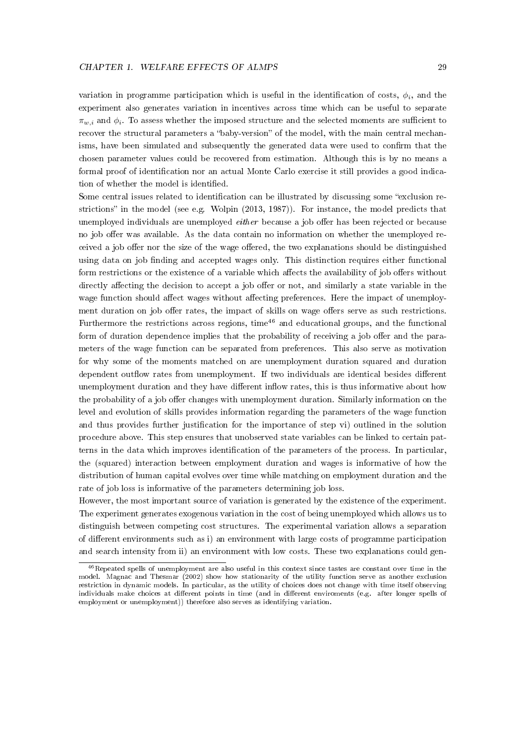variation in programme participation which is useful in the identification of costs, $\phi_i$, and the experiment also generates variation in incentives across time which can be useful to separate $\pi_{w,i}$ and $\phi_i$. To assess whether the imposed structure and the selected moments are sufficient to recover the structural parameters a "baby-version" of the model, with the main central mechanisms, have been simulated and subsequently the generated data were used to confirm that the chosen parameter values could be recovered from estimation. Although this is by no means a formal proof of identification nor an actual Monte Carlo exercise it still provides a good indication of whether the model is identified.

Some central issues related to identification can be illustrated by discussing some "exclusion restrictions" in the model (see e.g. Wolpin (2013, 1987)). For instance, the model predicts that unemployed individuals are unemployed *either* because a job offer has been rejected or because no job offer was available. As the data contain no information on whether the unemployed received a job offer nor the size of the wage offered, the two explanations should be distinguished using data on job finding and accepted wages only. This distinction requires either functional form restrictions or the existence of a variable which affects the availability of job offers without directly affecting the decision to accept a job offer or not, and similarly a state variable in the wage function should affect wages without affecting preferences. Here the impact of unemployment duration on job offer rates, the impact of skills on wage offers serve as such restrictions. Furthermore the restrictions across regions, time[46] and educational groups, and the functional form of duration dependence implies that the probability of receiving a job offer and the parameters of the wage function can be separated from preferences. This also serve as motivation for why some of the moments matched on are unemployment duration squared and duration dependent outflow rates from unemployment. If two individuals are identical besides different unemployment duration and they have different inflow rates, this is thus informative about how the probability of a job offer changes with unemployment duration. Similarly information on the level and evolution of skills provides information regarding the parameters of the wage function and thus provides further justification for the importance of step vi) outlined in the solution procedure above. This step ensures that unobserved state variables can be linked to certain patterns in the data which improves identification of the parameters of the process. In particular, the (squared) interaction between employment duration and wages is informative of how the distribution of human capital evolves over time while matching on employment duration and the rate of job loss is informative of the parameters determining job loss.

However, the most important source of variation is generated by the existence of the experiment. The experiment generates exogenous variation in the cost of being unemployed which allows us to distinguish between competing cost structures. The experimental variation allows a separation of different environments such as i) an environment with large costs of programme participation and search intensity from ii) an environment with low costs. These two explanations could gen-

[46] Repeated spells of unemployment are also useful in this context since tastes are constant over time in the model. Magnac and Thesmar (2002) show how stationarity of the utility function serve as another exclusion restriction in dynamic models. In particular, as the utility of choices does not change with time itself observing individuals make choices at different points in time (and in different enviroments (e.g. after longer spells of employment or unemployment)) therefore also serves as identifying variation.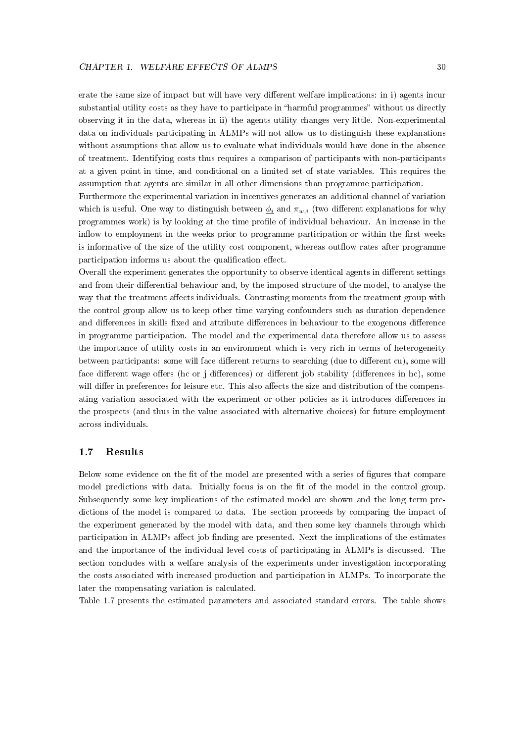erate the same size of impact but will have very different welfare implications: in i) agents incur substantial utility costs as they have to participate in "harmful programmes" without us directly observing it in the data, whereas in ii) the agents utility changes very little. Non-experimental data on individuals participating in ALMPs will not allow us to distinguish these explanations without assumptions that allow us to evaluate what individuals would have done in the absence of treatment. Identifying costs thus requires a comparison of participants with non-participants at a given point in time, and conditional on a limited set of state variables. This requires the assumption that agents are similar in all other dimensions than programme participation.

Furthermore the experimental variation in incentives generates an additional channel of variation which is useful. One way to distinguish between $\underline{\phi_i}$ and $\pi_{w,i}$ (two different explanations for why programmes work) is by looking at the time profile of individual behaviour. An increase in the inflow to employment in the weeks prior to programme participation or within the first weeks is informative of the size of the utility cost component, whereas outflow rates after programme participation informs us about the qualification effect.

Overall the experiment generates the opportunity to observe identical agents in different settings and from their differential behaviour and, by the imposed structure of the model, to analyse the way that the treatment affects individuals. Contrasting moments from the treatment group with the control group allow us to keep other time varying confounders such as duration dependence and differences in skills fixed and attribute differences in behaviour to the exogenous difference in programme participation. The model and the experimental data therefore allow us to assess the importance of utility costs in an environment which is very rich in terms of heterogeneity between participants: some will face different returns to searching (due to different cu), some will face different wage offers (hc or j differences) or different job stability (differences in hc), some will differ in preferences for leisure etc. This also affects the size and distribution of the compensating variation associated with the experiment or other policies as it introduces differences in the prospects (and thus in the value associated with alternative choices) for future employment across individuals.

## 1.7 Results

Below some evidence on the fit of the model are presented with a series of figures that compare model predictions with data. Initially focus is on the fit of the model in the control group. Subsequently some key implications of the estimated model are shown and the long term predictions of the model is compared to data. The section proceeds by comparing the impact of the experiment generated by the model with data, and then some key channels through which participation in ALMPs affect job finding are presented. Next the implications of the estimates and the importance of the individual level costs of participating in ALMPs is discussed. The section concludes with a welfare analysis of the experiments under investigation incorporating the costs associated with increased production and participation in ALMPs. To incorporate the later the compensating variation is calculated.

Table 1.7 presents the estimated parameters and associated standard errors. The table shows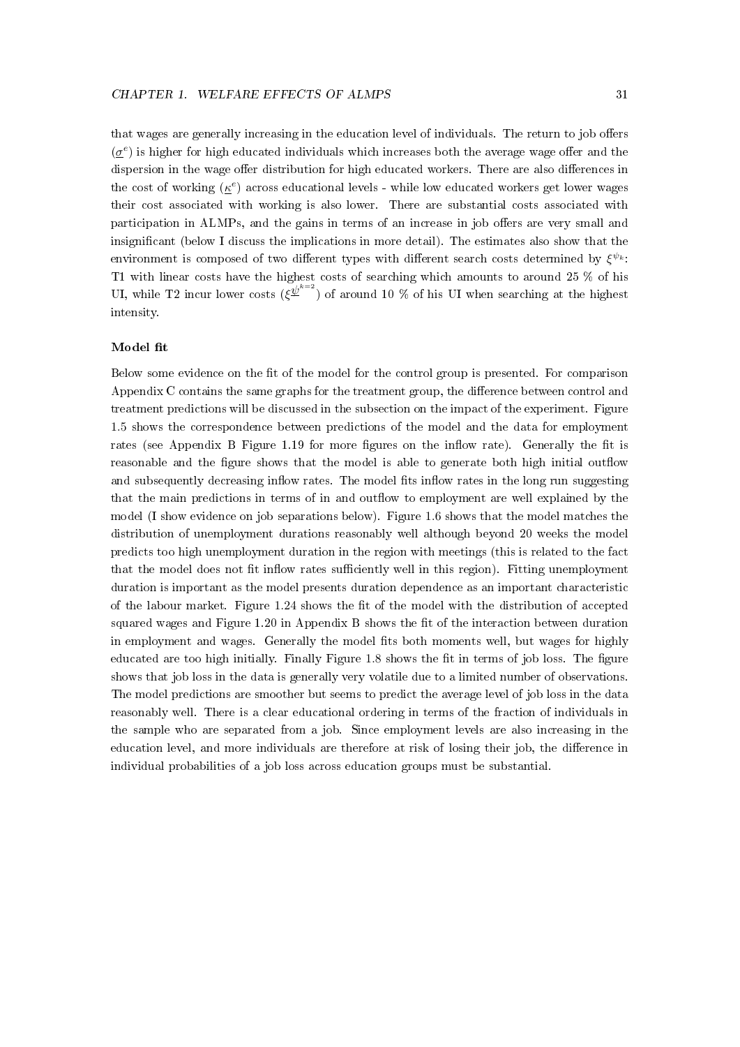that wages are generally increasing in the education level of individuals. The return to job offers ($\underline{\sigma}^e$) is higher for high educated individuals which increases both the average wage offer and the dispersion in the wage offer distribution for high educated workers. There are also differences in the cost of working ($\underline{\kappa}^e$) across educational levels - while low educated workers get lower wages their cost associated with working is also lower. There are substantial costs associated with participation in ALMPs, and the gains in terms of an increase in job offers are very small and insignificant (below I discuss the implications in more detail). The estimates also show that the environment is composed of two different types with different search costs determined by $\xi^{\psi_k}$: T1 with linear costs have the highest costs of searching which amounts to around 25 % of his UI, while T2 incur lower costs ($\xi^{\underline{\psi}^{k=2}}$) of around 10 % of his UI when searching at the highest intensity.

#### Model fit

Below some evidence on the fit of the model for the control group is presented. For comparison Appendix C contains the same graphs for the treatment group, the difference between control and treatment predictions will be discussed in the subsection on the impact of the experiment. Figure 1.5 shows the correspondence between predictions of the model and the data for employment rates (see Appendix B Figure 1.19 for more figures on the inflow rate). Generally the fit is reasonable and the figure shows that the model is able to generate both high initial outflow and subsequently decreasing inflow rates. The model fits inflow rates in the long run suggesting that the main predictions in terms of in and outflow to employment are well explained by the model (I show evidence on job separations below). Figure 1.6 shows that the model matches the distribution of unemployment durations reasonably well although beyond 20 weeks the model predicts too high unemployment duration in the region with meetings (this is related to the fact that the model does not fit inflow rates sufficiently well in this region). Fitting unemployment duration is important as the model presents duration dependence as an important characteristic of the labour market. Figure 1.24 shows the fit of the model with the distribution of accepted squared wages and Figure 1.20 in Appendix B shows the fit of the interaction between duration in employment and wages. Generally the model fits both moments well, but wages for highly educated are too high initially. Finally Figure 1.8 shows the fit in terms of job loss. The figure shows that job loss in the data is generally very volatile due to a limited number of observations. The model predictions are smoother but seems to predict the average level of job loss in the data reasonably well. There is a clear educational ordering in terms of the fraction of individuals in the sample who are separated from a job. Since employment levels are also increasing in the education level, and more individuals are therefore at risk of losing their job, the difference in individual probabilities of a job loss across education groups must be substantial.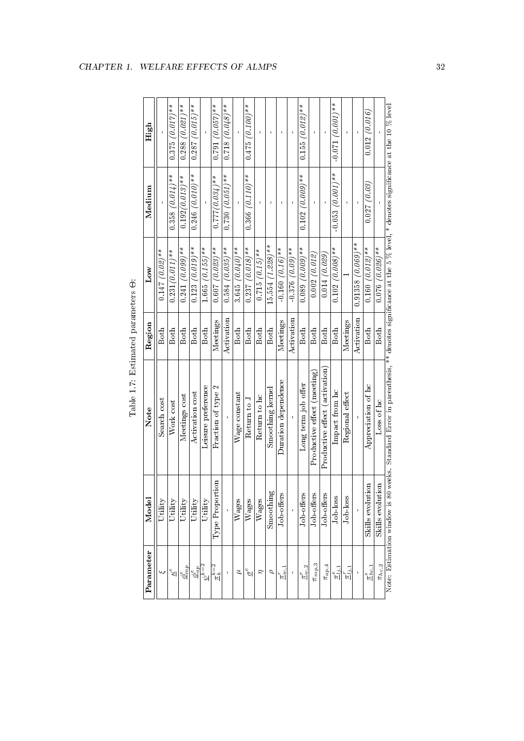Table 1.7: Estimated parameters Θ:

| Parameter | Model | Note | Region | Low | Medium | High |
|---|---|---|---|---|---|---|
| $\xi$ | Utility | Search cost | Both | 0.147 *(0.02)*** | - | - |
| $\underline{\kappa}^{e}$ | Utility | Work cost | Both | 0.231 *(0.011)*** | 0.358 *(0.014)*** | 0.375 *(0.017)*** |
| $\underline{\phi}^{e}_{mp}$ | Utility | Meetings cost | Both | 0.241 *(0.099)*** | 0.192 *(0.013)*** | 0.288 *(0.021)*** |
| $\underline{\phi}^{e}_{ap}$ | Utility | Activation cost | Both | 0.123 *(0.019)*** | 0.246 *(0.010)*** | 0.287 *(0.015)*** |
| $\underline{\psi}^{k=2}$ | Utility | Leisure preference | Both | 1.665 *(0.155)*** | - | - |
| $\underline{\pi}^{k=2}_{k}$ | Type Proportion | Fraction of type 2 | Meetings | 0.607 *(0.023)*** | 0.777 *(0.034)*** | 0.791 *(0.057)*** |
| - | - | - | Activation | 0.584 *(0.035)*** | 0.730 *(0.051)*** | 0.718 *(0.048)*** |
| $\mu$ | Wages | Wage constant | Both | 3.645 *(0.040)*** | - | - |
| $\underline{\sigma}^{e}$ | Wages | Return to J | Both | 0.237 *(0.018)*** | 0.366 *(0.110)*** | 0.475 *(0.100)*** |
| $\eta$ | Wages | Return to hc | Both | 0.715 *(0.15)*** | - | - |
| $\rho$ | Smoothing | Smoothing kernel | Both | 15.554 *(1.228)*** | - | - |
| $\underline{\pi}^{r}_{w,1}$ | Job-offers | Duration dependence | Meetings | -0.160 *(0.16)*** | - | - |
| - | - | - | Activation | -0.376 *(0.09)*** | - | - |
| $\underline{\pi}^{e}_{w,2}$ | Job-offers | Long term job offer | Both | 0.089 *(0.009)*** | 0.102 *(0.009)*** | 0.155 *(0.012)*** |
| $\pi_{mp,3}$ | Job-offers | Productive effect (meeting) | Both | 0.002 *(0.012)* | - | - |
| $\pi_{ap,4}$ | Job-offers | Productive effect (activation) | Both | 0.014 *(0.029)* | - | - |
| $\underline{\pi}^{e}_{lj,1}$ | Job-loss | Impact from hc | Both | 0.102 *(0.008)*** | -0.053 *(0.001)*** | -0.071 *(0.001)*** |
| $\underline{\pi}^{r}_{lj,1}$ | Job-loss | Regional effect | Meetings | 1 | - | - |
| - | - | - | Activation | 0.91358 *(0.069)*** | - | - |
| $\underline{\pi}^{e}_{hc,1}$ | Skills evolution | Appreciation of hc | Both | 0.160 *(0.012)*** | 0.027 *(0.03)* | 0.012 *(0.016)* |
| $\pi_{hc,2}$ | Skills evolution | Loss of hc | Both | 0.076 *(0.026)*** | - | - |

Note: Estimation window is 80 weeks. Standard Error in parenthesis, ** denotes significance at the 5 % level, * denotes significance at the 10 % level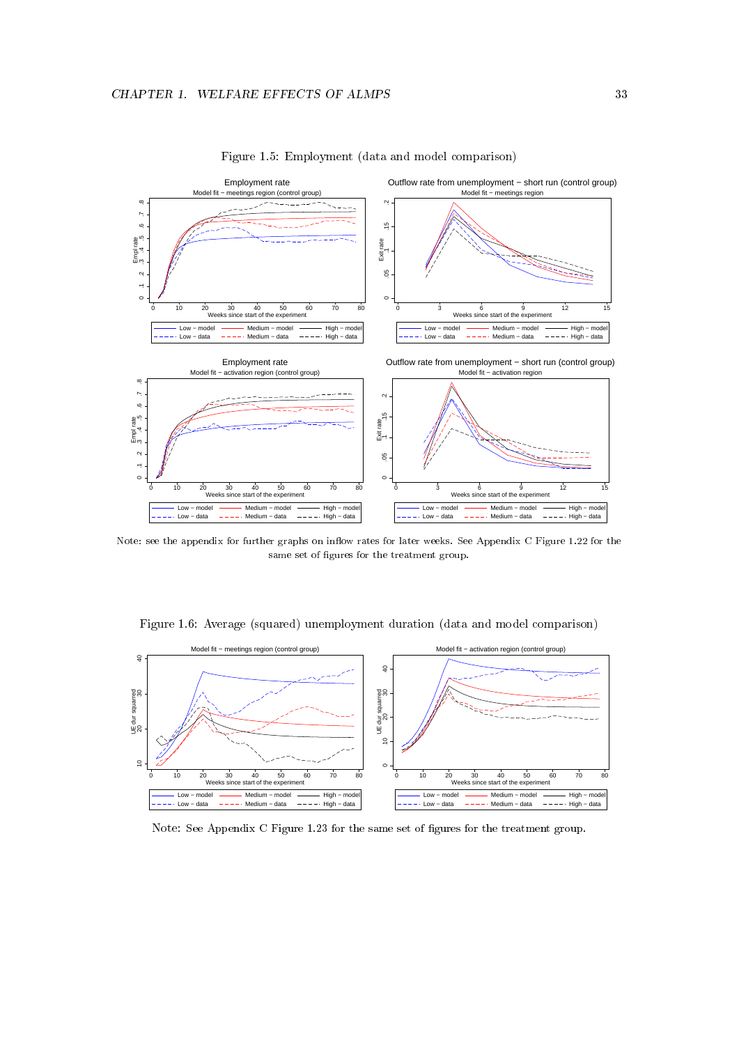Figure 1.5: Employment (data and model comparison)

Employment rate
Model fit − meetings region (control group)

Empl rate
0 .1 .2 .3 .4 .5 .6 .7 .8

0 10 20 30 40 50 60 70 80
Weeks since start of the experiment

Low − model Medium − model High − model
Low − data Medium − data High − data

Outflow rate from unemployment − short run (control group)
Model fit − meetings region

Exit rate
0 .05 .1 .15 .2

0 3 6 9 12 15
Weeks since start of the experiment

Low − model Medium − model High − model
Low − data Medium − data High − data

Employment rate
Model fit − activation region (control group)

Empl rate
0 .1 .2 .3 .4 .5 .6 .7 .8

0 10 20 30 40 50 60 70 80
Weeks since start of the experiment

Low − model Medium − model High − model
Low − data Medium − data High − data

Outflow rate from unemployment − short run (control group)
Model fit − activation region

Exit rate
0 .05 .1 .15 .2

0 3 6 9 12 15
Weeks since start of the experiment

Low − model Medium − model High − model
Low − data Medium − data High − data

Note: see the appendix for further graphs on inflow rates for later weeks. See Appendix C Figure 1.22 for the same set of figures for the treatment group.

Figure 1.6: Average (squared) unemployment duration (data and model comparison)

Model fit − meetings region (control group)

UE dur squared
10 20 30 40

0 10 20 30 40 50 60 70 80
Weeks since start of the experiment

Low − model Medium − model High − model
Low − data Medium − data High − data

Model fit − activation region (control group)

UE dur squared
0 10 20 30 40

0 10 20 30 40 50 60 70 80
Weeks since start of the experiment

Low − model Medium − model High − model
Low − data Medium − data High − data

Note: See Appendix C Figure 1.23 for the same set of figures for the treatment group.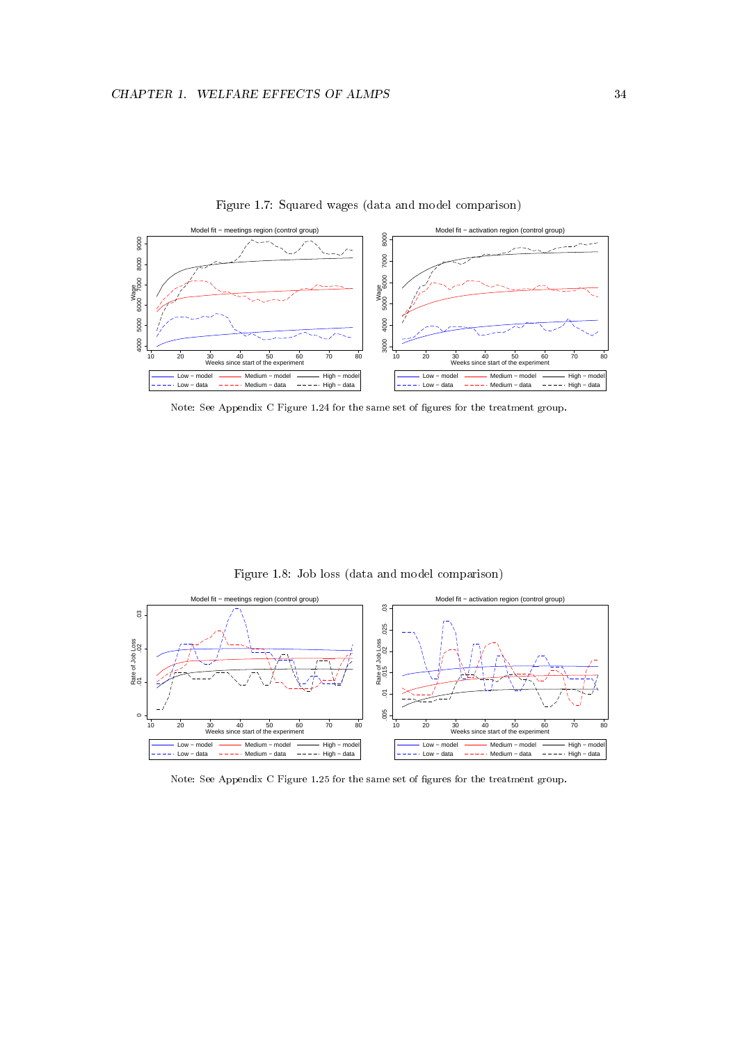Figure 1.7: Squared wages (data and model comparison)

Model fit − meetings region (control group)

Wage

4000
5000
6000
7000
8000
9000

10
20
30
40
50
60
70
80

Weeks since start of the experiment

Low − model
Medium − model
High − model
Low − data
Medium − data
High − data

Model fit − activation region (control group)

Wage

3000
4000
5000
6000
7000
8000

10
20
30
40
50
60
70
80

Weeks since start of the experiment

Low − model
Medium − model
High − model
Low − data
Medium − data
High − data

Note: See Appendix C Figure 1.24 for the same set of figures for the treatment group.

Figure 1.8: Job loss (data and model comparison)

Model fit − meetings region (control group)

Rate of Job Loss

0
.01
.02
.03

10
20
30
40
50
60
70
80

Weeks since start of the experiment

Low − model
Medium − model
High − model
Low − data
Medium − data
High − data

Model fit − activation region (control group)

Rate of Job Loss

.005
.01
.015
.02
.025
.03

10
20
30
40
50
60
70
80

Weeks since start of the experiment

Low − model
Medium − model
High − model
Low − data
Medium − data
High − data

Note: See Appendix C Figure 1.25 for the same set of figures for the treatment group.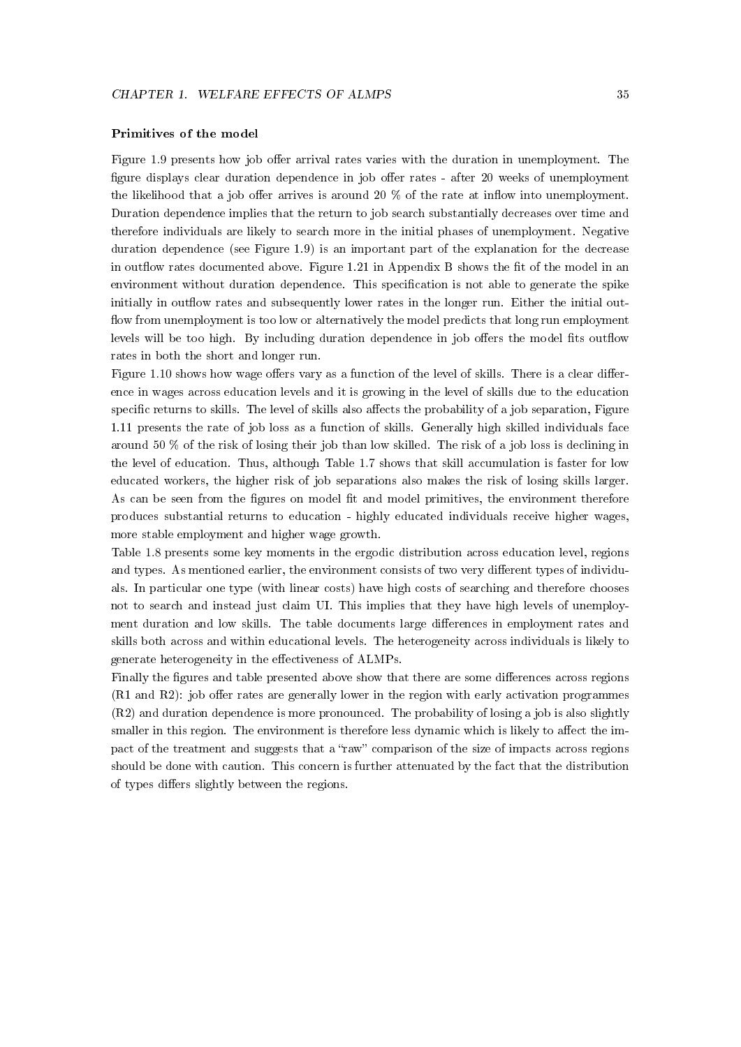**Primitives of the model**

Figure 1.9 presents how job offer arrival rates varies with the duration in unemployment. The figure displays clear duration dependence in job offer rates - after 20 weeks of unemployment the likelihood that a job offer arrives is around 20 % of the rate at inflow into unemployment. Duration dependence implies that the return to job search substantially decreases over time and therefore individuals are likely to search more in the initial phases of unemployment. Negative duration dependence (see Figure 1.9) is an important part of the explanation for the decrease in outflow rates documented above. Figure 1.21 in Appendix B shows the fit of the model in an environment without duration dependence. This specification is not able to generate the spike initially in outflow rates and subsequently lower rates in the longer run. Either the initial outflow from unemployment is too low or alternatively the model predicts that long run employment levels will be too high. By including duration dependence in job offers the model fits outflow rates in both the short and longer run.

Figure 1.10 shows how wage offers vary as a function of the level of skills. There is a clear difference in wages across education levels and it is growing in the level of skills due to the education specific returns to skills. The level of skills also affects the probability of a job separation, Figure 1.11 presents the rate of job loss as a function of skills. Generally high skilled individuals face around 50 % of the risk of losing their job than low skilled. The risk of a job loss is declining in the level of education. Thus, although Table 1.7 shows that skill accumulation is faster for low educated workers, the higher risk of job separations also makes the risk of losing skills larger. As can be seen from the figures on model fit and model primitives, the environment therefore produces substantial returns to education - highly educated individuals receive higher wages, more stable employment and higher wage growth.

Table 1.8 presents some key moments in the ergodic distribution across education level, regions and types. As mentioned earlier, the environment consists of two very different types of individuals. In particular one type (with linear costs) have high costs of searching and therefore chooses not to search and instead just claim UI. This implies that they have high levels of unemployment duration and low skills. The table documents large differences in employment rates and skills both across and within educational levels. The heterogeneity across individuals is likely to generate heterogeneity in the effectiveness of ALMPs.

Finally the figures and table presented above show that there are some differences across regions (R1 and R2): job offer rates are generally lower in the region with early activation programmes (R2) and duration dependence is more pronounced. The probability of losing a job is also slightly smaller in this region. The environment is therefore less dynamic which is likely to affect the impact of the treatment and suggests that a "raw" comparison of the size of impacts across regions should be done with caution. This concern is further attenuated by the fact that the distribution of types differs slightly between the regions.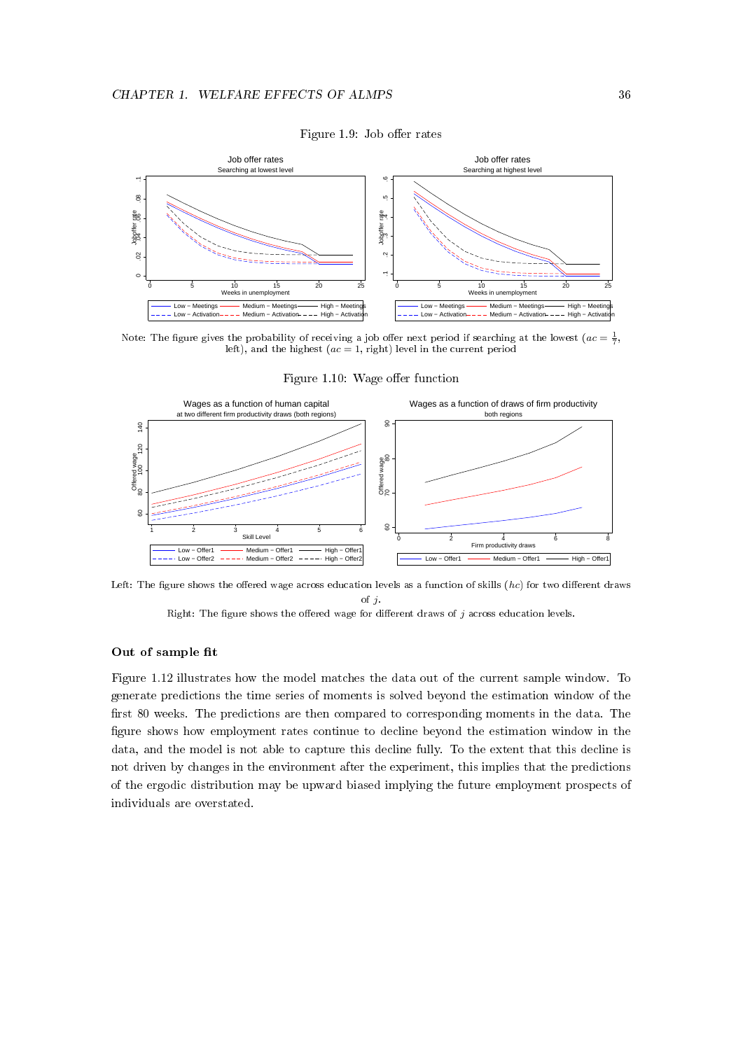Figure 1.9: Job offer rates

Job offer rates
Searching at lowest level

Job offer rate

0
.02
.04
.06
.08
.1

0
5
10
15
20
25
Weeks in unemployment

Low – Meetings
Medium – Meetings
High – Meetings
Low – Activation
Medium – Activation
High – Activation

Job offer rates
Searching at highest level

Job offer rate

.1
.2
.3
.4
.5
.6

0
5
10
15
20
25
Weeks in unemployment

Low – Meetings
Medium – Meetings
High – Meetings
Low – Activation
Medium – Activation
High – Activation

Note: The figure gives the probability of receiving a job offer next period if searching at the lowest ($ac = \frac{1}{7}$, left), and the highest ($ac = 1$, right) level in the current period

Figure 1.10: Wage offer function

Wages as a function of human capital
at two different firm productivity draws (both regions)

Offered wage

60
80
100
120
140

1
2
3
4
5
6
Skill Level

Low – Offer1
Medium – Offer1
High – Offer1
Low – Offer2
Medium – Offer2
High – Offer2

Wages as a function of draws of firm productivity
both regions

Offered wage

60
70
80
90

0
2
4
6
8
Firm productivity draws

Low – Offer1
Medium – Offer1
High – Offer1

Left: The figure shows the offered wage across education levels as a function of skills ($hc$) for two different draws of $j$.

Right: The figure shows the offered wage for different draws of $j$ across education levels.

### Out of sample fit

Figure 1.12 illustrates how the model matches the data out of the current sample window. To generate predictions the time series of moments is solved beyond the estimation window of the first 80 weeks. The predictions are then compared to corresponding moments in the data. The figure shows how employment rates continue to decline beyond the estimation window in the data, and the model is not able to capture this decline fully. To the extent that this decline is not driven by changes in the environment after the experiment, this implies that the predictions of the ergodic distribution may be upward biased implying the future employment prospects of individuals are overstated.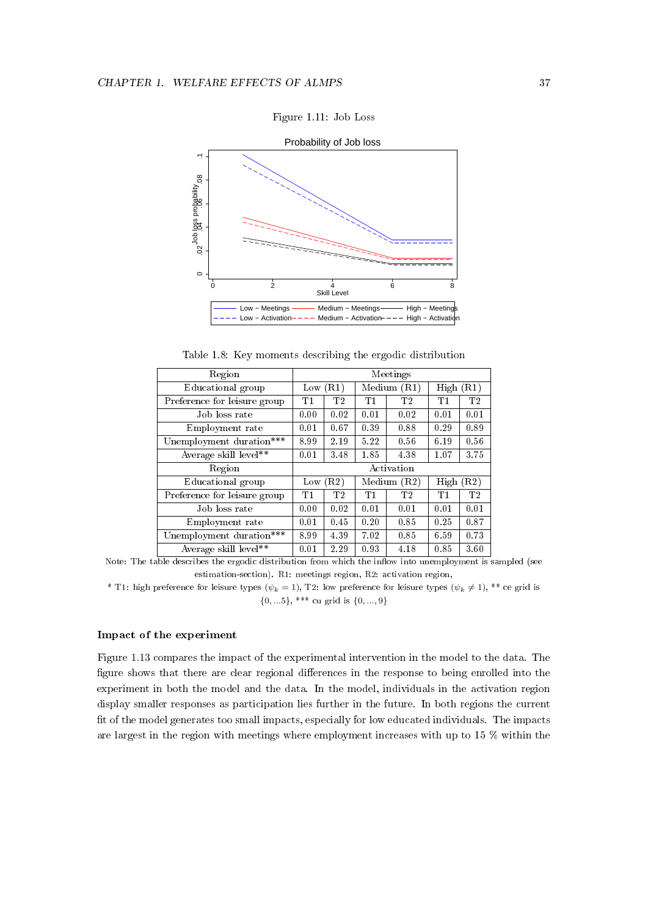Figure 1.11: Job Loss

Probability of Job loss

Job loss probability

0
.02
.04
.06
.08
.1

0
2
4
6
8

Skill Level

Low – Meetings
Medium – Meetings
High – Meetings
Low – Activation
Medium – Activation
High – Activation

Table 1.8: Key moments describing the ergodic distribution

| Region | Meetings | | | | | |
|---|---|---|---|---|---|---|
| Educational group | Low (R1) | | Medium (R1) | | High (R1) | |
| Preference for leisure group | T1 | T2 | T1 | T2 | T1 | T2 |
| Job loss rate | 0.00 | 0.02 | 0.01 | 0.02 | 0.01 | 0.01 |
| Employment rate | 0.01 | 0.67 | 0.39 | 0.88 | 0.29 | 0.89 |
| Unemployment duration*** | 8.99 | 2.19 | 5.22 | 0.56 | 6.19 | 0.56 |
| Average skill level** | 0.01 | 3.48 | 1.85 | 4.38 | 1.07 | 3.75 |
| Region | Activation | | | | | |
| Educational group | Low (R2) | | Medium (R2) | | High (R2) | |
| Preference for leisure group | T1 | T2 | T1 | T2 | T1 | T2 |
| Job loss rate | 0.00 | 0.02 | 0.01 | 0.01 | 0.01 | 0.01 |
| Employment rate | 0.01 | 0.45 | 0.20 | 0.85 | 0.25 | 0.87 |
| Unemployment duration*** | 8.99 | 4.39 | 7.02 | 0.85 | 6.59 | 0.73 |
| Average skill level** | 0.01 | 2.29 | 0.93 | 4.18 | 0.85 | 3.60 |

Note: The table describes the ergodic distribution from which the inflow into unemployment is sampled (see estimation-section). R1: meetings region, R2: activation region,

* T1: high preference for leisure types ($\psi_k = 1$), T2: low preference for leisure types ($\psi_k \neq 1$), ** ce grid is $\{0, ...5\}$, *** cu grid is $\{0, ..., 9\}$

#### Impact of the experiment

Figure 1.13 compares the impact of the experimental intervention in the model to the data. The figure shows that there are clear regional differences in the response to being enrolled into the experiment in both the model and the data. In the model, individuals in the activation region display smaller responses as participation lies further in the future. In both regions the current fit of the model generates too small impacts, especially for low educated individuals. The impacts are largest in the region with meetings where employment increases with up to 15 % within the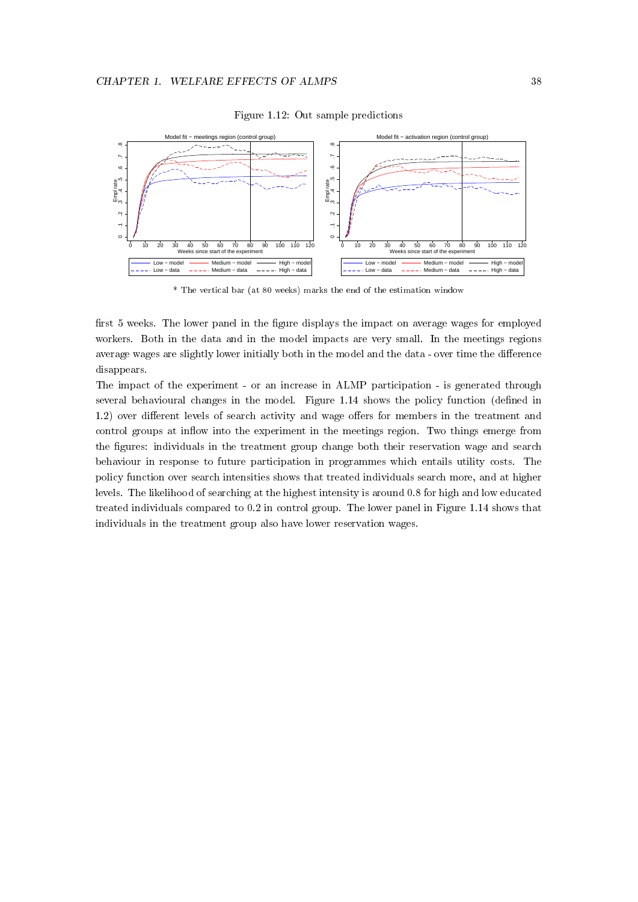Figure 1.12: Out sample predictions

Model fit − meetings region (control group)

Empl rate

0 .1 .2 .3 .4 .5 .6 .7 .8

0 10 20 30 40 50 60 70 80 90 100 110 120

Weeks since start of the experiment

Low − model, Medium − model, High − model, Low − data, Medium − data, High − data

Model fit − activation region (control group)

Empl rate

0 .1 .2 .3 .4 .5 .6 .7 .8

0 10 20 30 40 50 60 70 80 90 100 110 120

Weeks since start of the experiment

Low − model, Medium − model, High − model, Low − data, Medium − data, High − data

* The vertical bar (at 80 weeks) marks the end of the estimation window

first 5 weeks. The lower panel in the figure displays the impact on average wages for employed workers. Both in the data and in the model impacts are very small. In the meetings regions average wages are slightly lower initially both in the model and the data - over time the difference disappears.

The impact of the experiment - or an increase in ALMP participation - is generated through several behavioural changes in the model. Figure 1.14 shows the policy function (defined in 1.2) over different levels of search activity and wage offers for members in the treatment and control groups at inflow into the experiment in the meetings region. Two things emerge from the figures: individuals in the treatment group change both their reservation wage and search behaviour in response to future participation in programmes which entails utility costs. The policy function over search intensities shows that treated individuals search more, and at higher levels. The likelihood of searching at the highest intensity is around 0.8 for high and low educated treated individuals compared to 0.2 in control group. The lower panel in Figure 1.14 shows that individuals in the treatment group also have lower reservation wages.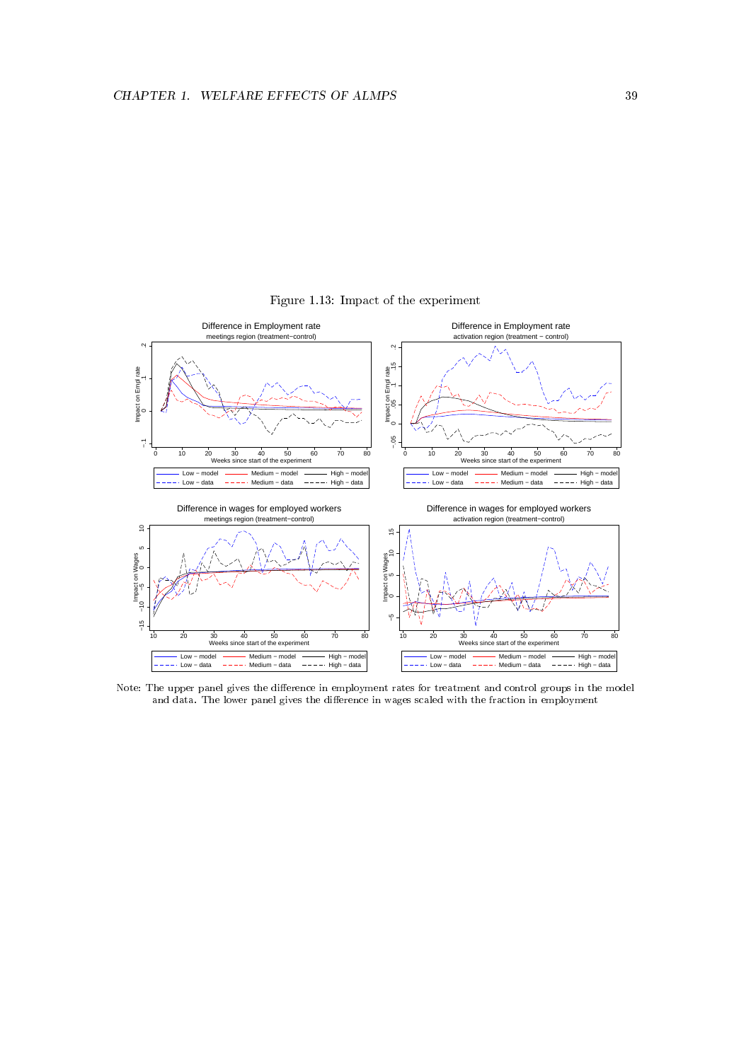Figure 1.13: Impact of the experiment

Difference in Employment rate
meetings region (treatment−control)

Impact on Empl rate

−.1
0
.1
.2

0 10 20 30 40 50 60 70 80

Weeks since start of the experiment

Low − model
Medium − model
High − model
Low − data
Medium − data
High − data

Difference in Employment rate
activation region (treatment − control)

Impact on Empl rate

−.05
0
.05
.1
.15
.2

0 10 20 30 40 50 60 70 80

Weeks since start of the experiment

Low − model
Medium − model
High − model
Low − data
Medium − data
High − data

Difference in wages for employed workers
meetings region (treatment−control)

Impact on Wages

−15
−10
−5
0
5
10

10 20 30 40 50 60 70 80

Weeks since start of the experiment

Low − model
Medium − model
High − model
Low − data
Medium − data
High − data

Difference in wages for employed workers
activation region (treatment−control)

Impact on Wages

−5
0
5
10
15

10 20 30 40 50 60 70 80

Weeks since start of the experiment

Low − model
Medium − model
High − model
Low − data
Medium − data
High − data

Note: The upper panel gives the difference in employment rates for treatment and control groups in the model and data. The lower panel gives the difference in wages scaled with the fraction in employment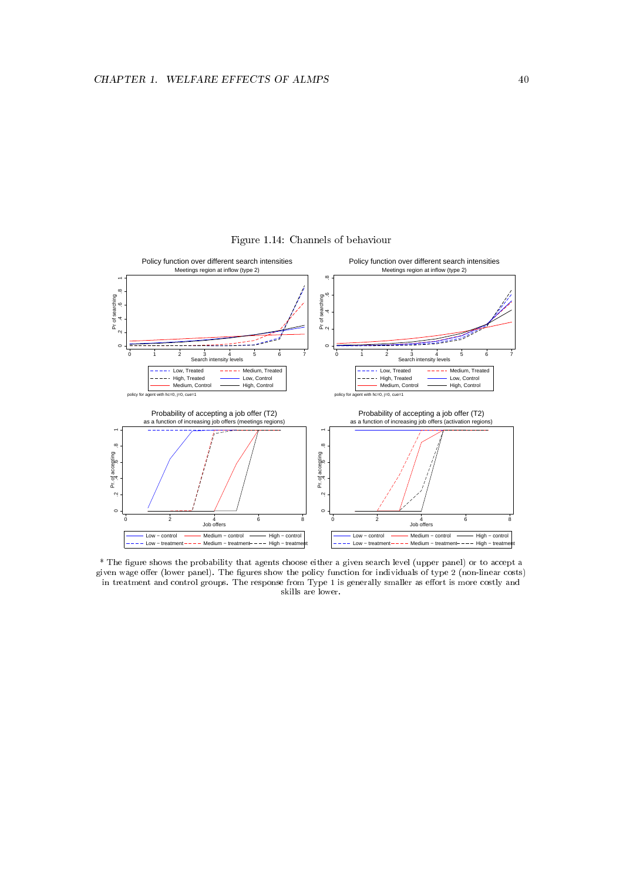Figure 1.14: Channels of behaviour

Policy function over different search intensities
Meetings region at inflow (type 2)

Pr of searching
0 .2 .4 .6 .8 1
0 1 2 3 4 5 6 7
Search intensity levels

Low, Treated
Medium, Treated
High, Treated
Low, Control
Medium, Control
High, Control

policy for agent with hc=0, j=0, cue=1

Policy function over different search intensities
Meetings region at inflow (type 2)

Pr of searching
0 .2 .4 .6 .8
0 1 2 3 4 5 6 7
Search intensity levels

Low, Treated
Medium, Treated
High, Treated
Low, Control
Medium, Control
High, Control

policy for agent with hc=0, j=0, cue=1

Probability of accepting a job offer (T2)
as a function of increasing job offers (meetings regions)

Pr. of accepting
0 .2 .4 .6 .8 1
0 2 4 6 8
Job offers

Low – control
Medium – control
High – control
Low – treatment
Medium – treatment
High – treatment

Probability of accepting a job offer (T2)
as a function of increasing job offers (activation regions)

Pr. of accepting
0 .2 .4 .6 .8 1
0 2 4 6 8
Job offers

Low – control
Medium – control
High – control
Low – treatment
Medium – treatment
High – treatment

* The figure shows the probability that agents choose either a given search level (upper panel) or to accept a given wage offer (lower panel). The figures show the policy function for individuals of type 2 (non-linear costs) in treatment and control groups. The response from Type 1 is generally smaller as effort is more costly and skills are lower.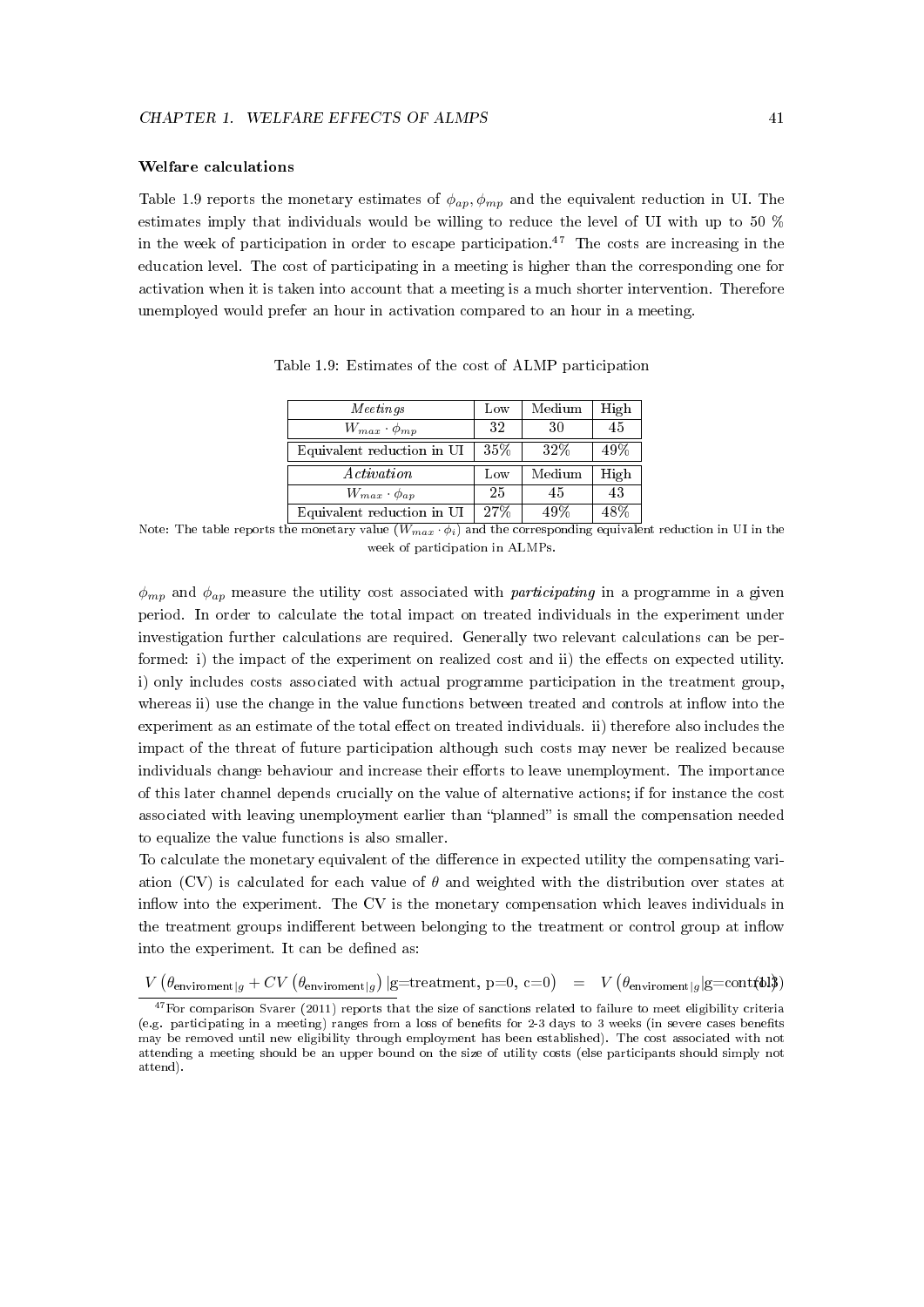#### Welfare calculations

Table 1.9 reports the monetary estimates of $\phi_{ap}, \phi_{mp}$ and the equivalent reduction in UI. The estimates imply that individuals would be willing to reduce the level of UI with up to 50 % in the week of participation in order to escape participation.[47] The costs are increasing in the education level. The cost of participating in a meeting is higher than the corresponding one for activation when it is taken into account that a meeting is a much shorter intervention. Therefore unemployed would prefer an hour in activation compared to an hour in a meeting.

Table 1.9: Estimates of the cost of ALMP participation

| *Meetings* | Low | Medium | High |
|---|---|---|---|
| $W_{max} \cdot \phi_{mp}$ | 32 | 30 | 45 |
| Equivalent reduction in UI | 35% | 32% | 49% |
| *Activation* | Low | Medium | High |
| $W_{max} \cdot \phi_{ap}$ | 25 | 45 | 43 |
| Equivalent reduction in UI | 27% | 49% | 48% |

Note: The table reports the monetary value ($W_{max} \cdot \phi_i$) and the corresponding equivalent reduction in UI in the week of participation in ALMPs.

$\phi_{mp}$ and $\phi_{ap}$ measure the utility cost associated with ***participating*** in a programme in a given period. In order to calculate the total impact on treated individuals in the experiment under investigation further calculations are required. Generally two relevant calculations can be performed: i) the impact of the experiment on realized cost and ii) the effects on expected utility. i) only includes costs associated with actual programme participation in the treatment group, whereas ii) use the change in the value functions between treated and controls at inflow into the experiment as an estimate of the total effect on treated individuals. ii) therefore also includes the impact of the threat of future participation although such costs may never be realized because individuals change behaviour and increase their efforts to leave unemployment. The importance of this later channel depends crucially on the value of alternative actions; if for instance the cost associated with leaving unemployment earlier than "planned" is small the compensation needed to equalize the value functions is also smaller.

To calculate the monetary equivalent of the difference in expected utility the compensating variation (CV) is calculated for each value of $\theta$ and weighted with the distribution over states at inflow into the experiment. The CV is the monetary compensation which leaves individuals in the treatment groups indifferent between belonging to the treatment or control group at inflow into the experiment. It can be defined as:

$$V\left(\theta_{\text{enviroment}|g} + CV\left(\theta_{\text{enviroment}|g}\right)|\text{g=treatment, p=0, c=0}\right) \quad = \quad V\left(\theta_{\text{enviroment}|g}|\text{g=control}\right) \tag{1.13}$$

[47] For comparison Svarer (2011) reports that the size of sanctions related to failure to meet eligibility criteria (e.g. participating in a meeting) ranges from a loss of benefits for 2-3 days to 3 weeks (in severe cases benefits may be removed until new eligibility through employment has been established). The cost associated with not attending a meeting should be an upper bound on the size of utility costs (else participants should simply not attend).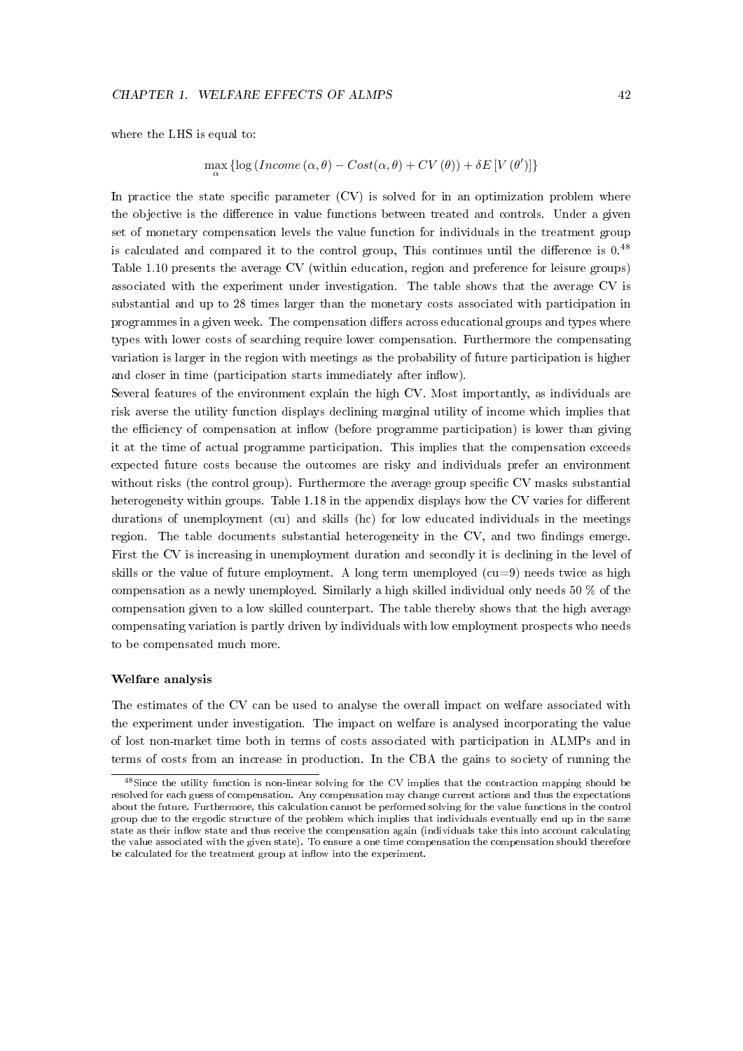where the LHS is equal to:

$$\max_{\alpha} \{\log (Income\,(\alpha, \theta) - Cost(\alpha, \theta) + CV\,(\theta)) + \delta E\,[V\,(\theta')]\}$$

In practice the state specific parameter (CV) is solved for in an optimization problem where the objective is the difference in value functions between treated and controls. Under a given set of monetary compensation levels the value function for individuals in the treatment group is calculated and compared it to the control group, This continues until the difference is 0.[48] Table 1.10 presents the average CV (within education, region and preference for leisure groups) associated with the experiment under investigation. The table shows that the average CV is substantial and up to 28 times larger than the monetary costs associated with participation in programmes in a given week. The compensation differs across educational groups and types where types with lower costs of searching require lower compensation. Furthermore the compensating variation is larger in the region with meetings as the probability of future participation is higher and closer in time (participation starts immediately after inflow).

Several features of the environment explain the high CV. Most importantly, as individuals are risk averse the utility function displays declining marginal utility of income which implies that the efficiency of compensation at inflow (before programme participation) is lower than giving it at the time of actual programme participation. This implies that the compensation exceeds expected future costs because the outcomes are risky and individuals prefer an environment without risks (the control group). Furthermore the average group specific CV masks substantial heterogeneity within groups. Table 1.18 in the appendix displays how the CV varies for different durations of unemployment (cu) and skills (hc) for low educated individuals in the meetings region. The table documents substantial heterogeneity in the CV, and two findings emerge. First the CV is increasing in unemployment duration and secondly it is declining in the level of skills or the value of future employment. A long term unemployed (cu=9) needs twice as high compensation as a newly unemployed. Similarly a high skilled individual only needs 50 % of the compensation given to a low skilled counterpart. The table thereby shows that the high average compensating variation is partly driven by individuals with low employment prospects who needs to be compensated much more.

#### Welfare analysis

The estimates of the CV can be used to analyse the overall impact on welfare associated with the experiment under investigation. The impact on welfare is analysed incorporating the value of lost non-market time both in terms of costs associated with participation in ALMPs and in terms of costs from an increase in production. In the CBA the gains to society of running the

[48] Since the utility function is non-linear solving for the CV implies that the contraction mapping should be resolved for each guess of compensation. Any compensation may change current actions and thus the expectations about the future. Furthermore, this calculation cannot be performed solving for the value functions in the control group due to the ergodic structure of the problem which implies that individuals eventually end up in the same state as their inflow state and thus receive the compensation again (individuals take this into account calculating the value associated with the given state). To ensure a one time compensation the compensation should therefore be calculated for the treatment group at inflow into the experiment.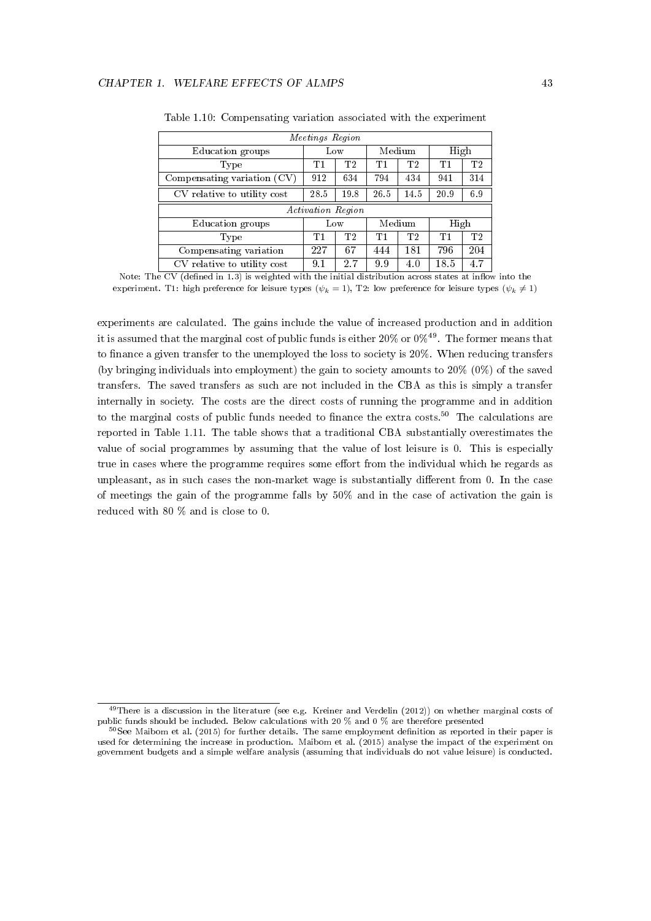Table 1.10: Compensating variation associated with the experiment

| *Meetings Region* | | | | | | |
|---|---|---|---|---|---|---|
| Education groups | Low | | Medium | | High | |
| Type | T1 | T2 | T1 | T2 | T1 | T2 |
| Compensating variation (CV) | 912 | 634 | 794 | 434 | 941 | 314 |
| CV relative to utility cost | 28.5 | 19.8 | 26.5 | 14.5 | 20.9 | 6.9 |
| *Activation Region* | | | | | | |
| Education groups | Low | | Medium | | High | |
| Type | T1 | T2 | T1 | T2 | T1 | T2 |
| Compensating variation | 227 | 67 | 444 | 181 | 796 | 204 |
| CV relative to utility cost | 9.1 | 2.7 | 9.9 | 4.0 | 18.5 | 4.7 |

Note: The CV (defined in 1.3) is weighted with the initial distribution across states at inflow into the experiment. T1: high preference for leisure types ($\psi_k = 1$), T2: low preference for leisure types ($\psi_k \neq 1$)

experiments are calculated. The gains include the value of increased production and in addition it is assumed that the marginal cost of public funds is either 20% or 0%[49]. The former means that to finance a given transfer to the unemployed the loss to society is 20%. When reducing transfers (by bringing individuals into employment) the gain to society amounts to 20% (0%) of the saved transfers. The saved transfers as such are not included in the CBA as this is simply a transfer internally in society. The costs are the direct costs of running the programme and in addition to the marginal costs of public funds needed to finance the extra costs.[50] The calculations are reported in Table 1.11. The table shows that a traditional CBA substantially overestimates the value of social programmes by assuming that the value of lost leisure is 0. This is especially true in cases where the programme requires some effort from the individual which he regards as unpleasant, as in such cases the non-market wage is substantially different from 0. In the case of meetings the gain of the programme falls by 50% and in the case of activation the gain is reduced with 80 % and is close to 0.

[49] There is a discussion in the literature (see e.g. Kreiner and Verdelin (2012)) on whether marginal costs of public funds should be included. Below calculations with 20 % and 0 % are therefore presented

[50] See Maibom et al. (2015) for further details. The same employment definition as reported in their paper is used for determining the increase in production. Maibom et al. (2015) analyse the impact of the experiment on government budgets and a simple welfare analysis (assuming that individuals do not value leisure) is conducted.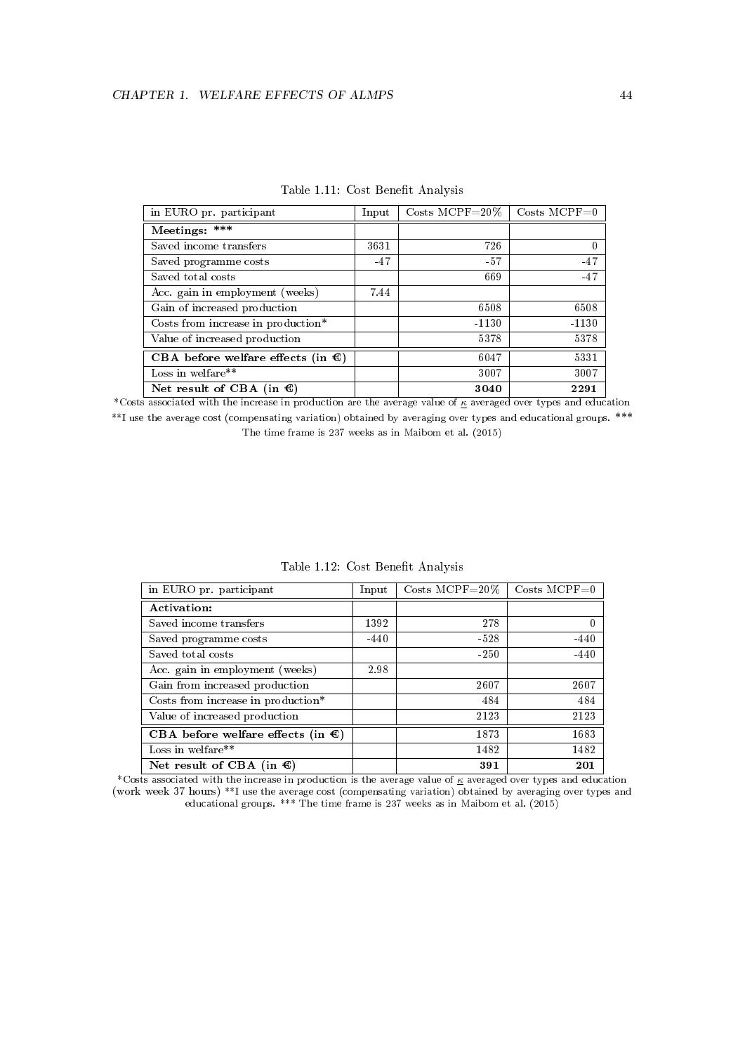Table 1.11: Cost Benefit Analysis

| in EURO pr. participant | Input | Costs MCPF=20% | Costs MCPF=0 |
|---|---|---|---|
| **Meetings: \*\*\*** | | | |
| Saved income transfers | 3631 | 726 | 0 |
| Saved programme costs | -47 | -57 | -47 |
| Saved total costs | | 669 | -47 |
| Acc. gain in employment (weeks) | 7.44 | | |
| Gain of increased production | | 6508 | 6508 |
| Costs from increase in production* | | -1130 | -1130 |
| Value of increased production | | 5378 | 5378 |
| **CBA before welfare effects (in €)** | | 6047 | 5331 |
| Loss in welfare** | | 3007 | 3007 |
| **Net result of CBA (in €)** | | **3040** | **2291** |

*Costs associated with the increase in production are the average value of $\underline{\kappa}$ averaged over types and education **I use the average cost (compensating variation) obtained by averaging over types and educational groups. *** The time frame is 237 weeks as in Maibom et al. (2015)

Table 1.12: Cost Benefit Analysis

| in EURO pr. participant | Input | Costs MCPF=20% | Costs MCPF=0 |
|---|---|---|---|
| **Activation:** | | | |
| Saved income transfers | 1392 | 278 | 0 |
| Saved programme costs | -440 | -528 | -440 |
| Saved total costs | | -250 | -440 |
| Acc. gain in employment (weeks) | 2.98 | | |
| Gain from increased production | | 2607 | 2607 |
| Costs from increase in production* | | 484 | 484 |
| Value of increased production | | 2123 | 2123 |
| **CBA before welfare effects (in €)** | | 1873 | 1683 |
| Loss in welfare** | | 1482 | 1482 |
| **Net result of CBA (in €)** | | **391** | **201** |

*Costs associated with the increase in production is the average value of $\underline{\kappa}$ averaged over types and education (work week 37 hours) **I use the average cost (compensating variation) obtained by averaging over types and educational groups. *** The time frame is 237 weeks as in Maibom et al. (2015)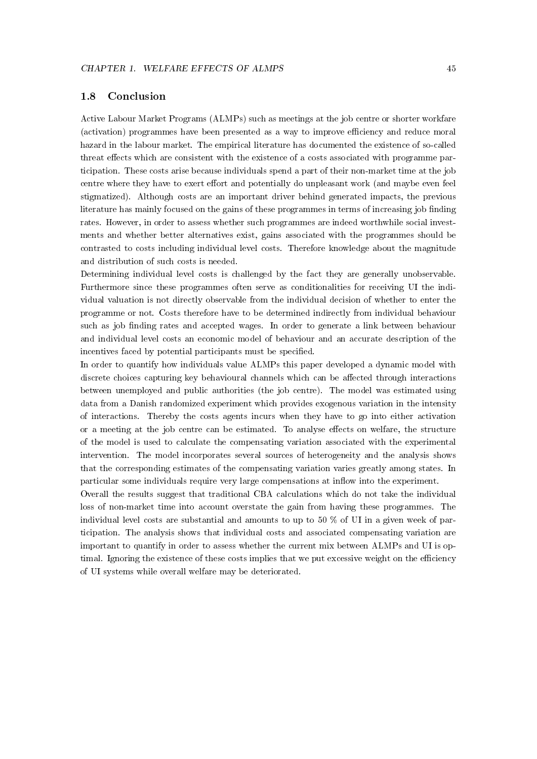## 1.8 Conclusion

Active Labour Market Programs (ALMPs) such as meetings at the job centre or shorter workfare (activation) programmes have been presented as a way to improve efficiency and reduce moral hazard in the labour market. The empirical literature has documented the existence of so-called threat effects which are consistent with the existence of a costs associated with programme participation. These costs arise because individuals spend a part of their non-market time at the job centre where they have to exert effort and potentially do unpleasant work (and maybe even feel stigmatized). Although costs are an important driver behind generated impacts, the previous literature has mainly focused on the gains of these programmes in terms of increasing job finding rates. However, in order to assess whether such programmes are indeed worthwhile social investments and whether better alternatives exist, gains associated with the programmes should be contrasted to costs including individual level costs. Therefore knowledge about the magnitude and distribution of such costs is needed.

Determining individual level costs is challenged by the fact they are generally unobservable. Furthermore since these programmes often serve as conditionalities for receiving UI the individual valuation is not directly observable from the individual decision of whether to enter the programme or not. Costs therefore have to be determined indirectly from individual behaviour such as job finding rates and accepted wages. In order to generate a link between behaviour and individual level costs an economic model of behaviour and an accurate description of the incentives faced by potential participants must be specified.

In order to quantify how individuals value ALMPs this paper developed a dynamic model with discrete choices capturing key behavioural channels which can be affected through interactions between unemployed and public authorities (the job centre). The model was estimated using data from a Danish randomized experiment which provides exogenous variation in the intensity of interactions. Thereby the costs agents incurs when they have to go into either activation or a meeting at the job centre can be estimated. To analyse effects on welfare, the structure of the model is used to calculate the compensating variation associated with the experimental intervention. The model incorporates several sources of heterogeneity and the analysis shows that the corresponding estimates of the compensating variation varies greatly among states. In particular some individuals require very large compensations at inflow into the experiment.

Overall the results suggest that traditional CBA calculations which do not take the individual loss of non-market time into account overstate the gain from having these programmes. The individual level costs are substantial and amounts to up to 50 % of UI in a given week of participation. The analysis shows that individual costs and associated compensating variation are important to quantify in order to assess whether the current mix between ALMPs and UI is optimal. Ignoring the existence of these costs implies that we put excessive weight on the efficiency of UI systems while overall welfare may be deteriorated.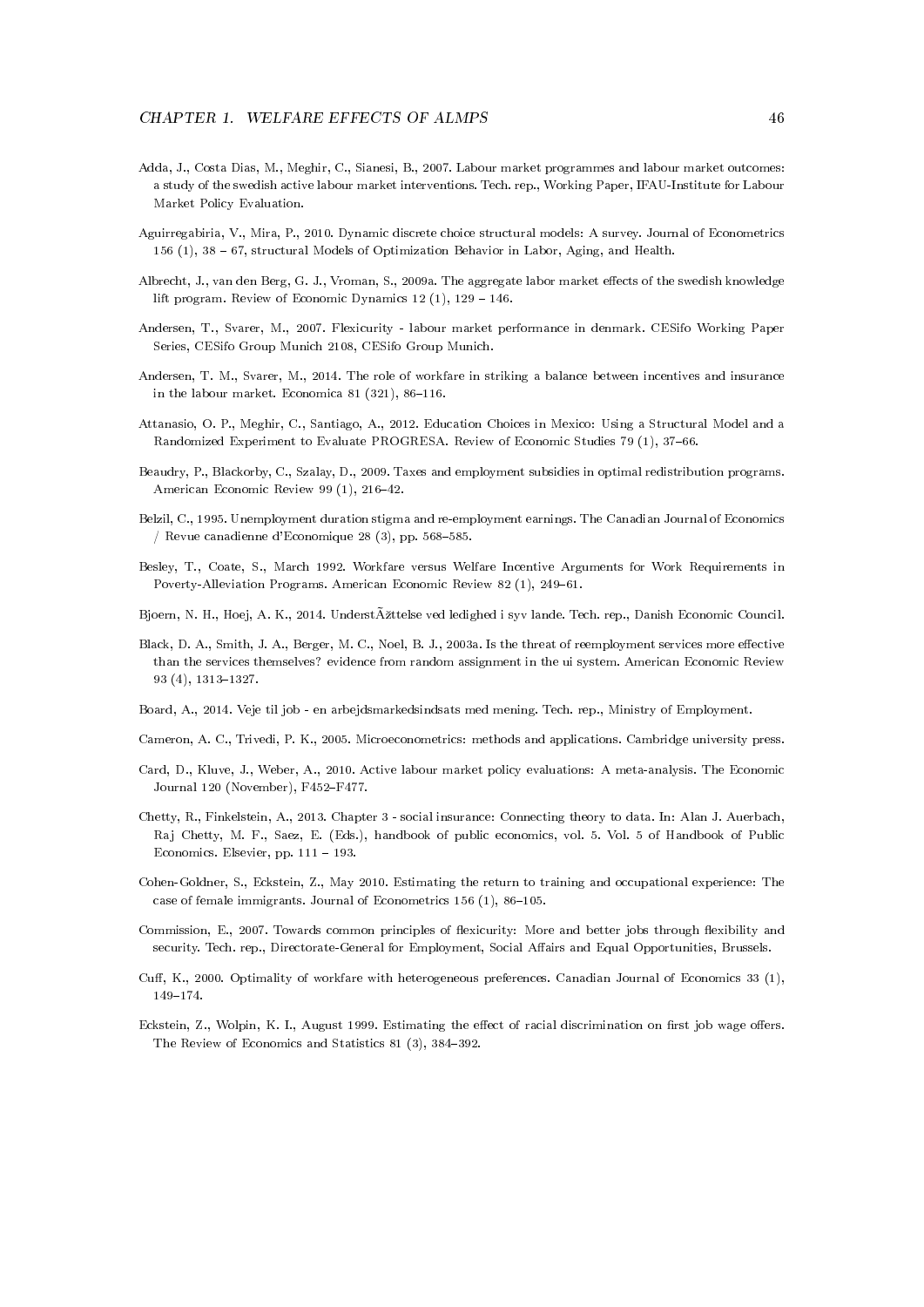Adda, J., Costa Dias, M., Meghir, C., Sianesi, B., 2007. Labour market programmes and labour market outcomes: a study of the swedish active labour market interventions. Tech. rep., Working Paper, IFAU-Institute for Labour Market Policy Evaluation.

Aguirregabiria, V., Mira, P., 2010. Dynamic discrete choice structural models: A survey. Journal of Econometrics 156 (1), 38 – 67, structural Models of Optimization Behavior in Labor, Aging, and Health.

Albrecht, J., van den Berg, G. J., Vroman, S., 2009a. The aggregate labor market effects of the swedish knowledge lift program. Review of Economic Dynamics 12 (1), 129 – 146.

Andersen, T., Svarer, M., 2007. Flexicurity - labour market performance in denmark. CESifo Working Paper Series, CESifo Group Munich 2108, CESifo Group Munich.

Andersen, T. M., Svarer, M., 2014. The role of workfare in striking a balance between incentives and insurance in the labour market. Economica 81 (321), 86–116.

Attanasio, O. P., Meghir, C., Santiago, A., 2012. Education Choices in Mexico: Using a Structural Model and a Randomized Experiment to Evaluate PROGRESA. Review of Economic Studies 79 (1), 37–66.

Beaudry, P., Blackorby, C., Szalay, D., 2009. Taxes and employment subsidies in optimal redistribution programs. American Economic Review 99 (1), 216–42.

Belzil, C., 1995. Unemployment duration stigma and re-employment earnings. The Canadian Journal of Economics / Revue canadienne d'Economique 28 (3), pp. 568–585.

Besley, T., Coate, S., March 1992. Workfare versus Welfare Incentive Arguments for Work Requirements in Poverty-Alleviation Programs. American Economic Review 82 (1), 249–61.

Bjoern, N. H., Hoej, A. K., 2014. UnderstÃžttelse ved ledighed i syv lande. Tech. rep., Danish Economic Council.

Black, D. A., Smith, J. A., Berger, M. C., Noel, B. J., 2003a. Is the threat of reemployment services more effective than the services themselves? evidence from random assignment in the ui system. American Economic Review 93 (4), 1313–1327.

Board, A., 2014. Veje til job - en arbejdsmarkedsindsats med mening. Tech. rep., Ministry of Employment.

Cameron, A. C., Trivedi, P. K., 2005. Microeconometrics: methods and applications. Cambridge university press.

Card, D., Kluve, J., Weber, A., 2010. Active labour market policy evaluations: A meta-analysis. The Economic Journal 120 (November), F452–F477.

Chetty, R., Finkelstein, A., 2013. Chapter 3 - social insurance: Connecting theory to data. In: Alan J. Auerbach, Raj Chetty, M. F., Saez, E. (Eds.), handbook of public economics, vol. 5. Vol. 5 of Handbook of Public Economics. Elsevier, pp. 111 – 193.

Cohen-Goldner, S., Eckstein, Z., May 2010. Estimating the return to training and occupational experience: The case of female immigrants. Journal of Econometrics 156 (1), 86–105.

Commission, E., 2007. Towards common principles of flexicurity: More and better jobs through flexibility and security. Tech. rep., Directorate-General for Employment, Social Affairs and Equal Opportunities, Brussels.

Cuff, K., 2000. Optimality of workfare with heterogeneous preferences. Canadian Journal of Economics 33 (1), 149–174.

Eckstein, Z., Wolpin, K. I., August 1999. Estimating the effect of racial discrimination on first job wage offers. The Review of Economics and Statistics 81 (3), 384–392.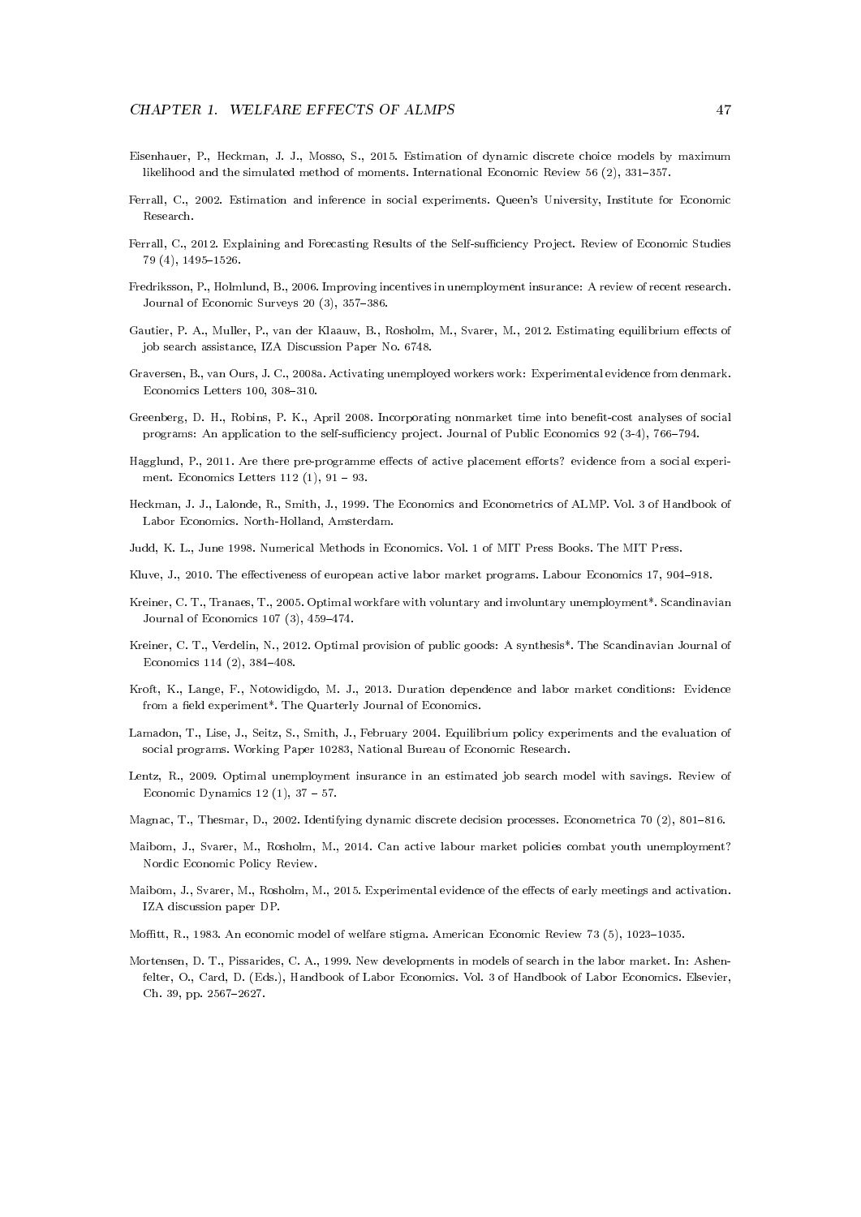Eisenhauer, P., Heckman, J. J., Mosso, S., 2015. Estimation of dynamic discrete choice models by maximum likelihood and the simulated method of moments. International Economic Review 56 (2), 331–357.

Ferrall, C., 2002. Estimation and inference in social experiments. Queen's University, Institute for Economic Research.

Ferrall, C., 2012. Explaining and Forecasting Results of the Self-sufficiency Project. Review of Economic Studies 79 (4), 1495–1526.

Fredriksson, P., Holmlund, B., 2006. Improving incentives in unemployment insurance: A review of recent research. Journal of Economic Surveys 20 (3), 357–386.

Gautier, P. A., Muller, P., van der Klaauw, B., Rosholm, M., Svarer, M., 2012. Estimating equilibrium effects of job search assistance, IZA Discussion Paper No. 6748.

Graversen, B., van Ours, J. C., 2008a. Activating unemployed workers work: Experimental evidence from denmark. Economics Letters 100, 308–310.

Greenberg, D. H., Robins, P. K., April 2008. Incorporating nonmarket time into benefit-cost analyses of social programs: An application to the self-sufficiency project. Journal of Public Economics 92 (3-4), 766–794.

Hagglund, P., 2011. Are there pre-programme effects of active placement efforts? evidence from a social experiment. Economics Letters 112 (1), 91 – 93.

Heckman, J. J., Lalonde, R., Smith, J., 1999. The Economics and Econometrics of ALMP. Vol. 3 of Handbook of Labor Economics. North-Holland, Amsterdam.

Judd, K. L., June 1998. Numerical Methods in Economics. Vol. 1 of MIT Press Books. The MIT Press.

Kluve, J., 2010. The effectiveness of european active labor market programs. Labour Economics 17, 904–918.

Kreiner, C. T., Tranaes, T., 2005. Optimal workfare with voluntary and involuntary unemployment*. Scandinavian Journal of Economics 107 (3), 459–474.

Kreiner, C. T., Verdelin, N., 2012. Optimal provision of public goods: A synthesis*. The Scandinavian Journal of Economics 114 (2), 384–408.

Kroft, K., Lange, F., Notowidigdo, M. J., 2013. Duration dependence and labor market conditions: Evidence from a field experiment*. The Quarterly Journal of Economics.

Lamadon, T., Lise, J., Seitz, S., Smith, J., February 2004. Equilibrium policy experiments and the evaluation of social programs. Working Paper 10283, National Bureau of Economic Research.

Lentz, R., 2009. Optimal unemployment insurance in an estimated job search model with savings. Review of Economic Dynamics 12 (1), 37 – 57.

Magnac, T., Thesmar, D., 2002. Identifying dynamic discrete decision processes. Econometrica 70 (2), 801–816.

Maibom, J., Svarer, M., Rosholm, M., 2014. Can active labour market policies combat youth unemployment? Nordic Economic Policy Review.

Maibom, J., Svarer, M., Rosholm, M., 2015. Experimental evidence of the effects of early meetings and activation. IZA discussion paper DP.

Moffitt, R., 1983. An economic model of welfare stigma. American Economic Review 73 (5), 1023–1035.

Mortensen, D. T., Pissarides, C. A., 1999. New developments in models of search in the labor market. In: Ashenfelter, O., Card, D. (Eds.), Handbook of Labor Economics. Vol. 3 of Handbook of Labor Economics. Elsevier, Ch. 39, pp. 2567–2627.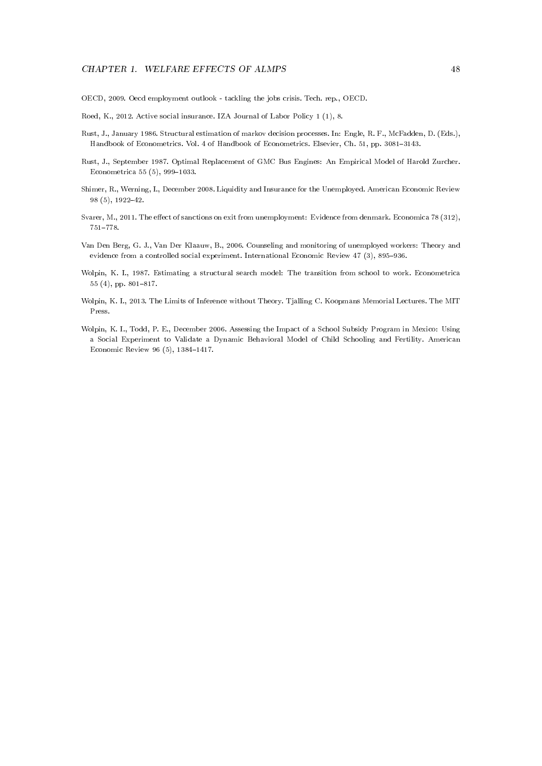OECD, 2009. Oecd employment outlook - tackling the jobs crisis. Tech. rep., OECD.

Roed, K., 2012. Active social insurance. IZA Journal of Labor Policy 1 (1), 8.

Rust, J., January 1986. Structural estimation of markov decision processes. In: Engle, R. F., McFadden, D. (Eds.), Handbook of Econometrics. Vol. 4 of Handbook of Econometrics. Elsevier, Ch. 51, pp. 3081–3143.

Rust, J., September 1987. Optimal Replacement of GMC Bus Engines: An Empirical Model of Harold Zurcher. Econometrica 55 (5), 999–1033.

Shimer, R., Werning, I., December 2008. Liquidity and Insurance for the Unemployed. American Economic Review 98 (5), 1922–42.

Svarer, M., 2011. The effect of sanctions on exit from unemployment: Evidence from denmark. Economica 78 (312), 751–778.

Van Den Berg, G. J., Van Der Klaauw, B., 2006. Counseling and monitoring of unemployed workers: Theory and evidence from a controlled social experiment. International Economic Review 47 (3), 895–936.

Wolpin, K. I., 1987. Estimating a structural search model: The transition from school to work. Econometrica 55 (4), pp. 801–817.

Wolpin, K. I., 2013. The Limits of Inference without Theory. Tjalling C. Koopmans Memorial Lectures. The MIT Press.

Wolpin, K. I., Todd, P. E., December 2006. Assessing the Impact of a School Subsidy Program in Mexico: Using a Social Experiment to Validate a Dynamic Behavioral Model of Child Schooling and Fertility. American Economic Review 96 (5), 1384–1417.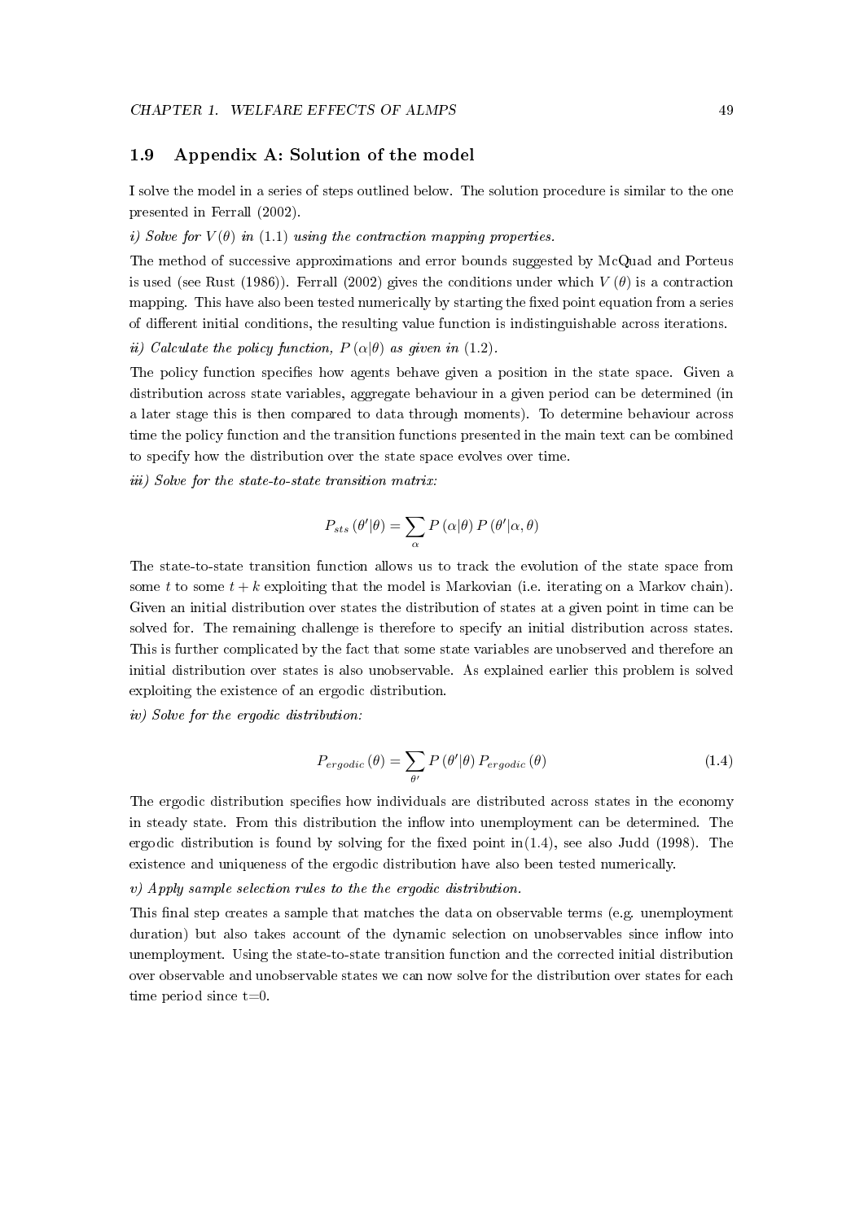## 1.9 Appendix A: Solution of the model

I solve the model in a series of steps outlined below. The solution procedure is similar to the one presented in Ferrall (2002).

*i) Solve for $V(\theta)$ in (1.1) using the contraction mapping properties.*

The method of successive approximations and error bounds suggested by McQuad and Porteus is used (see Rust (1986)). Ferrall (2002) gives the conditions under which $V(\theta)$ is a contraction mapping. This have also been tested numerically by starting the fixed point equation from a series of different initial conditions, the resulting value function is indistinguishable across iterations.

*ii) Calculate the policy function, $P(\alpha|\theta)$ as given in (1.2).*

The policy function specifies how agents behave given a position in the state space. Given a distribution across state variables, aggregate behaviour in a given period can be determined (in a later stage this is then compared to data through moments). To determine behaviour across time the policy function and the transition functions presented in the main text can be combined to specify how the distribution over the state space evolves over time.

*iii) Solve for the state-to-state transition matrix:*

$$P_{sts}(\theta'|\theta) = \sum_{\alpha} P(\alpha|\theta) P(\theta'|\alpha, \theta)$$

The state-to-state transition function allows us to track the evolution of the state space from some $t$ to some $t+k$ exploiting that the model is Markovian (i.e. iterating on a Markov chain). Given an initial distribution over states the distribution of states at a given point in time can be solved for. The remaining challenge is therefore to specify an initial distribution across states. This is further complicated by the fact that some state variables are unobserved and therefore an initial distribution over states is also unobservable. As explained earlier this problem is solved exploiting the existence of an ergodic distribution.

*iv) Solve for the ergodic distribution:*

$$P_{ergodic}(\theta) = \sum_{\theta'} P(\theta'|\theta) P_{ergodic}(\theta) \tag{1.4}$$

The ergodic distribution specifies how individuals are distributed across states in the economy in steady state. From this distribution the inflow into unemployment can be determined. The ergodic distribution is found by solving for the fixed point in(1.4), see also Judd (1998). The existence and uniqueness of the ergodic distribution have also been tested numerically.

*v) Apply sample selection rules to the the ergodic distribution.*

This final step creates a sample that matches the data on observable terms (e.g. unemployment duration) but also takes account of the dynamic selection on unobservables since inflow into unemployment. Using the state-to-state transition function and the corrected initial distribution over observable and unobservable states we can now solve for the distribution over states for each time period since t=0.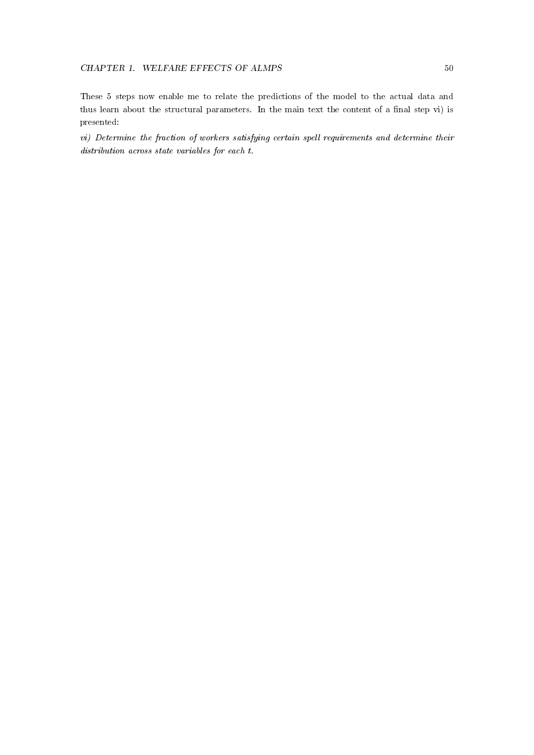These 5 steps now enable me to relate the predictions of the model to the actual data and thus learn about the structural parameters. In the main text the content of a final step vi) is presented:

*vi) Determine the fraction of workers satisfying certain spell requirements and determine their distribution across state variables for each $t$.*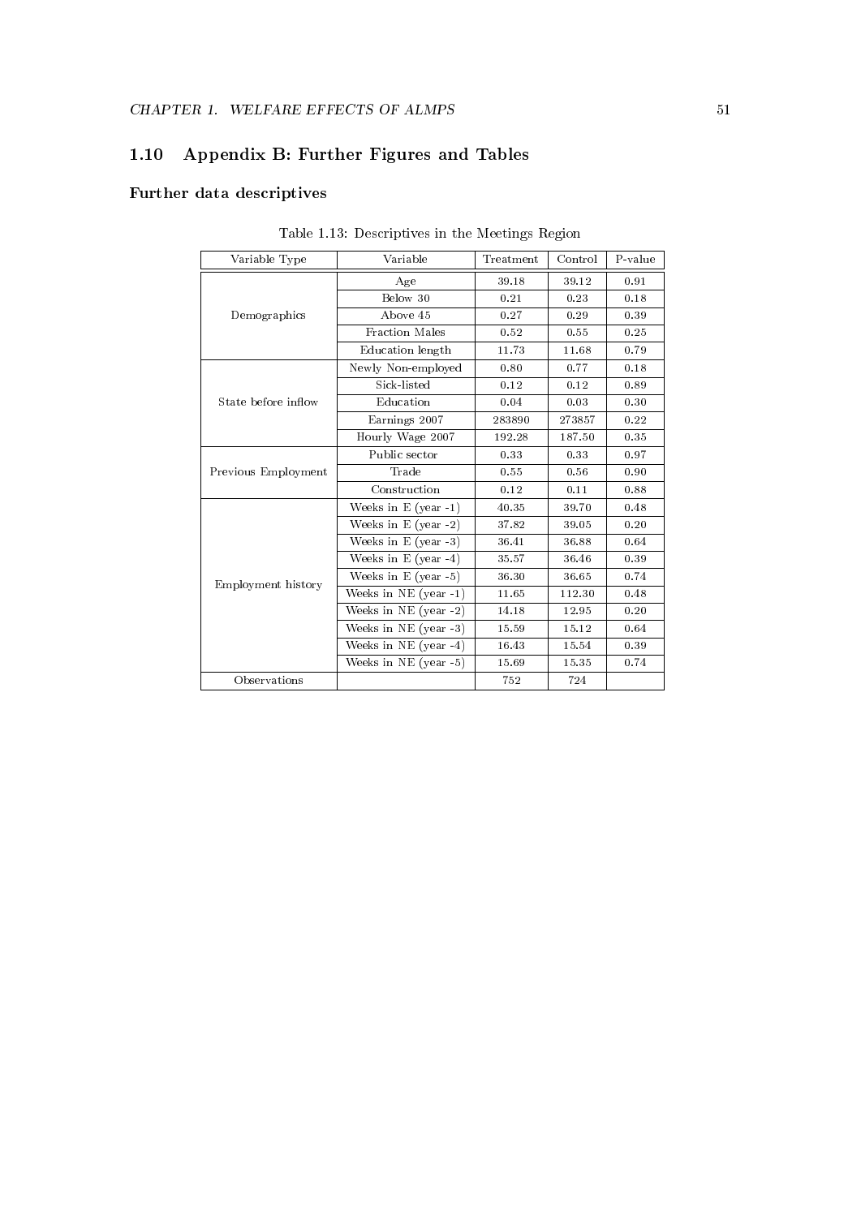## 1.10 Appendix B: Further Figures and Tables

### Further data descriptives

Table 1.13: Descriptives in the Meetings Region

| Variable Type | Variable | Treatment | Control | P-value |
|---|---|---|---|---|
| Demographics | Age | 39.18 | 39.12 | 0.91 |
| | Below 30 | 0.21 | 0.23 | 0.18 |
| | Above 45 | 0.27 | 0.29 | 0.39 |
| | Fraction Males | 0.52 | 0.55 | 0.25 |
| | Education length | 11.73 | 11.68 | 0.79 |
| State before inflow | Newly Non-employed | 0.80 | 0.77 | 0.18 |
| | Sick-listed | 0.12 | 0.12 | 0.89 |
| | Education | 0.04 | 0.03 | 0.30 |
| | Earnings 2007 | 283890 | 273857 | 0.22 |
| | Hourly Wage 2007 | 192.28 | 187.50 | 0.35 |
| Previous Employment | Public sector | 0.33 | 0.33 | 0.97 |
| | Trade | 0.55 | 0.56 | 0.90 |
| | Construction | 0.12 | 0.11 | 0.88 |
| Employment history | Weeks in E (year -1) | 40.35 | 39.70 | 0.48 |
| | Weeks in E (year -2) | 37.82 | 39.05 | 0.20 |
| | Weeks in E (year -3) | 36.41 | 36.88 | 0.64 |
| | Weeks in E (year -4) | 35.57 | 36.46 | 0.39 |
| | Weeks in E (year -5) | 36.30 | 36.65 | 0.74 |
| | Weeks in NE (year -1) | 11.65 | 112.30 | 0.48 |
| | Weeks in NE (year -2) | 14.18 | 12.95 | 0.20 |
| | Weeks in NE (year -3) | 15.59 | 15.12 | 0.64 |
| | Weeks in NE (year -4) | 16.43 | 15.54 | 0.39 |
| | Weeks in NE (year -5) | 15.69 | 15.35 | 0.74 |
| Observations | | 752 | 724 | |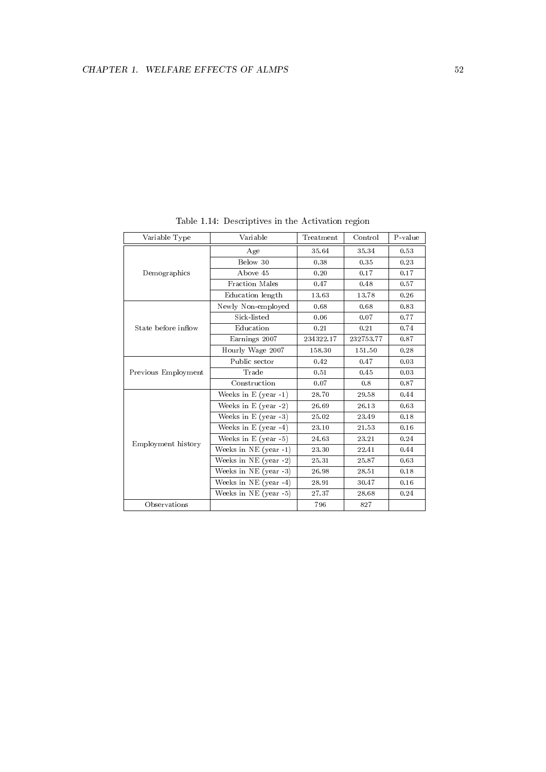Table 1.14: Descriptives in the Activation region

| Variable Type | Variable | Treatment | Control | P-value |
|---|---|---|---|---|
| Demographics | Age | 35.64 | 35.34 | 0.53 |
| | Below 30 | 0.38 | 0.35 | 0.23 |
| | Above 45 | 0.20 | 0.17 | 0.17 |
| | Fraction Males | 0.47 | 0.48 | 0.57 |
| | Education length | 13.63 | 13.78 | 0.26 |
| State before inflow | Newly Non-employed | 0.68 | 0.68 | 0.83 |
| | Sick-listed | 0.06 | 0.07 | 0.77 |
| | Education | 0.21 | 0.21 | 0.74 |
| | Earnings 2007 | 234322.17 | 232753.77 | 0.87 |
| | Hourly Wage 2007 | 158.30 | 151.50 | 0.28 |
| Previous Employment | Public sector | 0.42 | 0.47 | 0.03 |
| | Trade | 0.51 | 0.45 | 0.03 |
| | Construction | 0.07 | 0.8 | 0.87 |
| Employment history | Weeks in E (year -1) | 28.70 | 29.58 | 0.44 |
| | Weeks in E (year -2) | 26.69 | 26.13 | 0.63 |
| | Weeks in E (year -3) | 25.02 | 23.49 | 0.18 |
| | Weeks in E (year -4) | 23.10 | 21.53 | 0.16 |
| | Weeks in E (year -5) | 24.63 | 23.21 | 0.24 |
| | Weeks in NE (year -1) | 23.30 | 22.41 | 0.44 |
| | Weeks in NE (year -2) | 25.31 | 25.87 | 0.63 |
| | Weeks in NE (year -3) | 26.98 | 28.51 | 0.18 |
| | Weeks in NE (year -4) | 28.91 | 30.47 | 0.16 |
| | Weeks in NE (year -5) | 27.37 | 28.68 | 0.24 |
| Observations | | 796 | 827 | |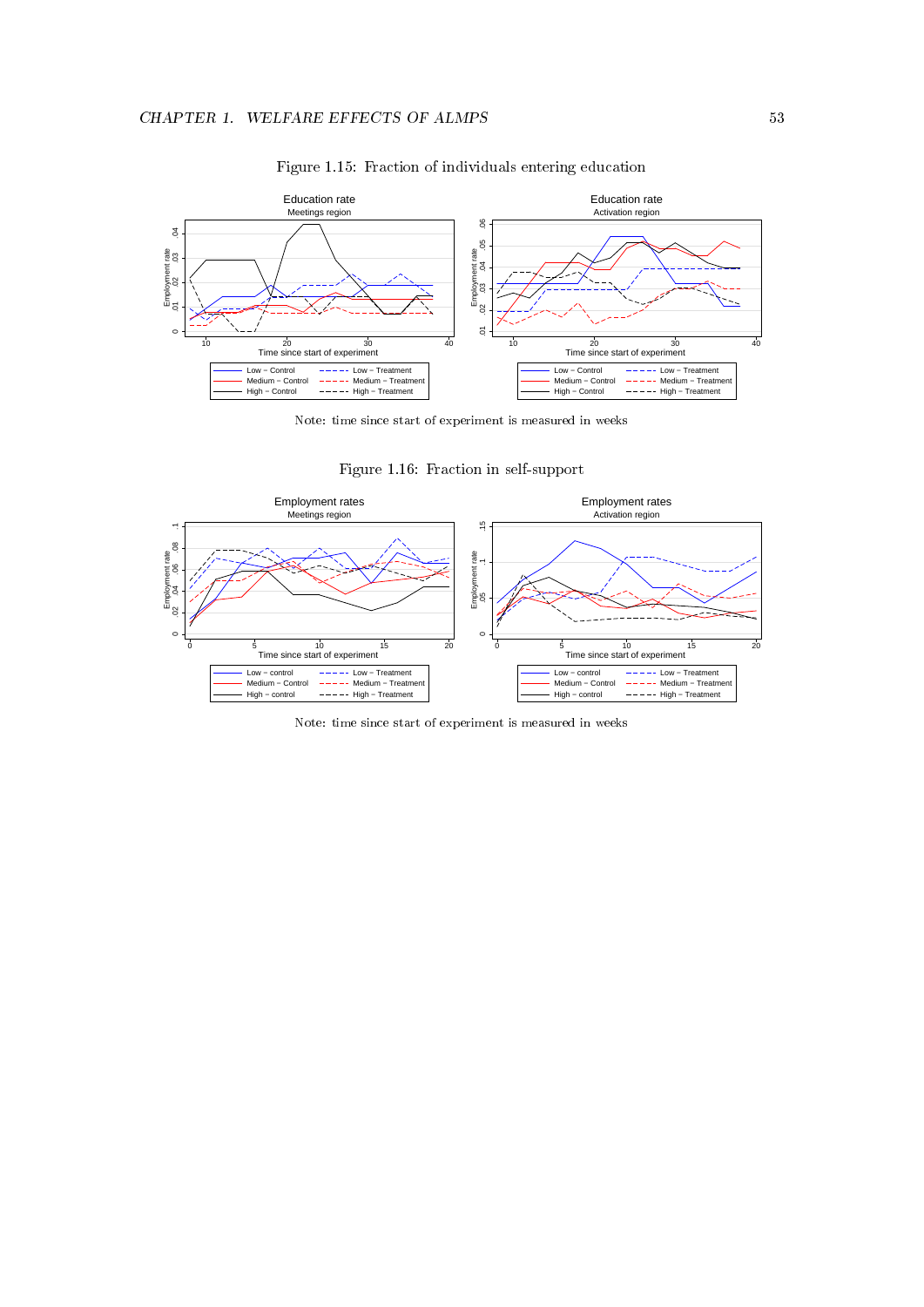Figure 1.15: Fraction of individuals entering education

Education rate
Meetings region

Employment rate
0
.01
.02
.03
.04

10
20
30
40
Time since start of experiment

Low − Control
Medium − Control
High − Control
Low − Treatment
Medium − Treatment
High − Treatment

Education rate
Activation region

Employment rate
.01
.02
.03
.04
.05
.06

10
20
30
40
Time since start of experiment

Low − Control
Medium − Control
High − Control
Low − Treatment
Medium − Treatment
High − Treatment

Note: time since start of experiment is measured in weeks

Figure 1.16: Fraction in self-support

Employment rates
Meetings region

Employment rate
0
.02
.04
.06
.08
.1

0
5
10
15
20
Time since start of experiment

Low − control
Medium − Control
High − control
Low − Treatment
Medium − Treatment
High − Treatment

Employment rates
Activation region

Employment rate
0
.05
.1
.15

0
5
10
15
20
Time since start of experiment

Low − control
Medium − Control
High − control
Low − Treatment
Medium − Treatment
High − Treatment

Note: time since start of experiment is measured in weeks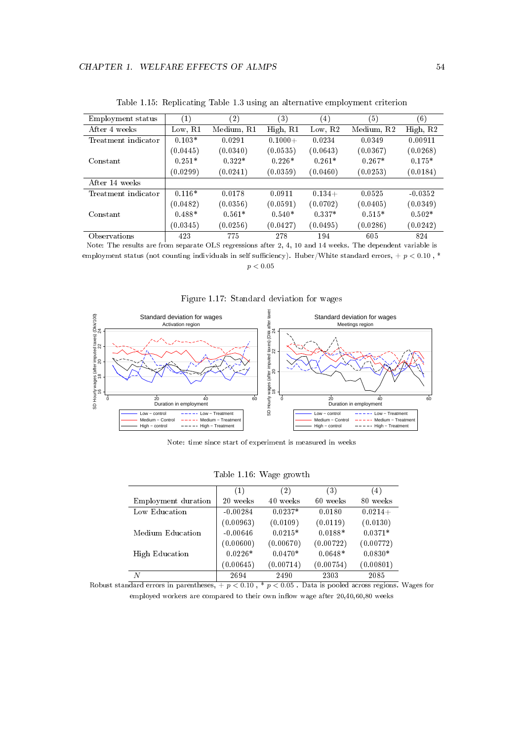Table 1.15: Replicating Table 1.3 using an alternative employment criterion

| Employment status | (1) | (2) | (3) | (4) | (5) | (6) |
|---|---|---|---|---|---|---|
| After 4 weeks | Low, R1 | Medium, R1 | High, R1 | Low, R2 | Medium, R2 | High, R2 |
| Treatment indicator | 0.103* | 0.0291 | 0.1000+ | 0.0234 | 0.0349 | 0.00911 |
| | (0.0445) | (0.0340) | (0.0535) | (0.0643) | (0.0367) | (0.0268) |
| Constant | 0.251* | 0.322* | 0.226* | 0.261* | 0.267* | 0.175* |
| | (0.0299) | (0.0241) | (0.0359) | (0.0460) | (0.0253) | (0.0184) |
| After 14 weeks | | | | | | |
| Treatment indicator | 0.116* | 0.0178 | 0.0911 | 0.134+ | 0.0525 | -0.0352 |
| | (0.0482) | (0.0356) | (0.0591) | (0.0702) | (0.0405) | (0.0349) |
| Constant | 0.488* | 0.561* | 0.540* | 0.337* | 0.515* | 0.502* |
| | (0.0345) | (0.0256) | (0.0427) | (0.0495) | (0.0286) | (0.0242) |
| Observations | 423 | 775 | 278 | 194 | 605 | 824 |

Note: The results are from separate OLS regressions after 2, 4, 10 and 14 weeks. The dependent variable is employment status (not counting individuals in self sufficiency). Huber/White standard errors, + $p < 0.10$ , * $p < 0.05$

Figure 1.17: Standard deviation for wages

Standard deviation for wages
Activation region
SD Hourly wages (after imputed taxes) (Dkk/100)
16
18
20
22
24
0
20
40
60
Duration in employment
Low − control
Low − Treatment
Medium − Control
Medium − Treatment
High − control
High − Treatment

Standard deviation for wages
Meetings region
SD Hourly wages (after imputed taxes) (Dkk after taxes
18
20
22
24
0
20
40
60
Duration in employment
Low − control
Low − Treatment
Medium − Control
Medium − Treatment
High − control
High − Treatment

Note: time since start of experiment is measured in weeks

Table 1.16: Wage growth

| | (1) | (2) | (3) | (4) |
|---|---|---|---|---|
| Employment duration | 20 weeks | 40 weeks | 60 weeks | 80 weeks |
| Low Education | -0.00284 | 0.0237* | 0.0180 | 0.0214+ |
| | (0.00963) | (0.0109) | (0.0119) | (0.0130) |
| Medium Education | -0.00646 | 0.0215* | 0.0188* | 0.0371* |
| | (0.00600) | (0.00670) | (0.00722) | (0.00772) |
| High Education | 0.0226* | 0.0470* | 0.0648* | 0.0830* |
| | (0.00645) | (0.00714) | (0.00754) | (0.00801) |
| $N$ | 2694 | 2490 | 2303 | 2085 |

Robust standard errors in parentheses, + $p < 0.10$ , * $p < 0.05$ . Data is pooled across regions. Wages for employed workers are compared to their own inflow wage after 20,40,60,80 weeks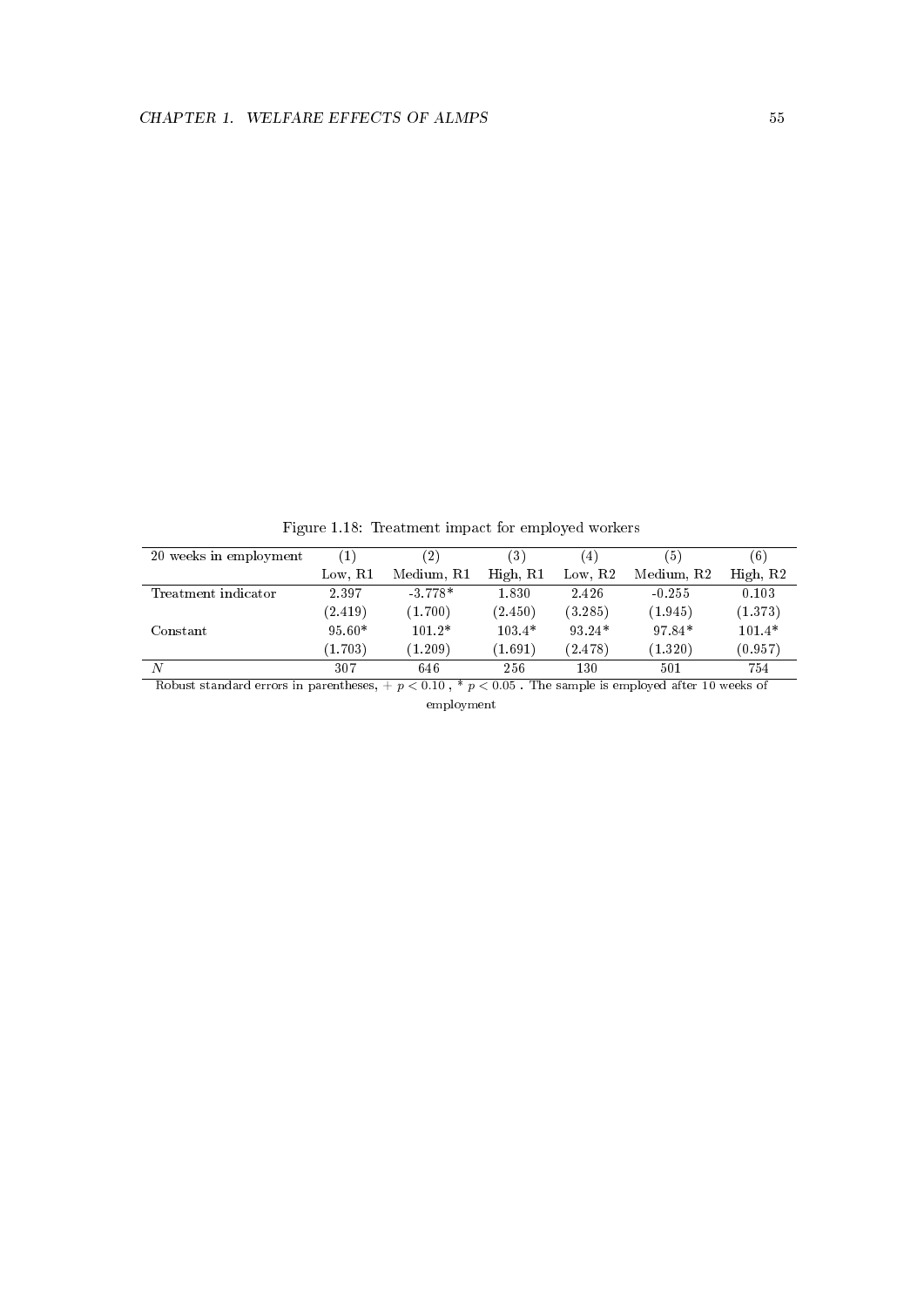Figure 1.18: Treatment impact for employed workers

| 20 weeks in employment | (1) | (2) | (3) | (4) | (5) | (6) |
|---|---|---|---|---|---|---|
| | Low, R1 | Medium, R1 | High, R1 | Low, R2 | Medium, R2 | High, R2 |
| Treatment indicator | 2.397 | -3.778* | 1.830 | 2.426 | -0.255 | 0.103 |
| | (2.419) | (1.700) | (2.450) | (3.285) | (1.945) | (1.373) |
| Constant | 95.60* | 101.2* | 103.4* | 93.24* | 97.84* | 101.4* |
| | (1.703) | (1.209) | (1.691) | (2.478) | (1.320) | (0.957) |
| $N$ | 307 | 646 | 256 | 130 | 501 | 754 |

Robust standard errors in parentheses, + $p < 0.10$ , * $p < 0.05$ . The sample is employed after 10 weeks of employment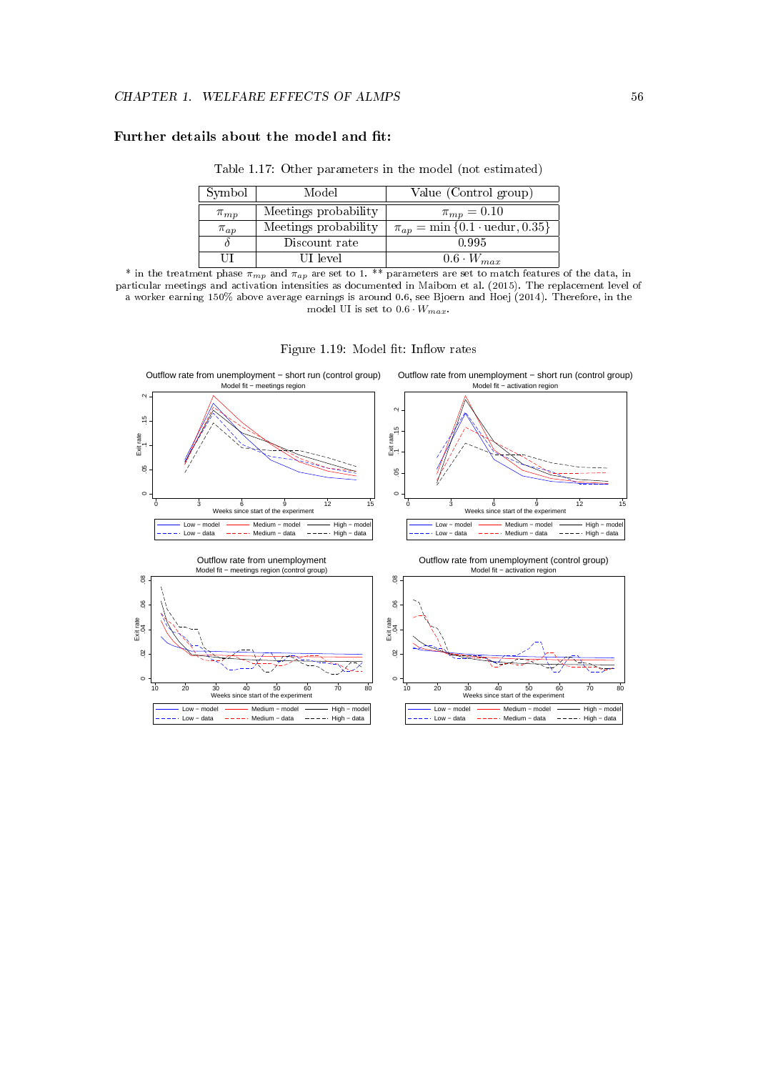**Further details about the model and fit:**

Table 1.17: Other parameters in the model (not estimated)

| Symbol | Model | Value (Control group) |
|---|---|---|
| $\pi_{mp}$ | Meetings probability | $\pi_{mp} = 0.10$ |
| $\pi_{ap}$ | Meetings probability | $\pi_{ap} = \min\{0.1 \cdot \text{uedur}, 0.35\}$ |
| $\delta$ | Discount rate | 0.995 |
| UI | UI level | $0.6 \cdot W_{max}$ |

\* in the treatment phase $\pi_{mp}$ and $\pi_{ap}$ are set to 1. \*\* parameters are set to match features of the data, in particular meetings and activation intensities as documented in Maibom et al. (2015). The replacement level of a worker earning 150% above average earnings is around 0.6, see Bjoern and Hoej (2014). Therefore, in the model UI is set to $0.6 \cdot W_{max}$.

Figure 1.19: Model fit: Inflow rates

Outflow rate from unemployment − short run (control group)
Model fit − meetings region
Exit rate
0
.05
.1
.15
.2
0 3 6 9 12 15
Weeks since start of the experiment
Low − model, Medium − model, High − model, Low − data, Medium − data, High − data

Outflow rate from unemployment − short run (control group)
Model fit − activation region
Exit rate
0
.05
.1
.15
.2
0 3 6 9 12 15
Weeks since start of the experiment
Low − model, Medium − model, High − model, Low − data, Medium − data, High − data

Outflow rate from unemployment
Model fit − meetings region (control group)
Exit rate
0
.02
.04
.06
.08
10 20 30 40 50 60 70 80
Weeks since start of the experiment
Low − model, Medium − model, High − model, Low − data, Medium − data, High − data

Outflow rate from unemployment (control group)
Model fit − activation region
Exit rate
0
.02
.04
.06
.08
10 20 30 40 50 60 70 80
Weeks since start of the experiment
Low − model, Medium − model, High − model, Low − data, Medium − data, High − data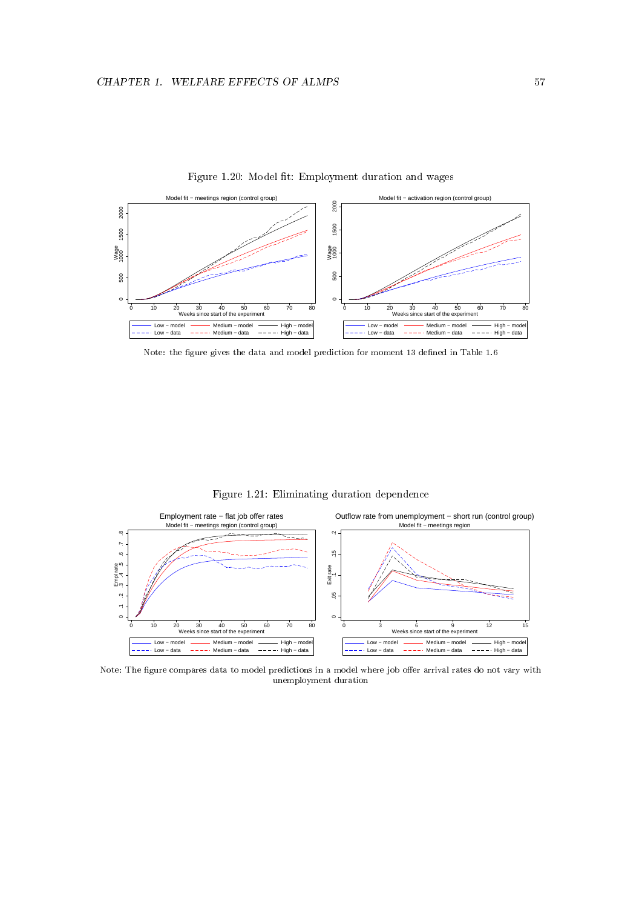Figure 1.20: Model fit: Employment duration and wages

Model fit − meetings region (control group)

Wage

0
500
1000
1500
2000

0 10 20 30 40 50 60 70 80

Weeks since start of the experiment

Low − model
Medium − model
High − model
Low − data
Medium − data
High − data

Model fit − activation region (control group)

Wage

0
500
1000
1500
2000

0 10 20 30 40 50 60 70 80

Weeks since start of the experiment

Low − model
Medium − model
High − model
Low − data
Medium − data
High − data

Note: the figure gives the data and model prediction for moment 13 defined in Table 1.6

Figure 1.21: Eliminating duration dependence

Employment rate − flat job offer rates

Model fit − meetings region (control group)

Empl rate

0
.1
.2
.3
.4
.5
.6
.7
.8

0 10 20 30 40 50 60 70 80

Weeks since start of the experiment

Low − model
Medium − model
High − model
Low − data
Medium − data
High − data

Outflow rate from unemployment − short run (control group)

Model fit − meetings region

Exit rate

0
.05
.1
.15
.2

0 3 6 9 12 15

Weeks since start of the experiment

Low − model
Medium − model
High − model
Low − data
Medium − data
High − data

Note: The figure compares data to model predictions in a model where job offer arrival rates do not vary with unemployment duration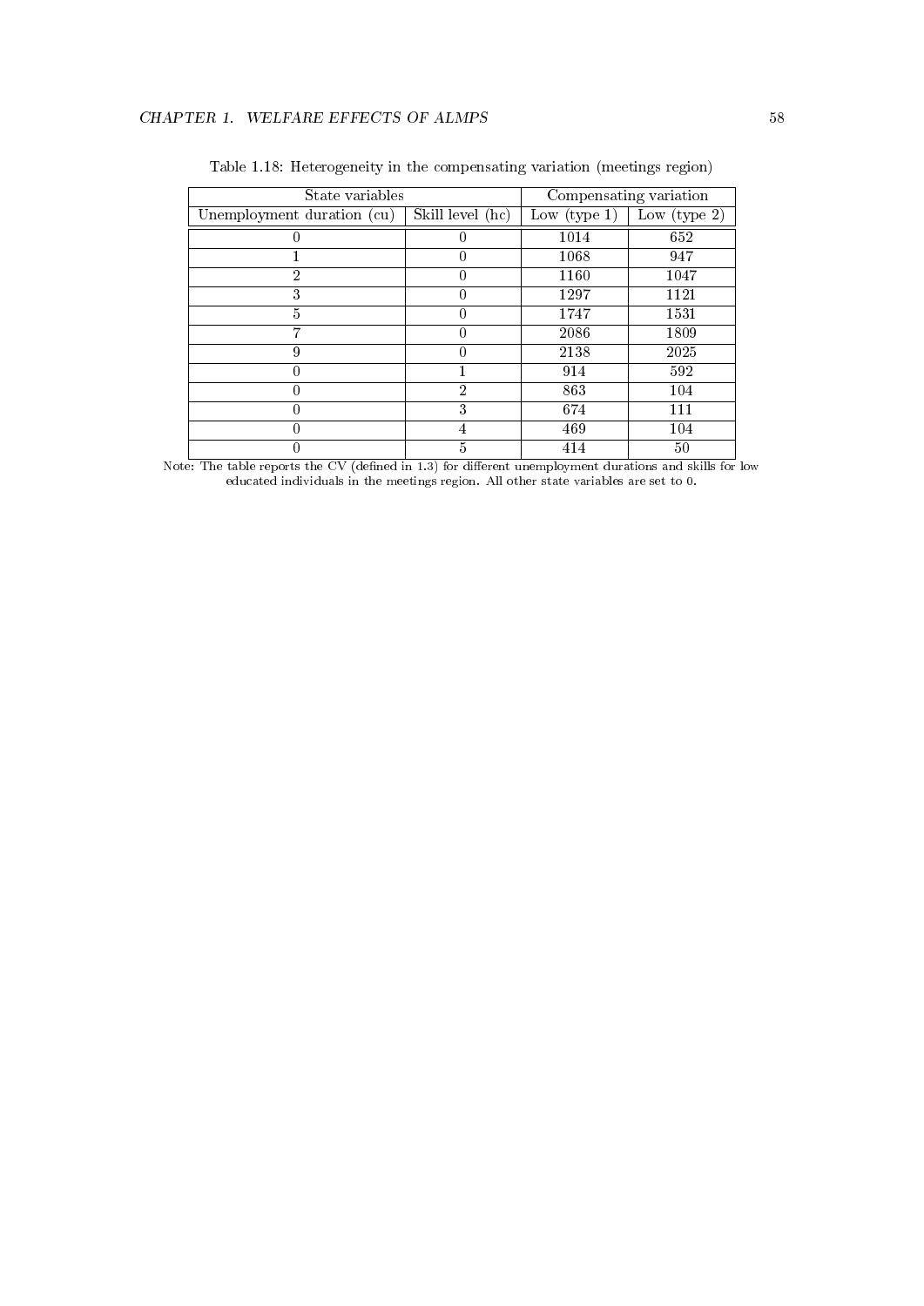Table 1.18: Heterogeneity in the compensating variation (meetings region)

| State variables | | Compensating variation | |
|---|---|---|---|
| Unemployment duration (cu) | Skill level (hc) | Low (type 1) | Low (type 2) |
| 0 | 0 | 1014 | 652 |
| 1 | 0 | 1068 | 947 |
| 2 | 0 | 1160 | 1047 |
| 3 | 0 | 1297 | 1121 |
| 5 | 0 | 1747 | 1531 |
| 7 | 0 | 2086 | 1809 |
| 9 | 0 | 2138 | 2025 |
| 0 | 1 | 914 | 592 |
| 0 | 2 | 863 | 104 |
| 0 | 3 | 674 | 111 |
| 0 | 4 | 469 | 104 |
| 0 | 5 | 414 | 50 |

Note: The table reports the CV (defined in 1.3) for different unemployment durations and skills for low educated individuals in the meetings region. All other state variables are set to 0.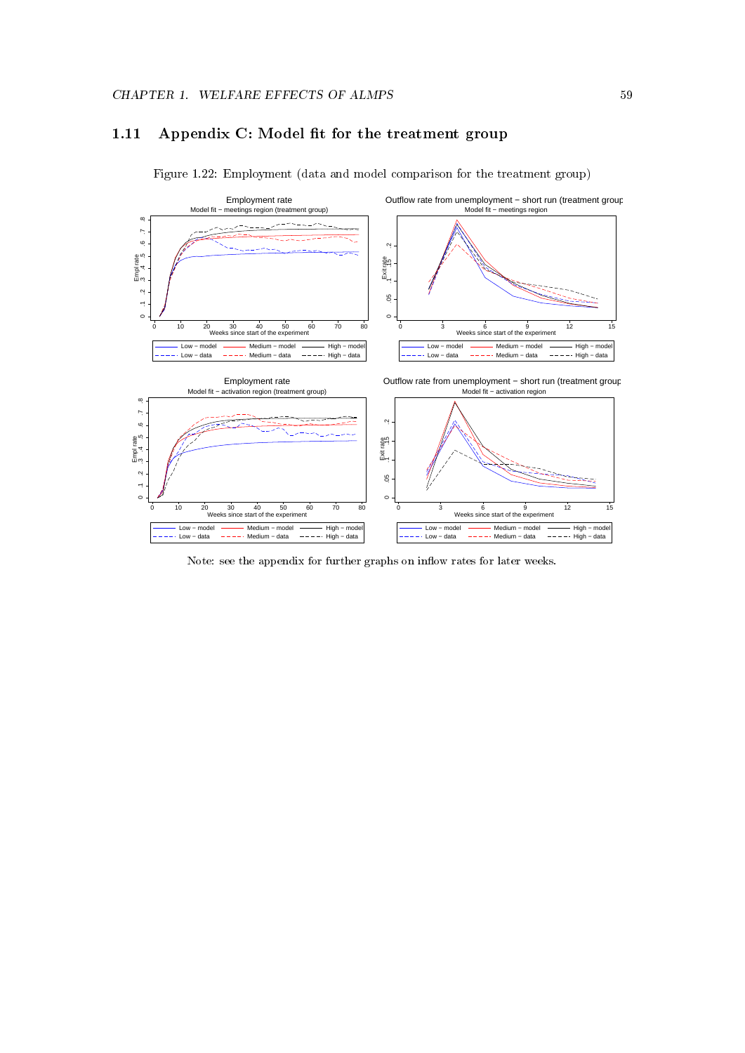## 1.11 Appendix C: Model fit for the treatment group

Figure 1.22: Employment (data and model comparison for the treatment group)

Employment rate
Model fit − meetings region (treatment group)
Empl rate
0 .1 .2 .3 .4 .5 .6 .7 .8
0 10 20 30 40 50 60 70 80
Weeks since start of the experiment
Low − model | Medium − model | High − model
Low − data | Medium − data | High − data

Outflow rate from unemployment − short run (treatment group)
Model fit − meetings region
Exit rate
0 .05 .1 .15 .2
0 3 6 9 12 15
Weeks since start of the experiment
Low − model | Medium − model | High − model
Low − data | Medium − data | High − data

Employment rate
Model fit − activation region (treatment group)
Empl rate
0 .1 .2 .3 .4 .5 .6 .7 .8
0 10 20 30 40 50 60 70 80
Weeks since start of the experiment
Low − model | Medium − model | High − model
Low − data | Medium − data | High − data

Outflow rate from unemployment − short run (treatment group)
Model fit − activation region
Exit rate
0 .05 .1 .15 .2
0 3 6 9 12 15
Weeks since start of the experiment
Low − model | Medium − model | High − model
Low − data | Medium − data | High − data

Note: see the appendix for further graphs on inflow rates for later weeks.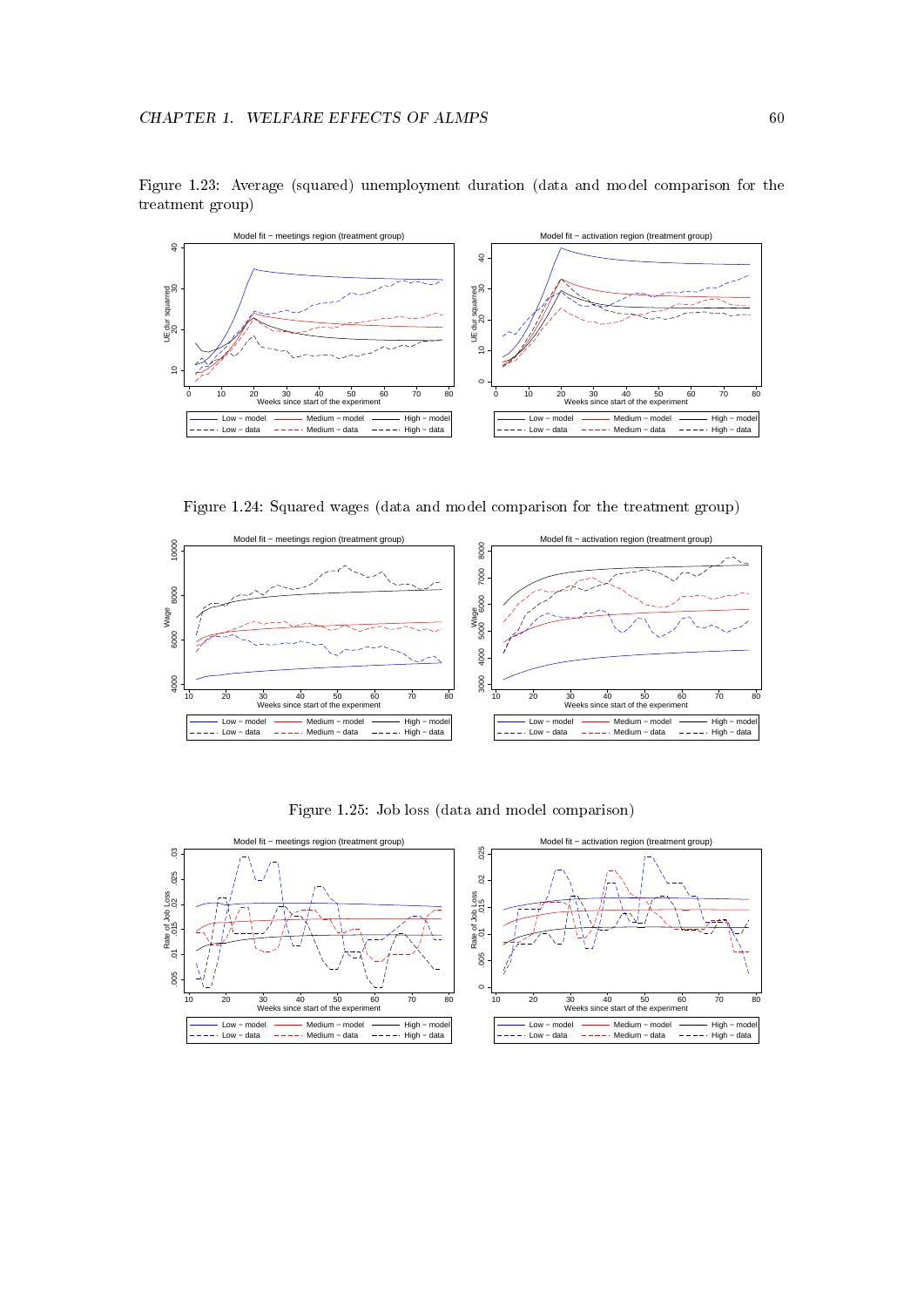Figure 1.23: Average (squared) unemployment duration (data and model comparison for the treatment group)

Model fit − meetings region (treatment group)

UE dur squared

10 20 30 40

0 10 20 30 40 50 60 70 80

Weeks since start of the experiment

Low − model Medium − model High − model
Low − data Medium − data High − data

Model fit − activation region (treatment group)

UE dur squared

0 10 20 30 40

0 10 20 30 40 50 60 70 80

Weeks since start of the experiment

Low − model Medium − model High − model
Low − data Medium − data High − data

Figure 1.24: Squared wages (data and model comparison for the treatment group)

Model fit − meetings region (treatment group)

Wage

4000 6000 8000 10000

10 20 30 40 50 60 70 80

Weeks since start of the experiment

Low − model Medium − model High − model
Low − data Medium − data High − data

Model fit − activation region (treatment group)

Wage

3000 4000 5000 6000 7000 8000

10 20 30 40 50 60 70 80

Weeks since start of the experiment

Low − model Medium − model High − model
Low − data Medium − data High − data

Figure 1.25: Job loss (data and model comparison)

Model fit − meetings region (treatment group)

Rate of Job Loss

.005 .01 .015 .02 .025 .03

10 20 30 40 50 60 70 80

Weeks since start of the experiment

Low − model Medium − model High − model
Low − data Medium − data High − data

Model fit − activation region (treatment group)

Rate of Job Loss

0 .005 .01 .015 .02 .025

10 20 30 40 50 60 70 80

Weeks since start of the experiment

Low − model Medium − model High − model
Low − data Medium − data High − data